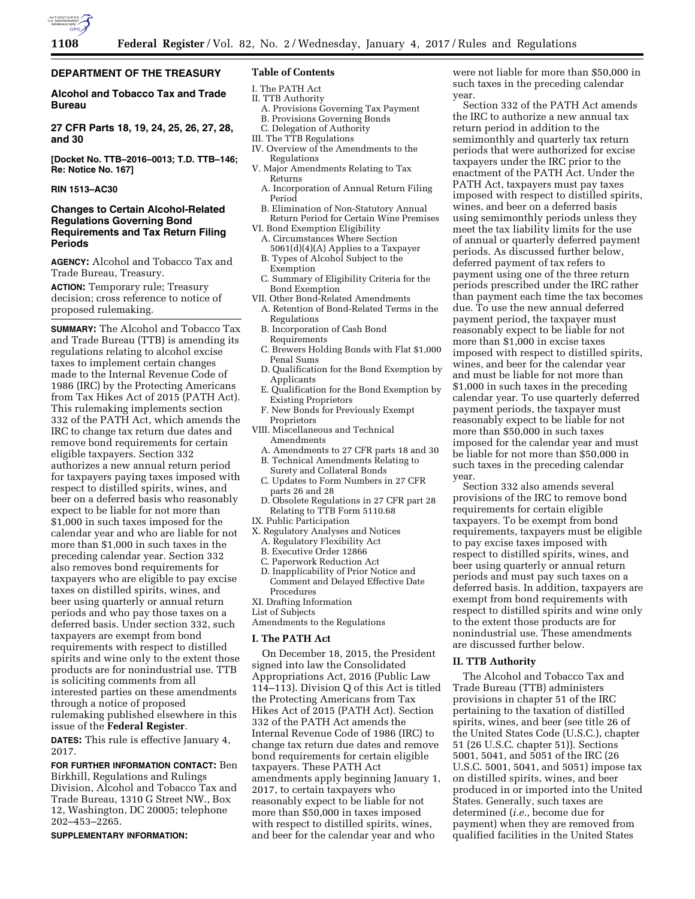## DEPARTMENT OF THE TREASURY

### Alcohol and Tobacco Tax and Trade Bureau

### 27 CFR Parts 18, 19, 24, 25, 26, 27, 28, and 30

**[Docket No. TTB–2016–0013; T.D. TTB–146; Re: Notice No. 167]**

**RIN 1513–AC30**

### Changes to Certain Alcohol-Related Regulations Governing Bond Requirements and Tax Return Filing Periods

**AGENCY:** Alcohol and Tobacco Tax and Trade Bureau, Treasury.

**ACTION:** Temporary rule; Treasury decision; cross reference to notice of proposed rulemaking.

**SUMMARY:** The Alcohol and Tobacco Tax and Trade Bureau (TTB) is amending its regulations relating to alcohol excise taxes to implement certain changes made to the Internal Revenue Code of 1986 (IRC) by the Protecting Americans from Tax Hikes Act of 2015 (PATH Act). This rulemaking implements section 332 of the PATH Act, which amends the IRC to change tax return due dates and remove bond requirements for certain eligible taxpayers. Section 332 authorizes a new annual return period for taxpayers paying taxes imposed with respect to distilled spirits, wines, and beer on a deferred basis who reasonably expect to be liable for not more than $1,000 in such taxes imposed for the calendar year and who are liable for not more than $1,000 in such taxes in the preceding calendar year. Section 332 also removes bond requirements for taxpayers who are eligible to pay excise taxes on distilled spirits, wines, and beer using quarterly or annual return periods and who pay those taxes on a deferred basis. Under section 332, such taxpayers are exempt from bond requirements with respect to distilled spirits and wine only to the extent those products are for nonindustrial use. TTB is soliciting comments from all interested parties on these amendments through a notice of proposed rulemaking published elsewhere in this issue of the **Federal Register**.

**DATES:** This rule is effective January 4, 2017.

**FOR FURTHER INFORMATION CONTACT:** Ben Birkhill, Regulations and Rulings Division, Alcohol and Tobacco Tax and Trade Bureau, 1310 G Street NW., Box 12, Washington, DC 20005; telephone 202–453–2265.

**SUPPLEMENTARY INFORMATION:**

**Table of Contents**

I. The PATH Act
II. TTB Authority
  A. Provisions Governing Tax Payment
  B. Provisions Governing Bonds
  C. Delegation of Authority
III. The TTB Regulations
IV. Overview of the Amendments to the Regulations
V. Major Amendments Relating to Tax Returns
  A. Incorporation of Annual Return Filing Period
  B. Elimination of Non-Statutory Annual Return Period for Certain Wine Premises
VI. Bond Exemption Eligibility
  A. Circumstances Where Section 5061(d)(4)(A) Applies to a Taxpayer
  B. Types of Alcohol Subject to the Exemption
  C. Summary of Eligibility Criteria for the Bond Exemption
VII. Other Bond-Related Amendments
  A. Retention of Bond-Related Terms in the Regulations
  B. Incorporation of Cash Bond Requirements
  C. Brewers Holding Bonds with Flat $1,000 Penal Sums
  D. Qualification for the Bond Exemption by Applicants
  E. Qualification for the Bond Exemption by Existing Proprietors
  F. New Bonds for Previously Exempt Proprietors
VIII. Miscellaneous and Technical Amendments
  A. Amendments to 27 CFR parts 18 and 30
  B. Technical Amendments Relating to Surety and Collateral Bonds
  C. Updates to Form Numbers in 27 CFR parts 26 and 28
  D. Obsolete Regulations in 27 CFR part 28 Relating to TTB Form 5110.68
IX. Public Participation
X. Regulatory Analyses and Notices
  A. Regulatory Flexibility Act
  B. Executive Order 12866
  C. Paperwork Reduction Act
  D. Inapplicability of Prior Notice and Comment and Delayed Effective Date Procedures
XI. Drafting Information
List of Subjects
Amendments to the Regulations

## I. The PATH Act

On December 18, 2015, the President signed into law the Consolidated Appropriations Act, 2016 (Public Law 114–113). Division Q of this Act is titled the Protecting Americans from Tax Hikes Act of 2015 (PATH Act). Section 332 of the PATH Act amends the Internal Revenue Code of 1986 (IRC) to change tax return due dates and remove bond requirements for certain eligible taxpayers. These PATH Act amendments apply beginning January 1, 2017, to certain taxpayers who reasonably expect to be liable for not more than $50,000 in taxes imposed with respect to distilled spirits, wines, and beer for the calendar year and who were not liable for more than $50,000 in such taxes in the preceding calendar year.

Section 332 of the PATH Act amends the IRC to authorize a new annual tax return period in addition to the semimonthly and quarterly tax return periods that were authorized for excise taxpayers under the IRC prior to the enactment of the PATH Act. Under the PATH Act, taxpayers must pay taxes imposed with respect to distilled spirits, wines, and beer on a deferred basis using semimonthly periods unless they meet the tax liability limits for the use of annual or quarterly deferred payment periods. As discussed further below, deferred payment of tax refers to payment using one of the three return periods prescribed under the IRC rather than payment each time the tax becomes due. To use the new annual deferred payment period, the taxpayer must reasonably expect to be liable for not more than $1,000 in excise taxes imposed with respect to distilled spirits, wines, and beer for the calendar year and must be liable for not more than $1,000 in such taxes in the preceding calendar year. To use quarterly deferred payment periods, the taxpayer must reasonably expect to be liable for not more than $50,000 in such taxes imposed for the calendar year and must be liable for not more than $50,000 in such taxes in the preceding calendar year.

Section 332 also amends several provisions of the IRC to remove bond requirements for certain eligible taxpayers. To be exempt from bond requirements, taxpayers must be eligible to pay excise taxes imposed with respect to distilled spirits, wines, and beer using quarterly or annual return periods and must pay such taxes on a deferred basis. In addition, taxpayers are exempt from bond requirements with respect to distilled spirits and wine only to the extent those products are for nonindustrial use. These amendments are discussed further below.

## II. TTB Authority

The Alcohol and Tobacco Tax and Trade Bureau (TTB) administers provisions in chapter 51 of the IRC pertaining to the taxation of distilled spirits, wines, and beer (see title 26 of the United States Code (U.S.C.), chapter 51 (26 U.S.C. chapter 51)). Sections 5001, 5041, and 5051 of the IRC (26 U.S.C. 5001, 5041, and 5051) impose tax on distilled spirits, wines, and beer produced in or imported into the United States. Generally, such taxes are determined (*i.e.,* become due for payment) when they are removed from qualified facilities in the United States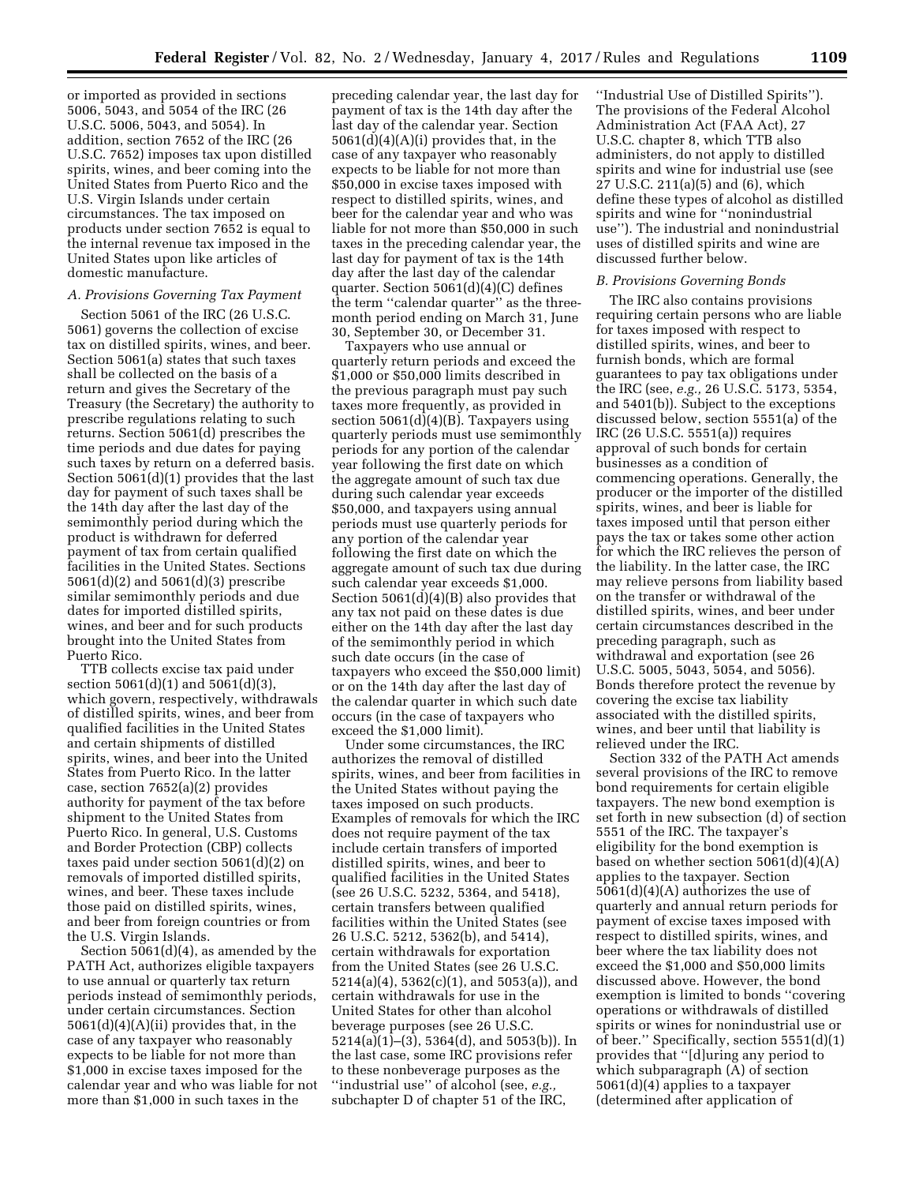or imported as provided in sections 5006, 5043, and 5054 of the IRC (26 U.S.C. 5006, 5043, and 5054). In addition, section 7652 of the IRC (26 U.S.C. 7652) imposes tax upon distilled spirits, wines, and beer coming into the United States from Puerto Rico and the U.S. Virgin Islands under certain circumstances. The tax imposed on products under section 7652 is equal to the internal revenue tax imposed in the United States upon like articles of domestic manufacture.

### A. Provisions Governing Tax Payment

Section 5061 of the IRC (26 U.S.C. 5061) governs the collection of excise tax on distilled spirits, wines, and beer. Section 5061(a) states that such taxes shall be collected on the basis of a return and gives the Secretary of the Treasury (the Secretary) the authority to prescribe regulations relating to such returns. Section 5061(d) prescribes the time periods and due dates for paying such taxes by return on a deferred basis. Section 5061(d)(1) provides that the last day for payment of such taxes shall be the 14th day after the last day of the semimonthly period during which the product is withdrawn for deferred payment of tax from certain qualified facilities in the United States. Sections 5061(d)(2) and 5061(d)(3) prescribe similar semimonthly periods and due dates for imported distilled spirits, wines, and beer and for such products brought into the United States from Puerto Rico.

TTB collects excise tax paid under section 5061(d)(1) and 5061(d)(3), which govern, respectively, withdrawals of distilled spirits, wines, and beer from qualified facilities in the United States and certain shipments of distilled spirits, wines, and beer into the United States from Puerto Rico. In the latter case, section 7652(a)(2) provides authority for payment of the tax before shipment to the United States from Puerto Rico. In general, U.S. Customs and Border Protection (CBP) collects taxes paid under section 5061(d)(2) on removals of imported distilled spirits, wines, and beer. These taxes include those paid on distilled spirits, wines, and beer from foreign countries or from the U.S. Virgin Islands.

Section 5061(d)(4), as amended by the PATH Act, authorizes eligible taxpayers to use annual or quarterly tax return periods instead of semimonthly periods, under certain circumstances. Section 5061(d)(4)(A)(ii) provides that, in the case of any taxpayer who reasonably expects to be liable for not more than $1,000 in excise taxes imposed for the calendar year and who was liable for not more than $1,000 in such taxes in the preceding calendar year, the last day for payment of tax is the 14th day after the last day of the calendar year. Section 5061(d)(4)(A)(i) provides that, in the case of any taxpayer who reasonably expects to be liable for not more than $50,000 in excise taxes imposed with respect to distilled spirits, wines, and beer for the calendar year and who was liable for not more than $50,000 in such taxes in the preceding calendar year, the last day for payment of tax is the 14th day after the last day of the calendar quarter. Section 5061(d)(4)(C) defines the term ''calendar quarter'' as the three-month period ending on March 31, June 30, September 30, or December 31.

Taxpayers who use annual or quarterly return periods and exceed the $1,000 or $50,000 limits described in the previous paragraph must pay such taxes more frequently, as provided in section 5061(d)(4)(B). Taxpayers using quarterly periods must use semimonthly periods for any portion of the calendar year following the first date on which the aggregate amount of such tax due during such calendar year exceeds $50,000, and taxpayers using annual periods must use quarterly periods for any portion of the calendar year following the first date on which the aggregate amount of such tax due during such calendar year exceeds $1,000. Section 5061(d)(4)(B) also provides that any tax not paid on these dates is due either on the 14th day after the last day of the semimonthly period in which such date occurs (in the case of taxpayers who exceed the $50,000 limit) or on the 14th day after the last day of the calendar quarter in which such date occurs (in the case of taxpayers who exceed the $1,000 limit).

Under some circumstances, the IRC authorizes the removal of distilled spirits, wines, and beer from facilities in the United States without paying the taxes imposed on such products. Examples of removals for which the IRC does not require payment of the tax include certain transfers of imported distilled spirits, wines, and beer to qualified facilities in the United States (see 26 U.S.C. 5232, 5364, and 5418), certain transfers between qualified facilities within the United States (see 26 U.S.C. 5212, 5362(b), and 5414), certain withdrawals for exportation from the United States (see 26 U.S.C. 5214(a)(4), 5362(c)(1), and 5053(a)), and certain withdrawals for use in the United States for other than alcohol beverage purposes (see 26 U.S.C. 5214(a)(1)–(3), 5364(d), and 5053(b)). In the last case, some IRC provisions refer to these nonbeverage purposes as the ''industrial use'' of alcohol (see, *e.g.,* subchapter D of chapter 51 of the IRC, ''Industrial Use of Distilled Spirits''). The provisions of the Federal Alcohol Administration Act (FAA Act), 27 U.S.C. chapter 8, which TTB also administers, do not apply to distilled spirits and wine for industrial use (see 27 U.S.C. 211(a)(5) and (6), which define these types of alcohol as distilled spirits and wine for ''nonindustrial use''). The industrial and nonindustrial uses of distilled spirits and wine are discussed further below.

### B. Provisions Governing Bonds

The IRC also contains provisions requiring certain persons who are liable for taxes imposed with respect to distilled spirits, wines, and beer to furnish bonds, which are formal guarantees to pay tax obligations under the IRC (see, *e.g.,* 26 U.S.C. 5173, 5354, and 5401(b)). Subject to the exceptions discussed below, section 5551(a) of the IRC (26 U.S.C. 5551(a)) requires approval of such bonds for certain businesses as a condition of commencing operations. Generally, the producer or the importer of the distilled spirits, wines, and beer is liable for taxes imposed until that person either pays the tax or takes some other action for which the IRC relieves the person of the liability. In the latter case, the IRC may relieve persons from liability based on the transfer or withdrawal of the distilled spirits, wines, and beer under certain circumstances described in the preceding paragraph, such as withdrawal and exportation (see 26 U.S.C. 5005, 5043, 5054, and 5056). Bonds therefore protect the revenue by covering the excise tax liability associated with the distilled spirits, wines, and beer until that liability is relieved under the IRC.

Section 332 of the PATH Act amends several provisions of the IRC to remove bond requirements for certain eligible taxpayers. The new bond exemption is set forth in new subsection (d) of section 5551 of the IRC. The taxpayer's eligibility for the bond exemption is based on whether section 5061(d)(4)(A) applies to the taxpayer. Section 5061(d)(4)(A) authorizes the use of quarterly and annual return periods for payment of excise taxes imposed with respect to distilled spirits, wines, and beer where the tax liability does not exceed the $1,000 and $50,000 limits discussed above. However, the bond exemption is limited to bonds ''covering operations or withdrawals of distilled spirits or wines for nonindustrial use or of beer.'' Specifically, section 5551(d)(1) provides that ''[d]uring any period to which subparagraph (A) of section 5061(d)(4) applies to a taxpayer (determined after application of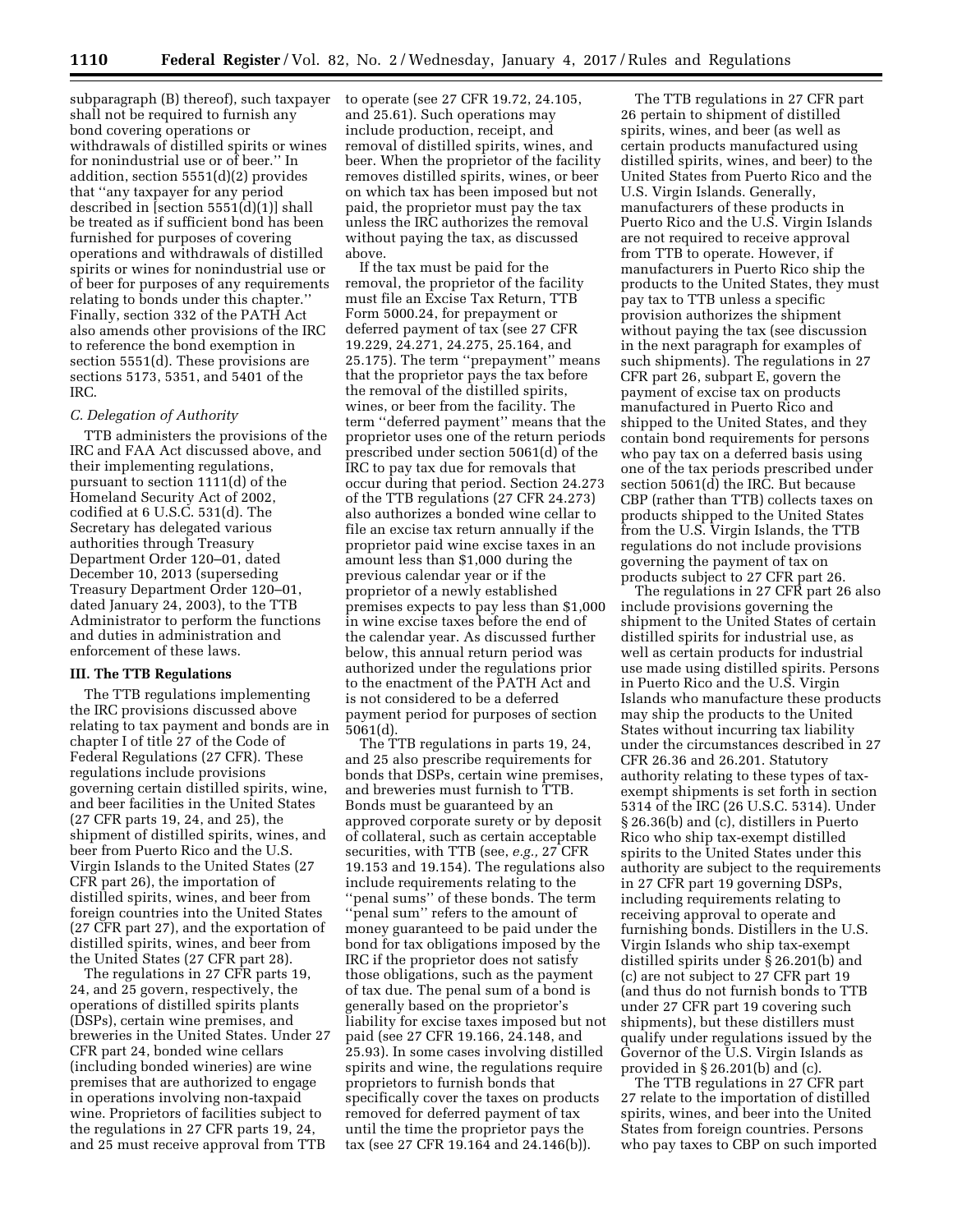subparagraph (B) thereof), such taxpayer shall not be required to furnish any bond covering operations or withdrawals of distilled spirits or wines for nonindustrial use or of beer.'' In addition, section 5551(d)(2) provides that ''any taxpayer for any period described in [section 5551(d)(1)] shall be treated as if sufficient bond has been furnished for purposes of covering operations and withdrawals of distilled spirits or wines for nonindustrial use or of beer for purposes of any requirements relating to bonds under this chapter.'' Finally, section 332 of the PATH Act also amends other provisions of the IRC to reference the bond exemption in section 5551(d). These provisions are sections 5173, 5351, and 5401 of the IRC.

*C. Delegation of Authority*

TTB administers the provisions of the IRC and FAA Act discussed above, and their implementing regulations, pursuant to section 1111(d) of the Homeland Security Act of 2002, codified at 6 U.S.C. 531(d). The Secretary has delegated various authorities through Treasury Department Order 120–01, dated December 10, 2013 (superseding Treasury Department Order 120–01, dated January 24, 2003), to the TTB Administrator to perform the functions and duties in administration and enforcement of these laws.

## III. The TTB Regulations

The TTB regulations implementing the IRC provisions discussed above relating to tax payment and bonds are in chapter I of title 27 of the Code of Federal Regulations (27 CFR). These regulations include provisions governing certain distilled spirits, wine, and beer facilities in the United States (27 CFR parts 19, 24, and 25), the shipment of distilled spirits, wines, and beer from Puerto Rico and the U.S. Virgin Islands to the United States (27 CFR part 26), the importation of distilled spirits, wines, and beer from foreign countries into the United States (27 CFR part 27), and the exportation of distilled spirits, wines, and beer from the United States (27 CFR part 28).

The regulations in 27 CFR parts 19, 24, and 25 govern, respectively, the operations of distilled spirits plants (DSPs), certain wine premises, and breweries in the United States. Under 27 CFR part 24, bonded wine cellars (including bonded wineries) are wine premises that are authorized to engage in operations involving non-taxpaid wine. Proprietors of facilities subject to the regulations in 27 CFR parts 19, 24, and 25 must receive approval from TTB to operate (see 27 CFR 19.72, 24.105, and 25.61). Such operations may include production, receipt, and removal of distilled spirits, wines, and beer. When the proprietor of the facility removes distilled spirits, wines, or beer on which tax has been imposed but not paid, the proprietor must pay the tax unless the IRC authorizes the removal without paying the tax, as discussed above.

If the tax must be paid for the removal, the proprietor of the facility must file an Excise Tax Return, TTB Form 5000.24, for prepayment or deferred payment of tax (see 27 CFR 19.229, 24.271, 24.275, 25.164, and 25.175). The term ''prepayment'' means that the proprietor pays the tax before the removal of the distilled spirits, wines, or beer from the facility. The term ''deferred payment'' means that the proprietor uses one of the return periods prescribed under section 5061(d) of the IRC to pay tax due for removals that occur during that period. Section 24.273 of the TTB regulations (27 CFR 24.273) also authorizes a bonded wine cellar to file an excise tax return annually if the proprietor paid wine excise taxes in an amount less than $1,000 during the previous calendar year or if the proprietor of a newly established premises expects to pay less than $1,000 in wine excise taxes before the end of the calendar year. As discussed further below, this annual return period was authorized under the regulations prior to the enactment of the PATH Act and is not considered to be a deferred payment period for purposes of section 5061(d).

The TTB regulations in parts 19, 24, and 25 also prescribe requirements for bonds that DSPs, certain wine premises, and breweries must furnish to TTB. Bonds must be guaranteed by an approved corporate surety or by deposit of collateral, such as certain acceptable securities, with TTB (see, *e.g.,* 27 CFR 19.153 and 19.154). The regulations also include requirements relating to the ''penal sums'' of these bonds. The term ''penal sum'' refers to the amount of money guaranteed to be paid under the bond for tax obligations imposed by the IRC if the proprietor does not satisfy those obligations, such as the payment of tax due. The penal sum of a bond is generally based on the proprietor's liability for excise taxes imposed but not paid (see 27 CFR 19.166, 24.148, and 25.93). In some cases involving distilled spirits and wine, the regulations require proprietors to furnish bonds that specifically cover the taxes on products removed for deferred payment of tax until the time the proprietor pays the tax (see 27 CFR 19.164 and 24.146(b)).

The TTB regulations in 27 CFR part 26 pertain to shipment of distilled spirits, wines, and beer (as well as certain products manufactured using distilled spirits, wines, and beer) to the United States from Puerto Rico and the U.S. Virgin Islands. Generally, manufacturers of these products in Puerto Rico and the U.S. Virgin Islands are not required to receive approval from TTB to operate. However, if manufacturers in Puerto Rico ship the products to the United States, they must pay tax to TTB unless a specific provision authorizes the shipment without paying the tax (see discussion in the next paragraph for examples of such shipments). The regulations in 27 CFR part 26, subpart E, govern the payment of excise tax on products manufactured in Puerto Rico and shipped to the United States, and they contain bond requirements for persons who pay tax on a deferred basis using one of the tax periods prescribed under section 5061(d) the IRC. But because CBP (rather than TTB) collects taxes on products shipped to the United States from the U.S. Virgin Islands, the TTB regulations do not include provisions governing the payment of tax on products subject to 27 CFR part 26.

The regulations in 27 CFR part 26 also include provisions governing the shipment to the United States of certain distilled spirits for industrial use, as well as certain products for industrial use made using distilled spirits. Persons in Puerto Rico and the U.S. Virgin Islands who manufacture these products may ship the products to the United States without incurring tax liability under the circumstances described in 27 CFR 26.36 and 26.201. Statutory authority relating to these types of tax-exempt shipments is set forth in section 5314 of the IRC (26 U.S.C. 5314). Under § 26.36(b) and (c), distillers in Puerto Rico who ship tax-exempt distilled spirits to the United States under this authority are subject to the requirements in 27 CFR part 19 governing DSPs, including requirements relating to receiving approval to operate and furnishing bonds. Distillers in the U.S. Virgin Islands who ship tax-exempt distilled spirits under § 26.201(b) and (c) are not subject to 27 CFR part 19 (and thus do not furnish bonds to TTB under 27 CFR part 19 covering such shipments), but these distillers must qualify under regulations issued by the Governor of the U.S. Virgin Islands as provided in § 26.201(b) and (c).

The TTB regulations in 27 CFR part 27 relate to the importation of distilled spirits, wines, and beer into the United States from foreign countries. Persons who pay taxes to CBP on such imported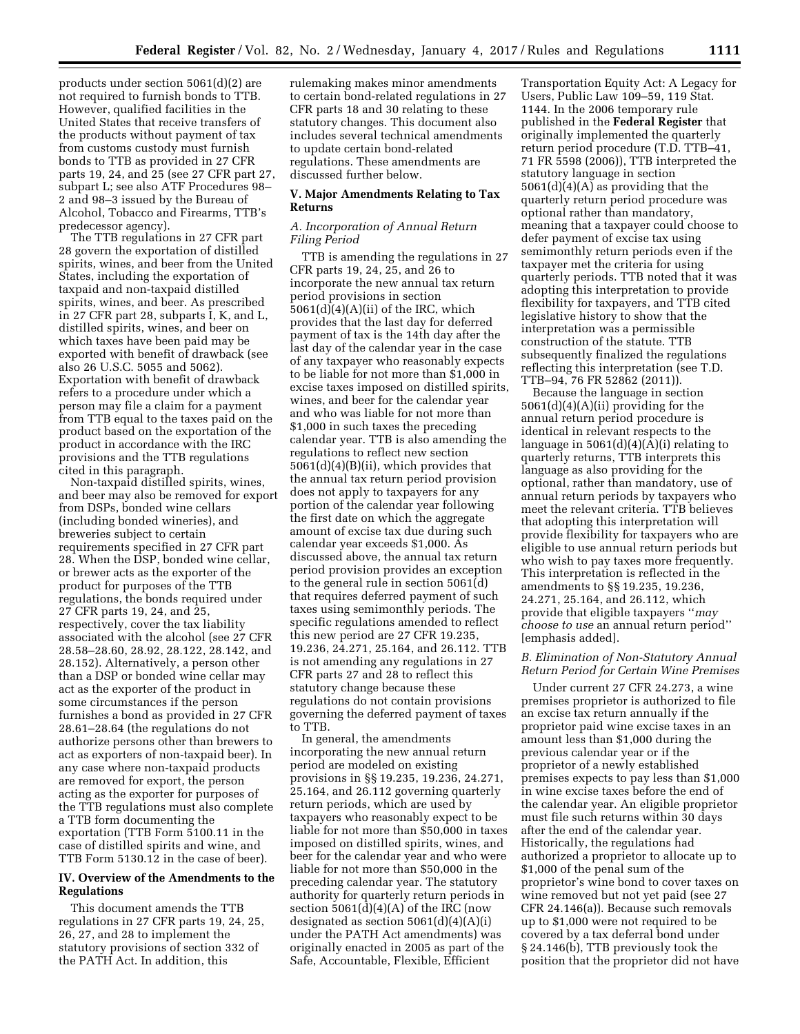products under section 5061(d)(2) are not required to furnish bonds to TTB. However, qualified facilities in the United States that receive transfers of the products without payment of tax from customs custody must furnish bonds to TTB as provided in 27 CFR parts 19, 24, and 25 (see 27 CFR part 27, subpart L; see also ATF Procedures 98–2 and 98–3 issued by the Bureau of Alcohol, Tobacco and Firearms, TTB's predecessor agency).

The TTB regulations in 27 CFR part 28 govern the exportation of distilled spirits, wines, and beer from the United States, including the exportation of taxpaid and non-taxpaid distilled spirits, wines, and beer. As prescribed in 27 CFR part 28, subparts I, K, and L, distilled spirits, wines, and beer on which taxes have been paid may be exported with benefit of drawback (see also 26 U.S.C. 5055 and 5062). Exportation with benefit of drawback refers to a procedure under which a person may file a claim for a payment from TTB equal to the taxes paid on the product based on the exportation of the product in accordance with the IRC provisions and the TTB regulations cited in this paragraph.

Non-taxpaid distilled spirits, wines, and beer may also be removed for export from DSPs, bonded wine cellars (including bonded wineries), and breweries subject to certain requirements specified in 27 CFR part 28. When the DSP, bonded wine cellar, or brewer acts as the exporter of the product for purposes of the TTB regulations, the bonds required under 27 CFR parts 19, 24, and 25, respectively, cover the tax liability associated with the alcohol (see 27 CFR 28.58–28.60, 28.92, 28.122, 28.142, and 28.152). Alternatively, a person other than a DSP or bonded wine cellar may act as the exporter of the product in some circumstances if the person furnishes a bond as provided in 27 CFR 28.61–28.64 (the regulations do not authorize persons other than brewers to act as exporters of non-taxpaid beer). In any case where non-taxpaid products are removed for export, the person acting as the exporter for purposes of the TTB regulations must also complete a TTB form documenting the exportation (TTB Form 5100.11 in the case of distilled spirits and wine, and TTB Form 5130.12 in the case of beer).

## IV. Overview of the Amendments to the Regulations

This document amends the TTB regulations in 27 CFR parts 19, 24, 25, 26, 27, and 28 to implement the statutory provisions of section 332 of the PATH Act. In addition, this rulemaking makes minor amendments to certain bond-related regulations in 27 CFR parts 18 and 30 relating to these statutory changes. This document also includes several technical amendments to update certain bond-related regulations. These amendments are discussed further below.

## V. Major Amendments Relating to Tax Returns

### *A. Incorporation of Annual Return Filing Period*

TTB is amending the regulations in 27 CFR parts 19, 24, 25, and 26 to incorporate the new annual tax return period provisions in section 5061(d)(4)(A)(ii) of the IRC, which provides that the last day for deferred payment of tax is the 14th day after the last day of the calendar year in the case of any taxpayer who reasonably expects to be liable for not more than $1,000 in excise taxes imposed on distilled spirits, wines, and beer for the calendar year and who was liable for not more than $1,000 in such taxes the preceding calendar year. TTB is also amending the regulations to reflect new section 5061(d)(4)(B)(ii), which provides that the annual tax return period provision does not apply to taxpayers for any portion of the calendar year following the first date on which the aggregate amount of excise tax due during such calendar year exceeds $1,000. As discussed above, the annual tax return period provision provides an exception to the general rule in section 5061(d) that requires deferred payment of such taxes using semimonthly periods. The specific regulations amended to reflect this new period are 27 CFR 19.235, 19.236, 24.271, 25.164, and 26.112. TTB is not amending any regulations in 27 CFR parts 27 and 28 to reflect this statutory change because these regulations do not contain provisions governing the deferred payment of taxes to TTB.

In general, the amendments incorporating the new annual return period are modeled on existing provisions in §§ 19.235, 19.236, 24.271, 25.164, and 26.112 governing quarterly return periods, which are used by taxpayers who reasonably expect to be liable for not more than $50,000 in taxes imposed on distilled spirits, wines, and beer for the calendar year and who were liable for not more than $50,000 in the preceding calendar year. The statutory authority for quarterly return periods in section 5061(d)(4)(A) of the IRC (now designated as section 5061(d)(4)(A)(i) under the PATH Act amendments) was originally enacted in 2005 as part of the Safe, Accountable, Flexible, Efficient Transportation Equity Act: A Legacy for Users, Public Law 109–59, 119 Stat. 1144. In the 2006 temporary rule published in the **Federal Register** that originally implemented the quarterly return period procedure (T.D. TTB–41, 71 FR 5598 (2006)), TTB interpreted the statutory language in section 5061(d)(4)(A) as providing that the quarterly return period procedure was optional rather than mandatory, meaning that a taxpayer could choose to defer payment of excise tax using semimonthly return periods even if the taxpayer met the criteria for using quarterly periods. TTB noted that it was adopting this interpretation to provide flexibility for taxpayers, and TTB cited legislative history to show that the interpretation was a permissible construction of the statute. TTB subsequently finalized the regulations reflecting this interpretation (see T.D. TTB–94, 76 FR 52862 (2011)).

Because the language in section 5061(d)(4)(A)(ii) providing for the annual return period procedure is identical in relevant respects to the language in 5061(d)(4)(A)(i) relating to quarterly returns, TTB interprets this language as also providing for the optional, rather than mandatory, use of annual return periods by taxpayers who meet the relevant criteria. TTB believes that adopting this interpretation will provide flexibility for taxpayers who are eligible to use annual return periods but who wish to pay taxes more frequently. This interpretation is reflected in the amendments to §§ 19.235, 19.236, 24.271, 25.164, and 26.112, which provide that eligible taxpayers "*may choose to use* an annual return period" [emphasis added].

### *B. Elimination of Non-Statutory Annual Return Period for Certain Wine Premises*

Under current 27 CFR 24.273, a wine premises proprietor is authorized to file an excise tax return annually if the proprietor paid wine excise taxes in an amount less than $1,000 during the previous calendar year or if the proprietor of a newly established premises expects to pay less than $1,000 in wine excise taxes before the end of the calendar year. An eligible proprietor must file such returns within 30 days after the end of the calendar year. Historically, the regulations had authorized a proprietor to allocate up to $1,000 of the penal sum of the proprietor's wine bond to cover taxes on wine removed but not yet paid (see 27 CFR 24.146(a)). Because such removals up to $1,000 were not required to be covered by a tax deferral bond under § 24.146(b), TTB previously took the position that the proprietor did not have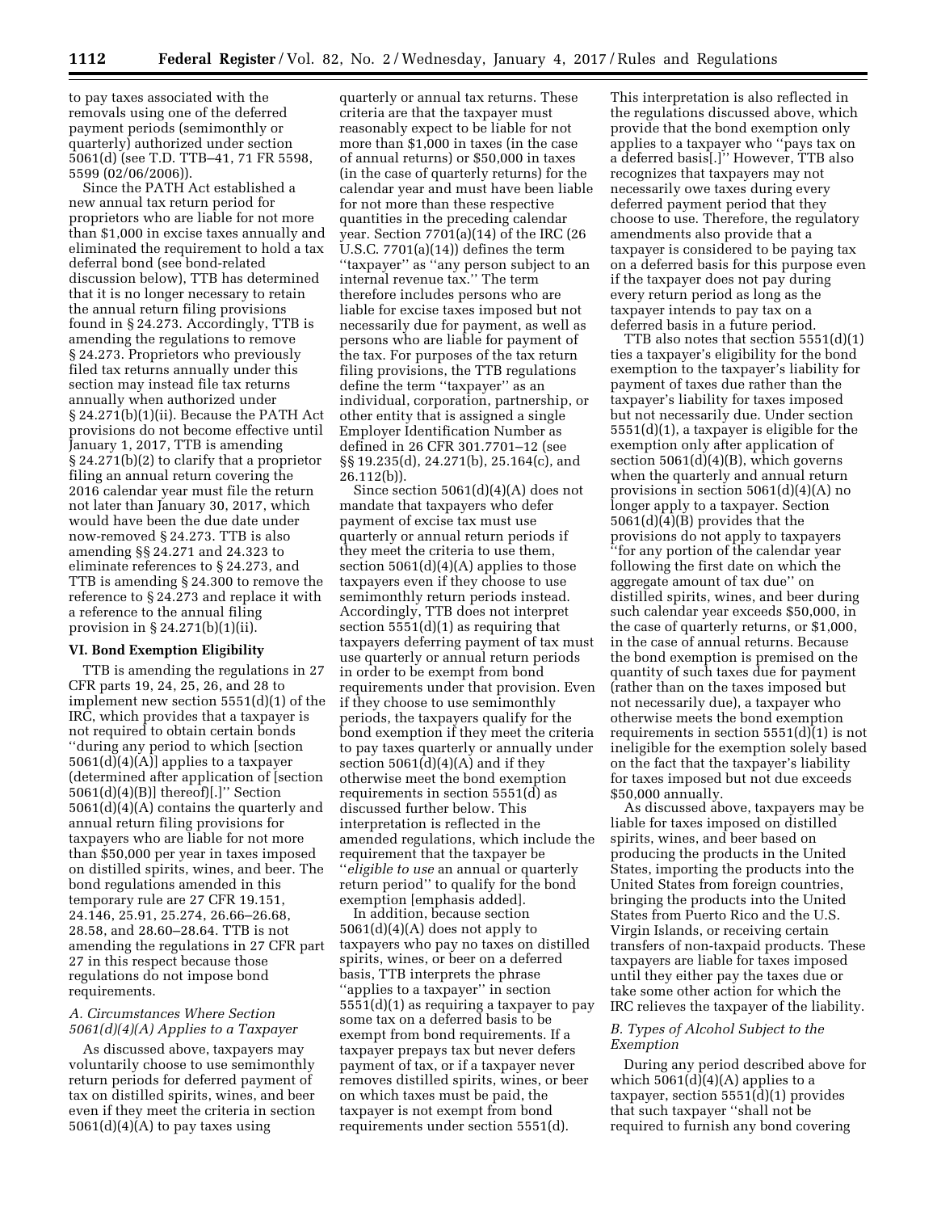to pay taxes associated with the removals using one of the deferred payment periods (semimonthly or quarterly) authorized under section 5061(d) (see T.D. TTB–41, 71 FR 5598, 5599 (02/06/2006)).

Since the PATH Act established a new annual tax return period for proprietors who are liable for not more than $1,000 in excise taxes annually and eliminated the requirement to hold a tax deferral bond (see bond-related discussion below), TTB has determined that it is no longer necessary to retain the annual return filing provisions found in § 24.273. Accordingly, TTB is amending the regulations to remove § 24.273. Proprietors who previously filed tax returns annually under this section may instead file tax returns annually when authorized under § 24.271(b)(1)(ii). Because the PATH Act provisions do not become effective until January 1, 2017, TTB is amending § 24.271(b)(2) to clarify that a proprietor filing an annual return covering the 2016 calendar year must file the return not later than January 30, 2017, which would have been the due date under now-removed § 24.273. TTB is also amending §§ 24.271 and 24.323 to eliminate references to § 24.273, and TTB is amending § 24.300 to remove the reference to § 24.273 and replace it with a reference to the annual filing provision in § 24.271(b)(1)(ii).

## VI. Bond Exemption Eligibility

TTB is amending the regulations in 27 CFR parts 19, 24, 25, 26, and 28 to implement new section 5551(d)(1) of the IRC, which provides that a taxpayer is not required to obtain certain bonds "during any period to which [section 5061(d)(4)(A)] applies to a taxpayer (determined after application of [section 5061(d)(4)(B)] thereof)[.]" Section 5061(d)(4)(A) contains the quarterly and annual return filing provisions for taxpayers who are liable for not more than $50,000 per year in taxes imposed on distilled spirits, wines, and beer. The bond regulations amended in this temporary rule are 27 CFR 19.151, 24.146, 25.91, 25.274, 26.66–26.68, 28.58, and 28.60–28.64. TTB is not amending the regulations in 27 CFR part 27 in this respect because those regulations do not impose bond requirements.

### *A. Circumstances Where Section 5061(d)(4)(A) Applies to a Taxpayer*

As discussed above, taxpayers may voluntarily choose to use semimonthly return periods for deferred payment of tax on distilled spirits, wines, and beer even if they meet the criteria in section 5061(d)(4)(A) to pay taxes using quarterly or annual tax returns. These criteria are that the taxpayer must reasonably expect to be liable for not more than $1,000 in taxes (in the case of annual returns) or $50,000 in taxes (in the case of quarterly returns) for the calendar year and must have been liable for not more than these respective quantities in the preceding calendar year. Section 7701(a)(14) of the IRC (26 U.S.C. 7701(a)(14)) defines the term "taxpayer" as "any person subject to an internal revenue tax." The term therefore includes persons who are liable for excise taxes imposed but not necessarily due for payment, as well as persons who are liable for payment of the tax. For purposes of the tax return filing provisions, the TTB regulations define the term "taxpayer" as an individual, corporation, partnership, or other entity that is assigned a single Employer Identification Number as defined in 26 CFR 301.7701–12 (see §§ 19.235(d), 24.271(b), 25.164(c), and 26.112(b)).

Since section 5061(d)(4)(A) does not mandate that taxpayers who defer payment of excise tax must use quarterly or annual return periods if they meet the criteria to use them, section 5061(d)(4)(A) applies to those taxpayers even if they choose to use semimonthly return periods instead. Accordingly, TTB does not interpret section 5551(d)(1) as requiring that taxpayers deferring payment of tax must use quarterly or annual return periods in order to be exempt from bond requirements under that provision. Even if they choose to use semimonthly periods, the taxpayers qualify for the bond exemption if they meet the criteria to pay taxes quarterly or annually under section 5061(d)(4)(A) and if they otherwise meet the bond exemption requirements in section 5551(d) as discussed further below. This interpretation is reflected in the amended regulations, which include the requirement that the taxpayer be "*eligible to use* an annual or quarterly return period" to qualify for the bond exemption [emphasis added].

In addition, because section 5061(d)(4)(A) does not apply to taxpayers who pay no taxes on distilled spirits, wines, or beer on a deferred basis, TTB interprets the phrase "applies to a taxpayer" in section 5551(d)(1) as requiring a taxpayer to pay some tax on a deferred basis to be exempt from bond requirements. If a taxpayer prepays tax but never defers payment of tax, or if a taxpayer never removes distilled spirits, wines, or beer on which taxes must be paid, the taxpayer is not exempt from bond requirements under section 5551(d). This interpretation is also reflected in the regulations discussed above, which provide that the bond exemption only applies to a taxpayer who "pays tax on a deferred basis[.]" However, TTB also recognizes that taxpayers may not necessarily owe taxes during every deferred payment period that they choose to use. Therefore, the regulatory amendments also provide that a taxpayer is considered to be paying tax on a deferred basis for this purpose even if the taxpayer does not pay during every return period as long as the taxpayer intends to pay tax on a deferred basis in a future period.

TTB also notes that section 5551(d)(1) ties a taxpayer's eligibility for the bond exemption to the taxpayer's liability for payment of taxes due rather than the taxpayer's liability for taxes imposed but not necessarily due. Under section 5551(d)(1), a taxpayer is eligible for the exemption only after application of section 5061(d)(4)(B), which governs when the quarterly and annual return provisions in section 5061(d)(4)(A) no longer apply to a taxpayer. Section 5061(d)(4)(B) provides that the provisions do not apply to taxpayers "for any portion of the calendar year following the first date on which the aggregate amount of tax due" on distilled spirits, wines, and beer during such calendar year exceeds $50,000, in the case of quarterly returns, or $1,000, in the case of annual returns. Because the bond exemption is premised on the quantity of such taxes due for payment (rather than on the taxes imposed but not necessarily due), a taxpayer who otherwise meets the bond exemption requirements in section 5551(d)(1) is not ineligible for the exemption solely based on the fact that the taxpayer's liability for taxes imposed but not due exceeds $50,000 annually.

As discussed above, taxpayers may be liable for taxes imposed on distilled spirits, wines, and beer based on producing the products in the United States, importing the products into the United States from foreign countries, bringing the products into the United States from Puerto Rico and the U.S. Virgin Islands, or receiving certain transfers of non-taxpaid products. These taxpayers are liable for taxes imposed until they either pay the taxes due or take some other action for which the IRC relieves the taxpayer of the liability.

### *B. Types of Alcohol Subject to the Exemption*

During any period described above for which 5061(d)(4)(A) applies to a taxpayer, section 5551(d)(1) provides that such taxpayer "shall not be required to furnish any bond covering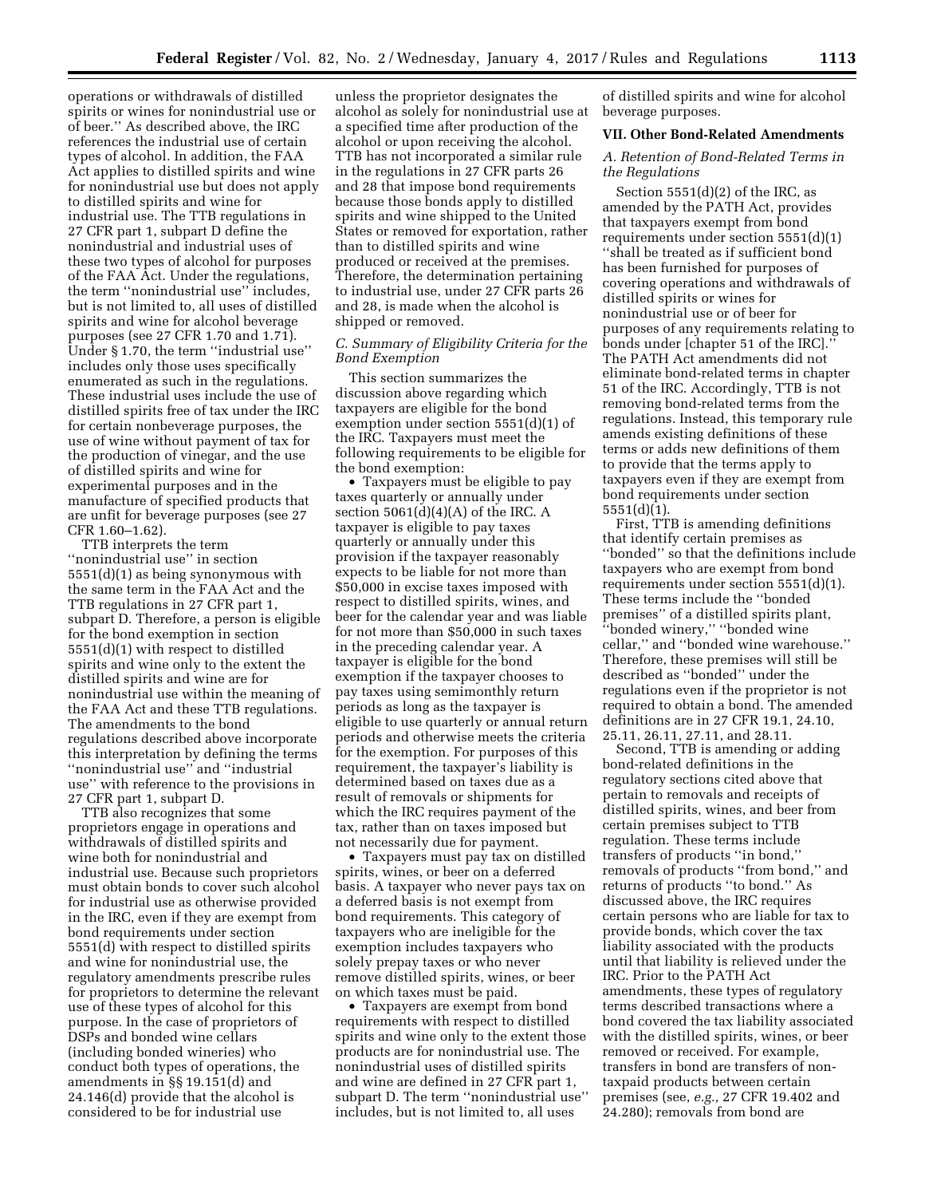operations or withdrawals of distilled spirits or wines for nonindustrial use or of beer.'' As described above, the IRC references the industrial use of certain types of alcohol. In addition, the FAA Act applies to distilled spirits and wine for nonindustrial use but does not apply to distilled spirits and wine for industrial use. The TTB regulations in 27 CFR part 1, subpart D define the nonindustrial and industrial uses of these two types of alcohol for purposes of the FAA Act. Under the regulations, the term ''nonindustrial use'' includes, but is not limited to, all uses of distilled spirits and wine for alcohol beverage purposes (see 27 CFR 1.70 and 1.71). Under § 1.70, the term ''industrial use'' includes only those uses specifically enumerated as such in the regulations. These industrial uses include the use of distilled spirits free of tax under the IRC for certain nonbeverage purposes, the use of wine without payment of tax for the production of vinegar, and the use of distilled spirits and wine for experimental purposes and in the manufacture of specified products that are unfit for beverage purposes (see 27 CFR 1.60–1.62).

TTB interprets the term ''nonindustrial use'' in section 5551(d)(1) as being synonymous with the same term in the FAA Act and the TTB regulations in 27 CFR part 1, subpart D. Therefore, a person is eligible for the bond exemption in section 5551(d)(1) with respect to distilled spirits and wine only to the extent the distilled spirits and wine are for nonindustrial use within the meaning of the FAA Act and these TTB regulations. The amendments to the bond regulations described above incorporate this interpretation by defining the terms ''nonindustrial use'' and ''industrial use'' with reference to the provisions in 27 CFR part 1, subpart D.

TTB also recognizes that some proprietors engage in operations and withdrawals of distilled spirits and wine both for nonindustrial and industrial use. Because such proprietors must obtain bonds to cover such alcohol for industrial use as otherwise provided in the IRC, even if they are exempt from bond requirements under section 5551(d) with respect to distilled spirits and wine for nonindustrial use, the regulatory amendments prescribe rules for proprietors to determine the relevant use of these types of alcohol for this purpose. In the case of proprietors of DSPs and bonded wine cellars (including bonded wineries) who conduct both types of operations, the amendments in §§ 19.151(d) and 24.146(d) provide that the alcohol is considered to be for industrial use unless the proprietor designates the alcohol as solely for nonindustrial use at a specified time after production of the alcohol or upon receiving the alcohol. TTB has not incorporated a similar rule in the regulations in 27 CFR parts 26 and 28 that impose bond requirements because those bonds apply to distilled spirits and wine shipped to the United States or removed for exportation, rather than to distilled spirits and wine produced or received at the premises. Therefore, the determination pertaining to industrial use, under 27 CFR parts 26 and 28, is made when the alcohol is shipped or removed.

### *C. Summary of Eligibility Criteria for the Bond Exemption*

This section summarizes the discussion above regarding which taxpayers are eligible for the bond exemption under section 5551(d)(1) of the IRC. Taxpayers must meet the following requirements to be eligible for the bond exemption:

- Taxpayers must be eligible to pay taxes quarterly or annually under section 5061(d)(4)(A) of the IRC. A taxpayer is eligible to pay taxes quarterly or annually under this provision if the taxpayer reasonably expects to be liable for not more than $50,000 in excise taxes imposed with respect to distilled spirits, wines, and beer for the calendar year and was liable for not more than $50,000 in such taxes in the preceding calendar year. A taxpayer is eligible for the bond exemption if the taxpayer chooses to pay taxes using semimonthly return periods as long as the taxpayer is eligible to use quarterly or annual return periods and otherwise meets the criteria for the exemption. For purposes of this requirement, the taxpayer's liability is determined based on taxes due as a result of removals or shipments for which the IRC requires payment of the tax, rather than on taxes imposed but not necessarily due for payment.
- Taxpayers must pay tax on distilled spirits, wines, or beer on a deferred basis. A taxpayer who never pays tax on a deferred basis is not exempt from bond requirements. This category of taxpayers who are ineligible for the exemption includes taxpayers who solely prepay taxes or who never remove distilled spirits, wines, or beer on which taxes must be paid.
- Taxpayers are exempt from bond requirements with respect to distilled spirits and wine only to the extent those products are for nonindustrial use. The nonindustrial uses of distilled spirits and wine are defined in 27 CFR part 1, subpart D. The term ''nonindustrial use'' includes, but is not limited to, all uses of distilled spirits and wine for alcohol beverage purposes.

## VII. Other Bond-Related Amendments

### *A. Retention of Bond-Related Terms in the Regulations*

Section 5551(d)(2) of the IRC, as amended by the PATH Act, provides that taxpayers exempt from bond requirements under section 5551(d)(1) ''shall be treated as if sufficient bond has been furnished for purposes of covering operations and withdrawals of distilled spirits or wines for nonindustrial use or of beer for purposes of any requirements relating to bonds under [chapter 51 of the IRC].'' The PATH Act amendments did not eliminate bond-related terms in chapter 51 of the IRC. Accordingly, TTB is not removing bond-related terms from the regulations. Instead, this temporary rule amends existing definitions of these terms or adds new definitions of them to provide that the terms apply to taxpayers even if they are exempt from bond requirements under section 5551(d)(1).

First, TTB is amending definitions that identify certain premises as ''bonded'' so that the definitions include taxpayers who are exempt from bond requirements under section 5551(d)(1). These terms include the ''bonded premises'' of a distilled spirits plant, ''bonded winery,'' ''bonded wine cellar,'' and ''bonded wine warehouse.'' Therefore, these premises will still be described as ''bonded'' under the regulations even if the proprietor is not required to obtain a bond. The amended definitions are in 27 CFR 19.1, 24.10, 25.11, 26.11, 27.11, and 28.11.

Second, TTB is amending or adding bond-related definitions in the regulatory sections cited above that pertain to removals and receipts of distilled spirits, wines, and beer from certain premises subject to TTB regulation. These terms include transfers of products ''in bond,'' removals of products ''from bond,'' and returns of products ''to bond.'' As discussed above, the IRC requires certain persons who are liable for tax to provide bonds, which cover the tax liability associated with the products until that liability is relieved under the IRC. Prior to the PATH Act amendments, these types of regulatory terms described transactions where a bond covered the tax liability associated with the distilled spirits, wines, or beer removed or received. For example, transfers in bond are transfers of non-taxpaid products between certain premises (see, *e.g.,* 27 CFR 19.402 and 24.280); removals from bond are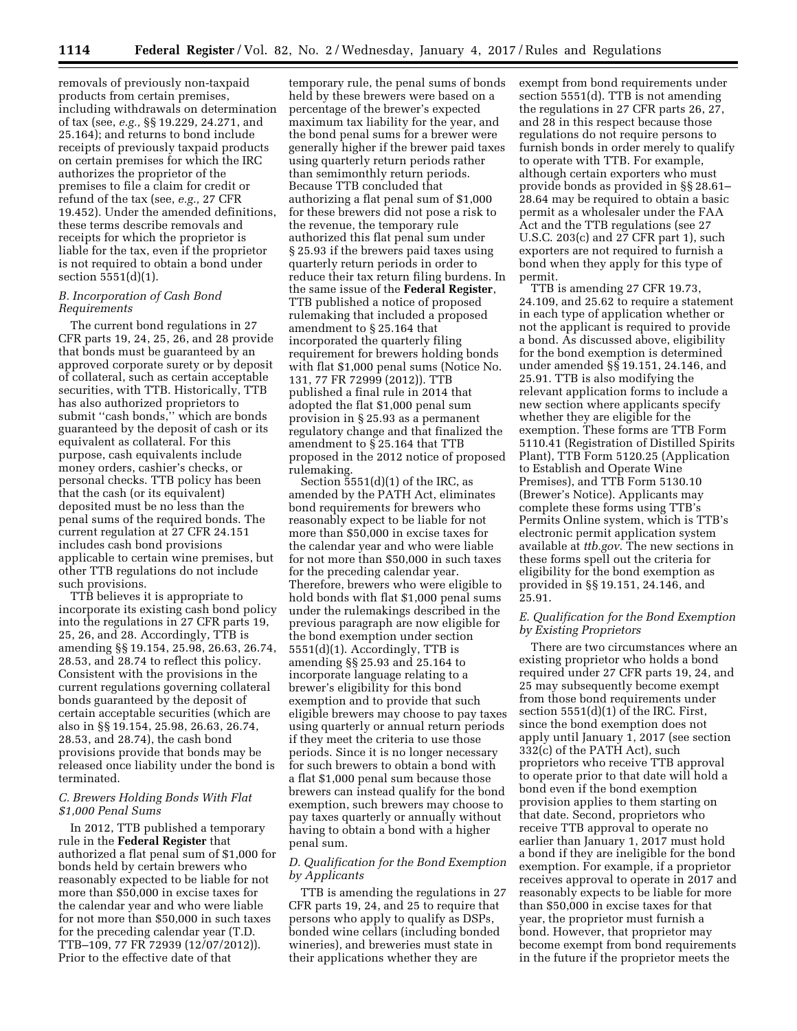removals of previously non-taxpaid products from certain premises, including withdrawals on determination of tax (see, *e.g.,* §§ 19.229, 24.271, and 25.164); and returns to bond include receipts of previously taxpaid products on certain premises for which the IRC authorizes the proprietor of the premises to file a claim for credit or refund of the tax (see, *e.g.,* 27 CFR 19.452). Under the amended definitions, these terms describe removals and receipts for which the proprietor is liable for the tax, even if the proprietor is not required to obtain a bond under section 5551(d)(1).

### *B. Incorporation of Cash Bond Requirements*

The current bond regulations in 27 CFR parts 19, 24, 25, 26, and 28 provide that bonds must be guaranteed by an approved corporate surety or by deposit of collateral, such as certain acceptable securities, with TTB. Historically, TTB has also authorized proprietors to submit "cash bonds," which are bonds guaranteed by the deposit of cash or its equivalent as collateral. For this purpose, cash equivalents include money orders, cashier's checks, or personal checks. TTB policy has been that the cash (or its equivalent) deposited must be no less than the penal sums of the required bonds. The current regulation at 27 CFR 24.151 includes cash bond provisions applicable to certain wine premises, but other TTB regulations do not include such provisions.

TTB believes it is appropriate to incorporate its existing cash bond policy into the regulations in 27 CFR parts 19, 25, 26, and 28. Accordingly, TTB is amending §§ 19.154, 25.98, 26.63, 26.74, 28.53, and 28.74 to reflect this policy. Consistent with the provisions in the current regulations governing collateral bonds guaranteed by the deposit of certain acceptable securities (which are also in §§ 19.154, 25.98, 26.63, 26.74, 28.53, and 28.74), the cash bond provisions provide that bonds may be released once liability under the bond is terminated.

### *C. Brewers Holding Bonds With Flat $1,000 Penal Sums*

In 2012, TTB published a temporary rule in the **Federal Register** that authorized a flat penal sum of $1,000 for bonds held by certain brewers who reasonably expected to be liable for not more than $50,000 in excise taxes for the calendar year and who were liable for not more than $50,000 in such taxes for the preceding calendar year (T.D. TTB–109, 77 FR 72939 (12/07/2012)). Prior to the effective date of that temporary rule, the penal sums of bonds held by these brewers were based on a percentage of the brewer's expected maximum tax liability for the year, and the bond penal sums for a brewer were generally higher if the brewer paid taxes using quarterly return periods rather than semimonthly return periods. Because TTB concluded that authorizing a flat penal sum of $1,000 for these brewers did not pose a risk to the revenue, the temporary rule authorized this flat penal sum under § 25.93 if the brewers paid taxes using quarterly return periods in order to reduce their tax return filing burdens. In the same issue of the **Federal Register**, TTB published a notice of proposed rulemaking that included a proposed amendment to § 25.164 that incorporated the quarterly filing requirement for brewers holding bonds with flat $1,000 penal sums (Notice No. 131, 77 FR 72999 (2012)). TTB published a final rule in 2014 that adopted the flat $1,000 penal sum provision in § 25.93 as a permanent regulatory change and that finalized the amendment to § 25.164 that TTB proposed in the 2012 notice of proposed rulemaking.

Section 5551(d)(1) of the IRC, as amended by the PATH Act, eliminates bond requirements for brewers who reasonably expect to be liable for not more than $50,000 in excise taxes for the calendar year and who were liable for not more than $50,000 in such taxes for the preceding calendar year. Therefore, brewers who were eligible to hold bonds with flat $1,000 penal sums under the rulemakings described in the previous paragraph are now eligible for the bond exemption under section 5551(d)(1). Accordingly, TTB is amending §§ 25.93 and 25.164 to incorporate language relating to a brewer's eligibility for this bond exemption and to provide that such eligible brewers may choose to pay taxes using quarterly or annual return periods if they meet the criteria to use those periods. Since it is no longer necessary for such brewers to obtain a bond with a flat $1,000 penal sum because those brewers can instead qualify for the bond exemption, such brewers may choose to pay taxes quarterly or annually without having to obtain a bond with a higher penal sum.

### *D. Qualification for the Bond Exemption by Applicants*

TTB is amending the regulations in 27 CFR parts 19, 24, and 25 to require that persons who apply to qualify as DSPs, bonded wine cellars (including bonded wineries), and breweries must state in their applications whether they are exempt from bond requirements under section 5551(d). TTB is not amending the regulations in 27 CFR parts 26, 27, and 28 in this respect because those regulations do not require persons to furnish bonds in order merely to qualify to operate with TTB. For example, although certain exporters who must provide bonds as provided in §§ 28.61–28.64 may be required to obtain a basic permit as a wholesaler under the FAA Act and the TTB regulations (see 27 U.S.C. 203(c) and 27 CFR part 1), such exporters are not required to furnish a bond when they apply for this type of permit.

TTB is amending 27 CFR 19.73, 24.109, and 25.62 to require a statement in each type of application whether or not the applicant is required to provide a bond. As discussed above, eligibility for the bond exemption is determined under amended §§ 19.151, 24.146, and 25.91. TTB is also modifying the relevant application forms to include a new section where applicants specify whether they are eligible for the exemption. These forms are TTB Form 5110.41 (Registration of Distilled Spirits Plant), TTB Form 5120.25 (Application to Establish and Operate Wine Premises), and TTB Form 5130.10 (Brewer's Notice). Applicants may complete these forms using TTB's Permits Online system, which is TTB's electronic permit application system available at *ttb.gov*. The new sections in these forms spell out the criteria for eligibility for the bond exemption as provided in §§ 19.151, 24.146, and 25.91.

### *E. Qualification for the Bond Exemption by Existing Proprietors*

There are two circumstances where an existing proprietor who holds a bond required under 27 CFR parts 19, 24, and 25 may subsequently become exempt from those bond requirements under section 5551(d)(1) of the IRC. First, since the bond exemption does not apply until January 1, 2017 (see section 332(c) of the PATH Act), such proprietors who receive TTB approval to operate prior to that date will hold a bond even if the bond exemption provision applies to them starting on that date. Second, proprietors who receive TTB approval to operate no earlier than January 1, 2017 must hold a bond if they are ineligible for the bond exemption. For example, if a proprietor receives approval to operate in 2017 and reasonably expects to be liable for more than $50,000 in excise taxes for that year, the proprietor must furnish a bond. However, that proprietor may become exempt from bond requirements in the future if the proprietor meets the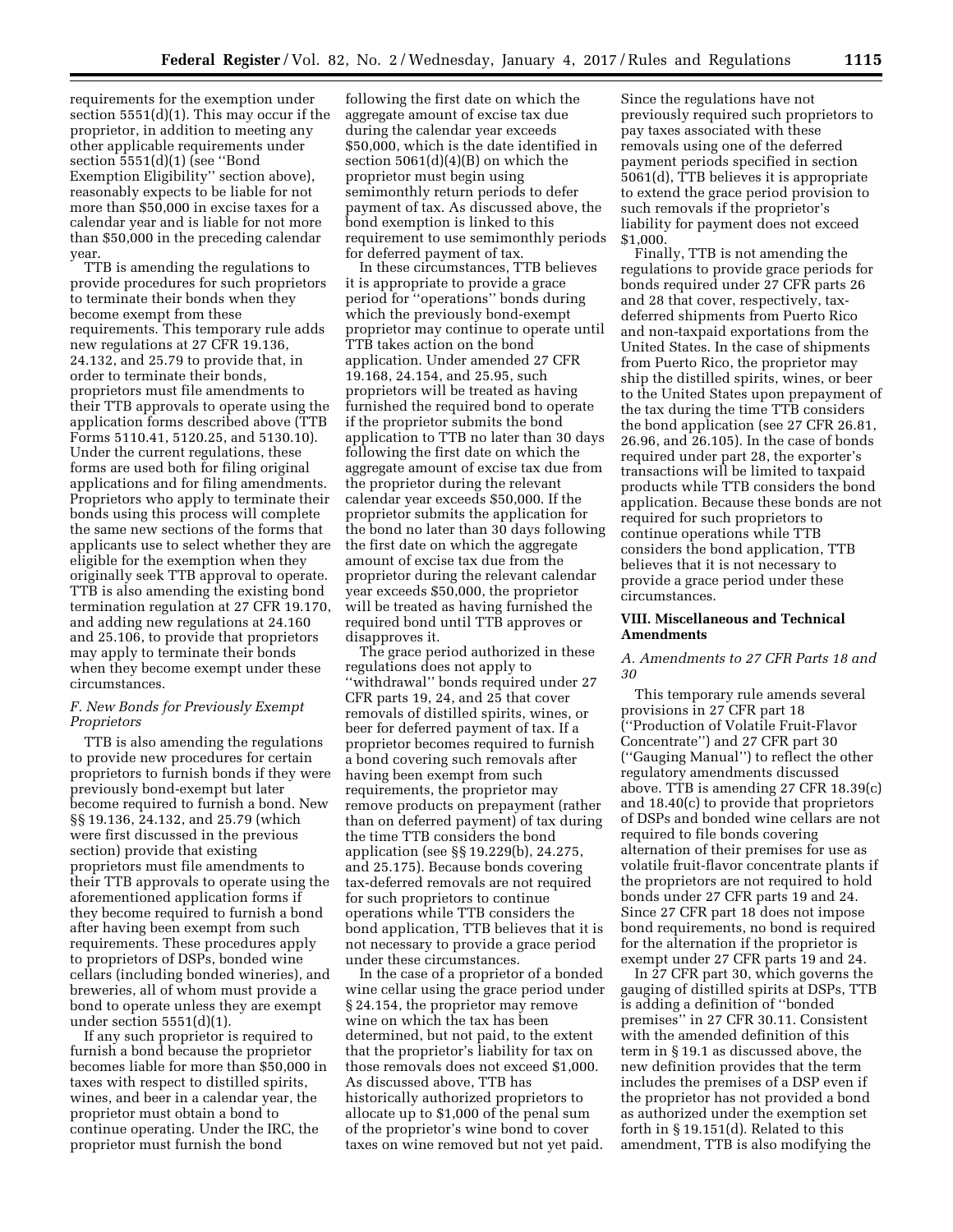requirements for the exemption under section 5551(d)(1). This may occur if the proprietor, in addition to meeting any other applicable requirements under section 5551(d)(1) (see ''Bond Exemption Eligibility'' section above), reasonably expects to be liable for not more than $50,000 in excise taxes for a calendar year and is liable for not more than $50,000 in the preceding calendar year.

TTB is amending the regulations to provide procedures for such proprietors to terminate their bonds when they become exempt from these requirements. This temporary rule adds new regulations at 27 CFR 19.136, 24.132, and 25.79 to provide that, in order to terminate their bonds, proprietors must file amendments to their TTB approvals to operate using the application forms described above (TTB Forms 5110.41, 5120.25, and 5130.10). Under the current regulations, these forms are used both for filing original applications and for filing amendments. Proprietors who apply to terminate their bonds using this process will complete the same new sections of the forms that applicants use to select whether they are eligible for the exemption when they originally seek TTB approval to operate. TTB is also amending the existing bond termination regulation at 27 CFR 19.170, and adding new regulations at 24.160 and 25.106, to provide that proprietors may apply to terminate their bonds when they become exempt under these circumstances.

### *F. New Bonds for Previously Exempt Proprietors*

TTB is also amending the regulations to provide new procedures for certain proprietors to furnish bonds if they were previously bond-exempt but later become required to furnish a bond. New §§ 19.136, 24.132, and 25.79 (which were first discussed in the previous section) provide that existing proprietors must file amendments to their TTB approvals to operate using the aforementioned application forms if they become required to furnish a bond after having been exempt from such requirements. These procedures apply to proprietors of DSPs, bonded wine cellars (including bonded wineries), and breweries, all of whom must provide a bond to operate unless they are exempt under section 5551(d)(1).

If any such proprietor is required to furnish a bond because the proprietor becomes liable for more than $50,000 in taxes with respect to distilled spirits, wines, and beer in a calendar year, the proprietor must obtain a bond to continue operating. Under the IRC, the proprietor must furnish the bond following the first date on which the aggregate amount of excise tax due during the calendar year exceeds $50,000, which is the date identified in section 5061(d)(4)(B) on which the proprietor must begin using semimonthly return periods to defer payment of tax. As discussed above, the bond exemption is linked to this requirement to use semimonthly periods for deferred payment of tax.

In these circumstances, TTB believes it is appropriate to provide a grace period for ''operations'' bonds during which the previously bond-exempt proprietor may continue to operate until TTB takes action on the bond application. Under amended 27 CFR 19.168, 24.154, and 25.95, such proprietors will be treated as having furnished the required bond to operate if the proprietor submits the bond application to TTB no later than 30 days following the first date on which the aggregate amount of excise tax due from the proprietor during the relevant calendar year exceeds $50,000. If the proprietor submits the application for the bond no later than 30 days following the first date on which the aggregate amount of excise tax due from the proprietor during the relevant calendar year exceeds $50,000, the proprietor will be treated as having furnished the required bond until TTB approves or disapproves it.

The grace period authorized in these regulations does not apply to ''withdrawal'' bonds required under 27 CFR parts 19, 24, and 25 that cover removals of distilled spirits, wines, or beer for deferred payment of tax. If a proprietor becomes required to furnish a bond covering such removals after having been exempt from such requirements, the proprietor may remove products on prepayment (rather than on deferred payment) of tax during the time TTB considers the bond application (see §§ 19.229(b), 24.275, and 25.175). Because bonds covering tax-deferred removals are not required for such proprietors to continue operations while TTB considers the bond application, TTB believes that it is not necessary to provide a grace period under these circumstances.

In the case of a proprietor of a bonded wine cellar using the grace period under § 24.154, the proprietor may remove wine on which the tax has been determined, but not paid, to the extent that the proprietor's liability for tax on those removals does not exceed $1,000. As discussed above, TTB has historically authorized proprietors to allocate up to $1,000 of the penal sum of the proprietor's wine bond to cover taxes on wine removed but not yet paid. Since the regulations have not previously required such proprietors to pay taxes associated with these removals using one of the deferred payment periods specified in section 5061(d), TTB believes it is appropriate to extend the grace period provision to such removals if the proprietor's liability for payment does not exceed $1,000.

Finally, TTB is not amending the regulations to provide grace periods for bonds required under 27 CFR parts 26 and 28 that cover, respectively, tax-deferred shipments from Puerto Rico and non-taxpaid exportations from the United States. In the case of shipments from Puerto Rico, the proprietor may ship the distilled spirits, wines, or beer to the United States upon prepayment of the tax during the time TTB considers the bond application (see 27 CFR 26.81, 26.96, and 26.105). In the case of bonds required under part 28, the exporter's transactions will be limited to taxpaid products while TTB considers the bond application. Because these bonds are not required for such proprietors to continue operations while TTB considers the bond application, TTB believes that it is not necessary to provide a grace period under these circumstances.

## VIII. Miscellaneous and Technical Amendments

### *A. Amendments to 27 CFR Parts 18 and 30*

This temporary rule amends several provisions in 27 CFR part 18 (''Production of Volatile Fruit-Flavor Concentrate'') and 27 CFR part 30 (''Gauging Manual'') to reflect the other regulatory amendments discussed above. TTB is amending 27 CFR 18.39(c) and 18.40(c) to provide that proprietors of DSPs and bonded wine cellars are not required to file bonds covering alternation of their premises for use as volatile fruit-flavor concentrate plants if the proprietors are not required to hold bonds under 27 CFR parts 19 and 24. Since 27 CFR part 18 does not impose bond requirements, no bond is required for the alternation if the proprietor is exempt under 27 CFR parts 19 and 24.

In 27 CFR part 30, which governs the gauging of distilled spirits at DSPs, TTB is adding a definition of ''bonded premises'' in 27 CFR 30.11. Consistent with the amended definition of this term in § 19.1 as discussed above, the new definition provides that the term includes the premises of a DSP even if the proprietor has not provided a bond as authorized under the exemption set forth in § 19.151(d). Related to this amendment, TTB is also modifying the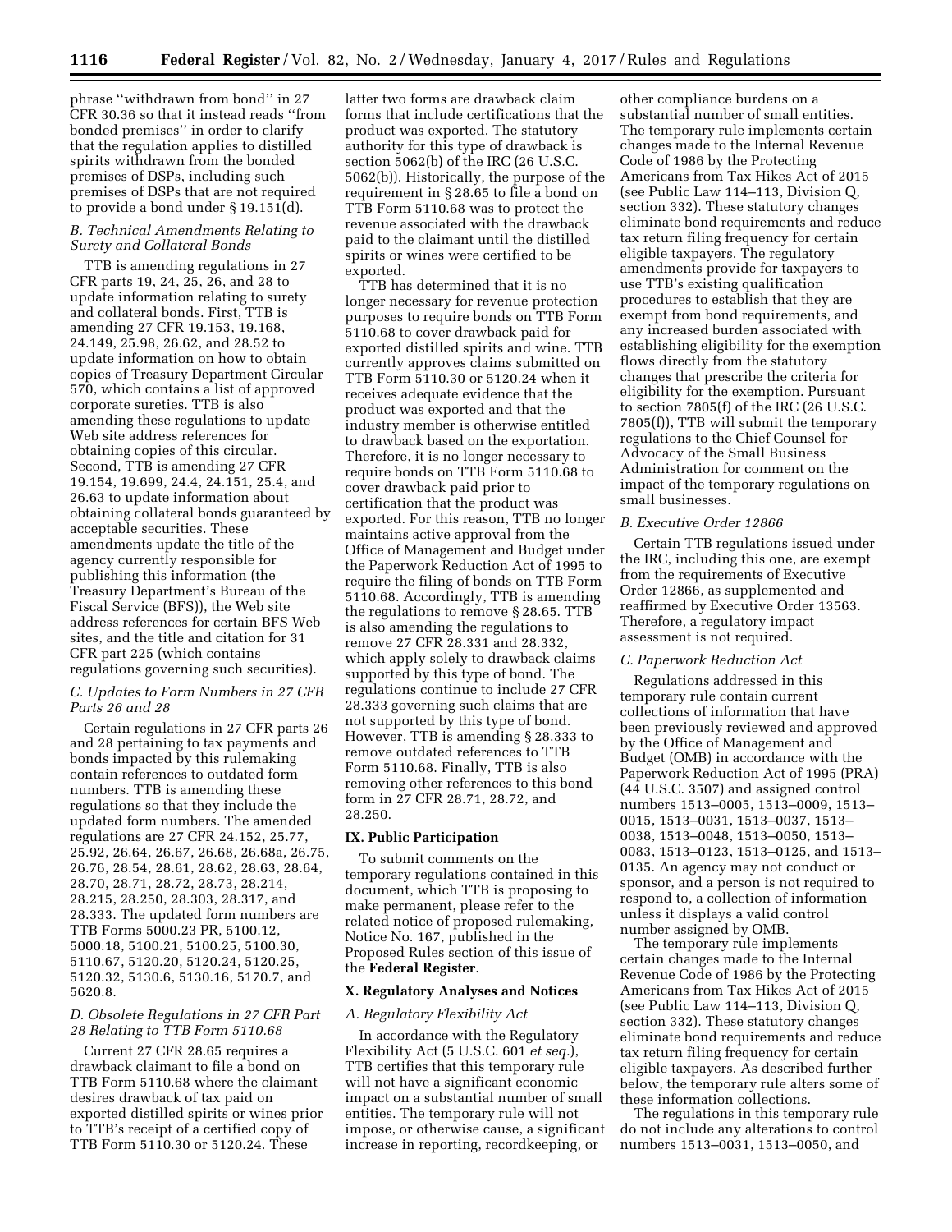phrase "withdrawn from bond" in 27 CFR 30.36 so that it instead reads "from bonded premises" in order to clarify that the regulation applies to distilled spirits withdrawn from the bonded premises of DSPs, including such premises of DSPs that are not required to provide a bond under § 19.151(d).

### *B. Technical Amendments Relating to Surety and Collateral Bonds*

TTB is amending regulations in 27 CFR parts 19, 24, 25, 26, and 28 to update information relating to surety and collateral bonds. First, TTB is amending 27 CFR 19.153, 19.168, 24.149, 25.98, 26.62, and 28.52 to update information on how to obtain copies of Treasury Department Circular 570, which contains a list of approved corporate sureties. TTB is also amending these regulations to update Web site address references for obtaining copies of this circular. Second, TTB is amending 27 CFR 19.154, 19.699, 24.4, 24.151, 25.4, and 26.63 to update information about obtaining collateral bonds guaranteed by acceptable securities. These amendments update the title of the agency currently responsible for publishing this information (the Treasury Department's Bureau of the Fiscal Service (BFS)), the Web site address references for certain BFS Web sites, and the title and citation for 31 CFR part 225 (which contains regulations governing such securities).

### *C. Updates to Form Numbers in 27 CFR Parts 26 and 28*

Certain regulations in 27 CFR parts 26 and 28 pertaining to tax payments and bonds impacted by this rulemaking contain references to outdated form numbers. TTB is amending these regulations so that they include the updated form numbers. The amended regulations are 27 CFR 24.152, 25.77, 25.92, 26.64, 26.67, 26.68, 26.68a, 26.75, 26.76, 28.54, 28.61, 28.62, 28.63, 28.64, 28.70, 28.71, 28.72, 28.73, 28.214, 28.215, 28.250, 28.303, 28.317, and 28.333. The updated form numbers are TTB Forms 5000.23 PR, 5100.12, 5000.18, 5100.21, 5100.25, 5100.30, 5110.67, 5120.20, 5120.24, 5120.25, 5120.32, 5130.6, 5130.16, 5170.7, and 5620.8.

### *D. Obsolete Regulations in 27 CFR Part 28 Relating to TTB Form 5110.68*

Current 27 CFR 28.65 requires a drawback claimant to file a bond on TTB Form 5110.68 where the claimant desires drawback of tax paid on exported distilled spirits or wines prior to TTB's receipt of a certified copy of TTB Form 5110.30 or 5120.24. These latter two forms are drawback claim forms that include certifications that the product was exported. The statutory authority for this type of drawback is section 5062(b) of the IRC (26 U.S.C. 5062(b)). Historically, the purpose of the requirement in § 28.65 to file a bond on TTB Form 5110.68 was to protect the revenue associated with the drawback paid to the claimant until the distilled spirits or wines were certified to be exported.

TTB has determined that it is no longer necessary for revenue protection purposes to require bonds on TTB Form 5110.68 to cover drawback paid for exported distilled spirits and wine. TTB currently approves claims submitted on TTB Form 5110.30 or 5120.24 when it receives adequate evidence that the product was exported and that the industry member is otherwise entitled to drawback based on the exportation. Therefore, it is no longer necessary to require bonds on TTB Form 5110.68 to cover drawback paid prior to certification that the product was exported. For this reason, TTB no longer maintains active approval from the Office of Management and Budget under the Paperwork Reduction Act of 1995 to require the filing of bonds on TTB Form 5110.68. Accordingly, TTB is amending the regulations to remove § 28.65. TTB is also amending the regulations to remove 27 CFR 28.331 and 28.332, which apply solely to drawback claims supported by this type of bond. The regulations continue to include 27 CFR 28.333 governing such claims that are not supported by this type of bond. However, TTB is amending § 28.333 to remove outdated references to TTB Form 5110.68. Finally, TTB is also removing other references to this bond form in 27 CFR 28.71, 28.72, and 28.250.

## IX. Public Participation

To submit comments on the temporary regulations contained in this document, which TTB is proposing to make permanent, please refer to the related notice of proposed rulemaking, Notice No. 167, published in the Proposed Rules section of this issue of the **Federal Register**.

## X. Regulatory Analyses and Notices

### *A. Regulatory Flexibility Act*

In accordance with the Regulatory Flexibility Act (5 U.S.C. 601 *et seq.*), TTB certifies that this temporary rule will not have a significant economic impact on a substantial number of small entities. The temporary rule will not impose, or otherwise cause, a significant increase in reporting, recordkeeping, or other compliance burdens on a substantial number of small entities. The temporary rule implements certain changes made to the Internal Revenue Code of 1986 by the Protecting Americans from Tax Hikes Act of 2015 (see Public Law 114–113, Division Q, section 332). These statutory changes eliminate bond requirements and reduce tax return filing frequency for certain eligible taxpayers. The regulatory amendments provide for taxpayers to use TTB's existing qualification procedures to establish that they are exempt from bond requirements, and any increased burden associated with establishing eligibility for the exemption flows directly from the statutory changes that prescribe the criteria for eligibility for the exemption. Pursuant to section 7805(f) of the IRC (26 U.S.C. 7805(f)), TTB will submit the temporary regulations to the Chief Counsel for Advocacy of the Small Business Administration for comment on the impact of the temporary regulations on small businesses.

### *B. Executive Order 12866*

Certain TTB regulations issued under the IRC, including this one, are exempt from the requirements of Executive Order 12866, as supplemented and reaffirmed by Executive Order 13563. Therefore, a regulatory impact assessment is not required.

### *C. Paperwork Reduction Act*

Regulations addressed in this temporary rule contain current collections of information that have been previously reviewed and approved by the Office of Management and Budget (OMB) in accordance with the Paperwork Reduction Act of 1995 (PRA) (44 U.S.C. 3507) and assigned control numbers 1513–0005, 1513–0009, 1513–0015, 1513–0031, 1513–0037, 1513–0038, 1513–0048, 1513–0050, 1513–0083, 1513–0123, 1513–0125, and 1513–0135. An agency may not conduct or sponsor, and a person is not required to respond to, a collection of information unless it displays a valid control number assigned by OMB.

The temporary rule implements certain changes made to the Internal Revenue Code of 1986 by the Protecting Americans from Tax Hikes Act of 2015 (see Public Law 114–113, Division Q, section 332). These statutory changes eliminate bond requirements and reduce tax return filing frequency for certain eligible taxpayers. As described further below, the temporary rule alters some of these information collections.

The regulations in this temporary rule do not include any alterations to control numbers 1513–0031, 1513–0050, and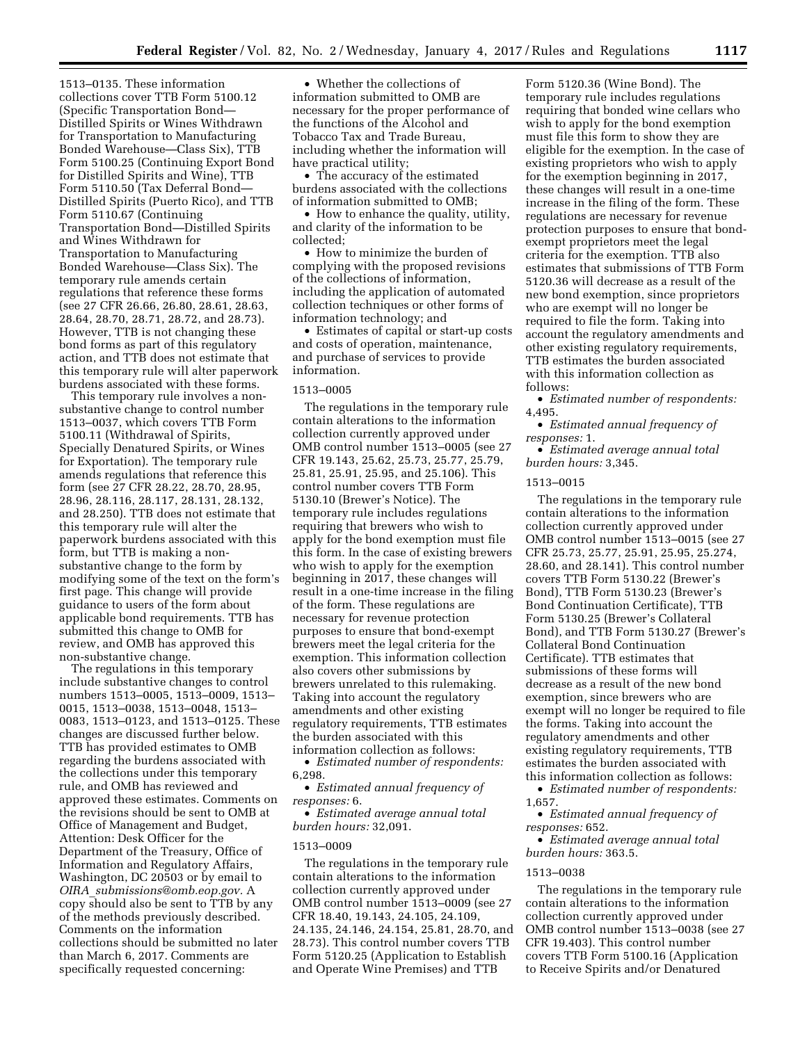1513–0135. These information collections cover TTB Form 5100.12 (Specific Transportation Bond—Distilled Spirits or Wines Withdrawn for Transportation to Manufacturing Bonded Warehouse—Class Six), TTB Form 5100.25 (Continuing Export Bond for Distilled Spirits and Wine), TTB Form 5110.50 (Tax Deferral Bond—Distilled Spirits (Puerto Rico), and TTB Form 5110.67 (Continuing Transportation Bond—Distilled Spirits and Wines Withdrawn for Transportation to Manufacturing Bonded Warehouse—Class Six). The temporary rule amends certain regulations that reference these forms (see 27 CFR 26.66, 26.80, 28.61, 28.63, 28.64, 28.70, 28.71, 28.72, and 28.73). However, TTB is not changing these bond forms as part of this regulatory action, and TTB does not estimate that this temporary rule will alter paperwork burdens associated with these forms.

This temporary rule involves a non-substantive change to control number 1513–0037, which covers TTB Form 5100.11 (Withdrawal of Spirits, Specially Denatured Spirits, or Wines for Exportation). The temporary rule amends regulations that reference this form (see 27 CFR 28.22, 28.70, 28.95, 28.96, 28.116, 28.117, 28.131, 28.132, and 28.250). TTB does not estimate that this temporary rule will alter the paperwork burdens associated with this form, but TTB is making a non-substantive change to the form by modifying some of the text on the form's first page. This change will provide guidance to users of the form about applicable bond requirements. TTB has submitted this change to OMB for review, and OMB has approved this non-substantive change.

The regulations in this temporary include substantive changes to control numbers 1513–0005, 1513–0009, 1513–0015, 1513–0038, 1513–0048, 1513–0083, 1513–0123, and 1513–0125. These changes are discussed further below. TTB has provided estimates to OMB regarding the burdens associated with the collections under this temporary rule, and OMB has reviewed and approved these estimates. Comments on the revisions should be sent to OMB at Office of Management and Budget, Attention: Desk Officer for the Department of the Treasury, Office of Information and Regulatory Affairs, Washington, DC 20503 or by email to *OIRA_submissions@omb.eop.gov.* A copy should also be sent to TTB by any of the methods previously described. Comments on the information collections should be submitted no later than March 6, 2017. Comments are specifically requested concerning:

- Whether the collections of information submitted to OMB are necessary for the proper performance of the functions of the Alcohol and Tobacco Tax and Trade Bureau, including whether the information will have practical utility;
- The accuracy of the estimated burdens associated with the collections of information submitted to OMB;
- How to enhance the quality, utility, and clarity of the information to be collected;
- How to minimize the burden of complying with the proposed revisions of the collections of information, including the application of automated collection techniques or other forms of information technology; and
- Estimates of capital or start-up costs and costs of operation, maintenance, and purchase of services to provide information.

1513–0005

The regulations in the temporary rule contain alterations to the information collection currently approved under OMB control number 1513–0005 (see 27 CFR 19.143, 25.62, 25.73, 25.77, 25.79, 25.81, 25.91, 25.95, and 25.106). This control number covers TTB Form 5130.10 (Brewer's Notice). The temporary rule includes regulations requiring that brewers who wish to apply for the bond exemption must file this form. In the case of existing brewers who wish to apply for the exemption beginning in 2017, these changes will result in a one-time increase in the filing of the form. These regulations are necessary for revenue protection purposes to ensure that bond-exempt brewers meet the legal criteria for the exemption. This information collection also covers other submissions by brewers unrelated to this rulemaking. Taking into account the regulatory amendments and other existing regulatory requirements, TTB estimates the burden associated with this information collection as follows:

- *Estimated number of respondents:* 6,298.
- *Estimated annual frequency of responses:* 6.
- *Estimated average annual total burden hours:* 32,091.

1513–0009

The regulations in the temporary rule contain alterations to the information collection currently approved under OMB control number 1513–0009 (see 27 CFR 18.40, 19.143, 24.105, 24.109, 24.135, 24.146, 24.154, 25.81, 28.70, and 28.73). This control number covers TTB Form 5120.25 (Application to Establish and Operate Wine Premises) and TTB Form 5120.36 (Wine Bond). The temporary rule includes regulations requiring that bonded wine cellars who wish to apply for the bond exemption must file this form to show they are eligible for the exemption. In the case of existing proprietors who wish to apply for the exemption beginning in 2017, these changes will result in a one-time increase in the filing of the form. These regulations are necessary for revenue protection purposes to ensure that bond-exempt proprietors meet the legal criteria for the exemption. TTB also estimates that submissions of TTB Form 5120.36 will decrease as a result of the new bond exemption, since proprietors who are exempt will no longer be required to file the form. Taking into account the regulatory amendments and other existing regulatory requirements, TTB estimates the burden associated with this information collection as follows:

- *Estimated number of respondents:* 4,495.
- *Estimated annual frequency of responses:* 1.
- *Estimated average annual total burden hours:* 3,345.

1513–0015

The regulations in the temporary rule contain alterations to the information collection currently approved under OMB control number 1513–0015 (see 27 CFR 25.73, 25.77, 25.91, 25.95, 25.274, 28.60, and 28.141). This control number covers TTB Form 5130.22 (Brewer's Bond), TTB Form 5130.23 (Brewer's Bond Continuation Certificate), TTB Form 5130.25 (Brewer's Collateral Bond), and TTB Form 5130.27 (Brewer's Collateral Bond Continuation Certificate). TTB estimates that submissions of these forms will decrease as a result of the new bond exemption, since brewers who are exempt will no longer be required to file the forms. Taking into account the regulatory amendments and other existing regulatory requirements, TTB estimates the burden associated with this information collection as follows:

- *Estimated number of respondents:* 1,657.
- *Estimated annual frequency of responses:* 652.
- *Estimated average annual total burden hours:* 363.5.

1513–0038

The regulations in the temporary rule contain alterations to the information collection currently approved under OMB control number 1513–0038 (see 27 CFR 19.403). This control number covers TTB Form 5100.16 (Application to Receive Spirits and/or Denatured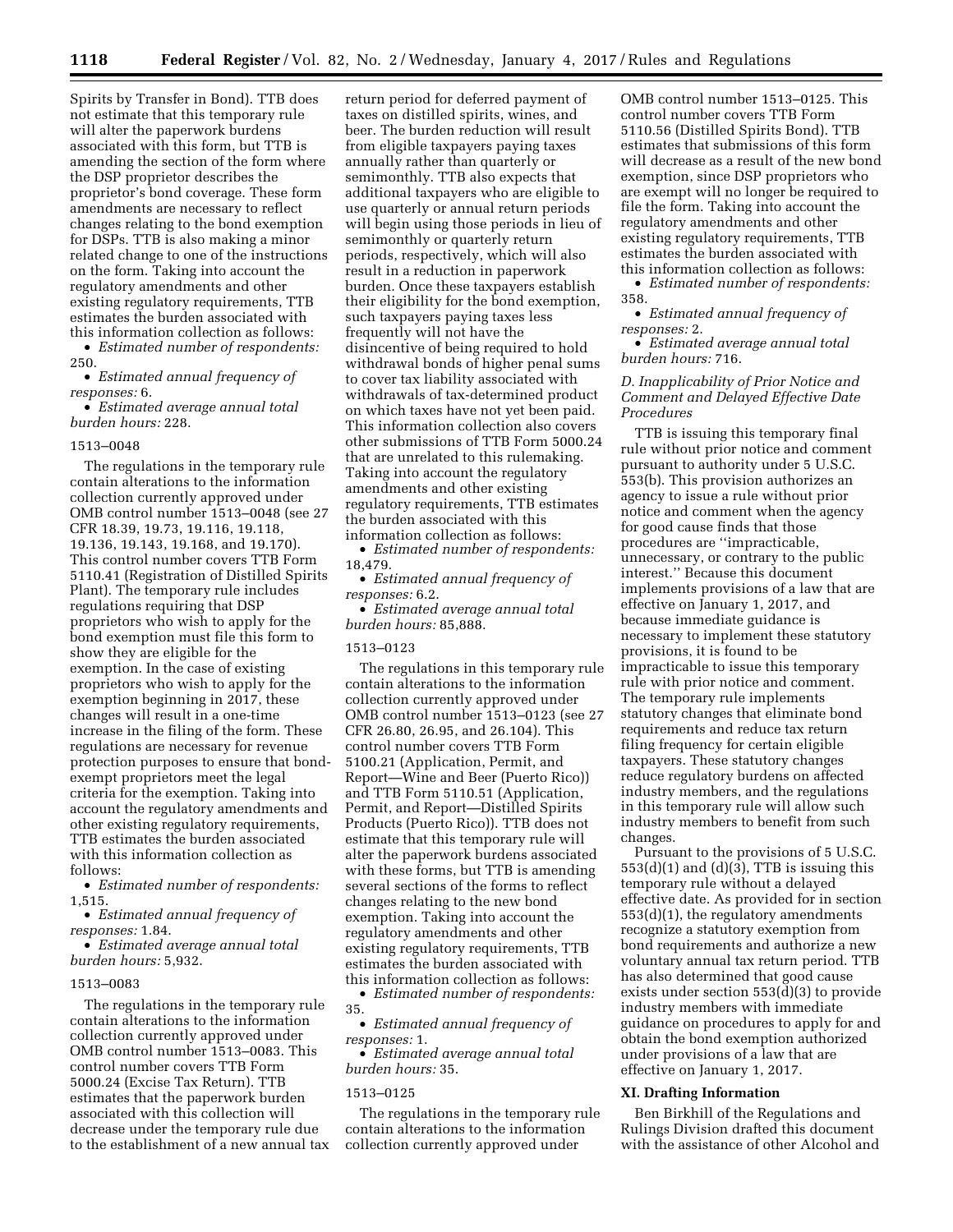Spirits by Transfer in Bond). TTB does not estimate that this temporary rule will alter the paperwork burdens associated with this form, but TTB is amending the section of the form where the DSP proprietor describes the proprietor's bond coverage. These form amendments are necessary to reflect changes relating to the bond exemption for DSPs. TTB is also making a minor related change to one of the instructions on the form. Taking into account the regulatory amendments and other existing regulatory requirements, TTB estimates the burden associated with this information collection as follows:

- *Estimated number of respondents:* 250.
- *Estimated annual frequency of responses:* 6.
- *Estimated average annual total burden hours:* 228.

1513–0048

The regulations in the temporary rule contain alterations to the information collection currently approved under OMB control number 1513–0048 (see 27 CFR 18.39, 19.73, 19.116, 19.118, 19.136, 19.143, 19.168, and 19.170). This control number covers TTB Form 5110.41 (Registration of Distilled Spirits Plant). The temporary rule includes regulations requiring that DSP proprietors who wish to apply for the bond exemption must file this form to show they are eligible for the exemption. In the case of existing proprietors who wish to apply for the exemption beginning in 2017, these changes will result in a one-time increase in the filing of the form. These regulations are necessary for revenue protection purposes to ensure that bond-exempt proprietors meet the legal criteria for the exemption. Taking into account the regulatory amendments and other existing regulatory requirements, TTB estimates the burden associated with this information collection as follows:

- *Estimated number of respondents:* 1,515.
- *Estimated annual frequency of responses:* 1.84.
- *Estimated average annual total burden hours:* 5,932.

1513–0083

The regulations in the temporary rule contain alterations to the information collection currently approved under OMB control number 1513–0083. This control number covers TTB Form 5000.24 (Excise Tax Return). TTB estimates that the paperwork burden associated with this collection will decrease under the temporary rule due to the establishment of a new annual tax return period for deferred payment of taxes on distilled spirits, wines, and beer. The burden reduction will result from eligible taxpayers paying taxes annually rather than quarterly or semimonthly. TTB also expects that additional taxpayers who are eligible to use quarterly or annual return periods will begin using those periods in lieu of semimonthly or quarterly return periods, respectively, which will also result in a reduction in paperwork burden. Once these taxpayers establish their eligibility for the bond exemption, such taxpayers paying taxes less frequently will not have the disincentive of being required to hold withdrawal bonds of higher penal sums to cover tax liability associated with withdrawals of tax-determined product on which taxes have not yet been paid. This information collection also covers other submissions of TTB Form 5000.24 that are unrelated to this rulemaking. Taking into account the regulatory amendments and other existing regulatory requirements, TTB estimates the burden associated with this information collection as follows:

- *Estimated number of respondents:* 18,479.
- *Estimated annual frequency of responses:* 6.2.
- *Estimated average annual total burden hours:* 85,888.

1513–0123

The regulations in this temporary rule contain alterations to the information collection currently approved under OMB control number 1513–0123 (see 27 CFR 26.80, 26.95, and 26.104). This control number covers TTB Form 5100.21 (Application, Permit, and Report—Wine and Beer (Puerto Rico)) and TTB Form 5110.51 (Application, Permit, and Report—Distilled Spirits Products (Puerto Rico)). TTB does not estimate that this temporary rule will alter the paperwork burdens associated with these forms, but TTB is amending several sections of the forms to reflect changes relating to the new bond exemption. Taking into account the regulatory amendments and other existing regulatory requirements, TTB estimates the burden associated with this information collection as follows:

- *Estimated number of respondents:* 35.
- *Estimated annual frequency of responses:* 1.
- *Estimated average annual total burden hours:* 35.

1513–0125

The regulations in the temporary rule contain alterations to the information collection currently approved under OMB control number 1513–0125. This control number covers TTB Form 5110.56 (Distilled Spirits Bond). TTB estimates that submissions of this form will decrease as a result of the new bond exemption, since DSP proprietors who are exempt will no longer be required to file the form. Taking into account the regulatory amendments and other existing regulatory requirements, TTB estimates the burden associated with this information collection as follows:

- *Estimated number of respondents:* 358.
- *Estimated annual frequency of responses:* 2.
- *Estimated average annual total burden hours:* 716.

### *D. Inapplicability of Prior Notice and Comment and Delayed Effective Date Procedures*

TTB is issuing this temporary final rule without prior notice and comment pursuant to authority under 5 U.S.C. 553(b). This provision authorizes an agency to issue a rule without prior notice and comment when the agency for good cause finds that those procedures are ''impracticable, unnecessary, or contrary to the public interest.'' Because this document implements provisions of a law that are effective on January 1, 2017, and because immediate guidance is necessary to implement these statutory provisions, it is found to be impracticable to issue this temporary rule with prior notice and comment. The temporary rule implements statutory changes that eliminate bond requirements and reduce tax return filing frequency for certain eligible taxpayers. These statutory changes reduce regulatory burdens on affected industry members, and the regulations in this temporary rule will allow such industry members to benefit from such changes.

Pursuant to the provisions of 5 U.S.C. 553(d)(1) and (d)(3), TTB is issuing this temporary rule without a delayed effective date. As provided for in section 553(d)(1), the regulatory amendments recognize a statutory exemption from bond requirements and authorize a new voluntary annual tax return period. TTB has also determined that good cause exists under section 553(d)(3) to provide industry members with immediate guidance on procedures to apply for and obtain the bond exemption authorized under provisions of a law that are effective on January 1, 2017.

## XI. Drafting Information

Ben Birkhill of the Regulations and Rulings Division drafted this document with the assistance of other Alcohol and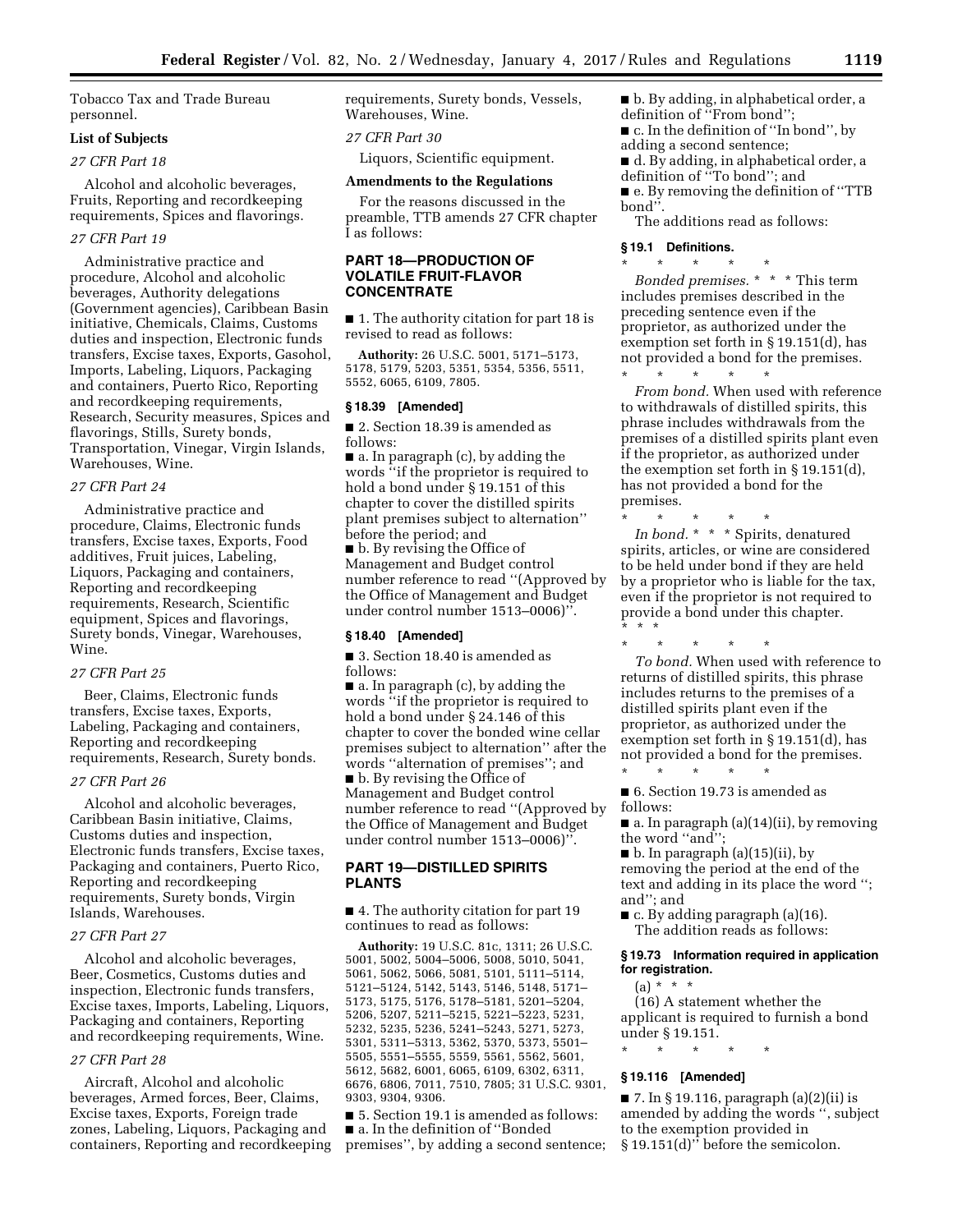Tobacco Tax and Trade Bureau personnel.

**List of Subjects**

*27 CFR Part 18*

Alcohol and alcoholic beverages, Fruits, Reporting and recordkeeping requirements, Spices and flavorings.

*27 CFR Part 19*

Administrative practice and procedure, Alcohol and alcoholic beverages, Authority delegations (Government agencies), Caribbean Basin initiative, Chemicals, Claims, Customs duties and inspection, Electronic funds transfers, Excise taxes, Exports, Gasohol, Imports, Labeling, Liquors, Packaging and containers, Puerto Rico, Reporting and recordkeeping requirements, Research, Security measures, Spices and flavorings, Stills, Surety bonds, Transportation, Vinegar, Virgin Islands, Warehouses, Wine.

*27 CFR Part 24*

Administrative practice and procedure, Claims, Electronic funds transfers, Excise taxes, Exports, Food additives, Fruit juices, Labeling, Liquors, Packaging and containers, Reporting and recordkeeping requirements, Research, Scientific equipment, Spices and flavorings, Surety bonds, Vinegar, Warehouses, Wine.

*27 CFR Part 25*

Beer, Claims, Electronic funds transfers, Excise taxes, Exports, Labeling, Packaging and containers, Reporting and recordkeeping requirements, Research, Surety bonds.

*27 CFR Part 26*

Alcohol and alcoholic beverages, Caribbean Basin initiative, Claims, Customs duties and inspection, Electronic funds transfers, Excise taxes, Packaging and containers, Puerto Rico, Reporting and recordkeeping requirements, Surety bonds, Virgin Islands, Warehouses.

*27 CFR Part 27*

Alcohol and alcoholic beverages, Beer, Cosmetics, Customs duties and inspection, Electronic funds transfers, Excise taxes, Imports, Labeling, Liquors, Packaging and containers, Reporting and recordkeeping requirements, Wine.

*27 CFR Part 28*

Aircraft, Alcohol and alcoholic beverages, Armed forces, Beer, Claims, Excise taxes, Exports, Foreign trade zones, Labeling, Liquors, Packaging and containers, Reporting and recordkeeping requirements, Surety bonds, Vessels, Warehouses, Wine.

*27 CFR Part 30*

Liquors, Scientific equipment.

**Amendments to the Regulations**

For the reasons discussed in the preamble, TTB amends 27 CFR chapter I as follows:

## PART 18—PRODUCTION OF VOLATILE FRUIT-FLAVOR CONCENTRATE

■ 1. The authority citation for part 18 is revised to read as follows:

**Authority:** 26 U.S.C. 5001, 5171–5173, 5178, 5179, 5203, 5351, 5354, 5356, 5511, 5552, 6065, 6109, 7805.

### § 18.39 [Amended]

■ 2. Section 18.39 is amended as follows:

■ a. In paragraph (c), by adding the words "if the proprietor is required to hold a bond under § 19.151 of this chapter to cover the distilled spirits plant premises subject to alternation" before the period; and

■ b. By revising the Office of Management and Budget control number reference to read "(Approved by the Office of Management and Budget under control number 1513–0006)".

### § 18.40 [Amended]

■ 3. Section 18.40 is amended as follows:

■ a. In paragraph (c), by adding the words "if the proprietor is required to hold a bond under § 24.146 of this chapter to cover the bonded wine cellar premises subject to alternation" after the words "alternation of premises"; and

■ b. By revising the Office of Management and Budget control number reference to read "(Approved by the Office of Management and Budget under control number 1513–0006)".

## PART 19—DISTILLED SPIRITS PLANTS

■ 4. The authority citation for part 19 continues to read as follows:

**Authority:** 19 U.S.C. 81c, 1311; 26 U.S.C. 5001, 5002, 5004–5006, 5008, 5010, 5041, 5061, 5062, 5066, 5081, 5101, 5111–5114, 5121–5124, 5142, 5143, 5146, 5148, 5171–5173, 5175, 5176, 5178–5181, 5201–5204, 5206, 5207, 5211–5215, 5221–5223, 5231, 5232, 5235, 5236, 5241–5243, 5271, 5273, 5301, 5311–5313, 5362, 5370, 5373, 5501–5505, 5551–5555, 5559, 5561, 5562, 5601, 5612, 5682, 6001, 6065, 6109, 6302, 6311, 6676, 6806, 7011, 7510, 7805; 31 U.S.C. 9301, 9303, 9304, 9306.

■ 5. Section 19.1 is amended as follows:

■ a. In the definition of "Bonded premises", by adding a second sentence;

■ b. By adding, in alphabetical order, a definition of "From bond";

■ c. In the definition of "In bond", by adding a second sentence;

■ d. By adding, in alphabetical order, a definition of "To bond"; and

■ e. By removing the definition of "TTB bond".

The additions read as follows:

### § 19.1 Definitions.

\* \* \* \* \*

*Bonded premises.* \* \* \* This term includes premises described in the preceding sentence even if the proprietor, as authorized under the exemption set forth in § 19.151(d), has not provided a bond for the premises.

\* \* \* \* \*

*From bond.* When used with reference to withdrawals of distilled spirits, this phrase includes withdrawals from the premises of a distilled spirits plant even if the proprietor, as authorized under the exemption set forth in § 19.151(d), has not provided a bond for the premises.

\* \* \* \* \*

*In bond.* \* \* \* Spirits, denatured spirits, articles, or wine are considered to be held under bond if they are held by a proprietor who is liable for the tax, even if the proprietor is not required to provide a bond under this chapter. \* \* \*

\* \* \* \* \*

*To bond.* When used with reference to returns of distilled spirits, this phrase includes returns to the premises of a distilled spirits plant even if the proprietor, as authorized under the exemption set forth in § 19.151(d), has not provided a bond for the premises.

\* \* \* \* \*

■ 6. Section 19.73 is amended as follows:

■ a. In paragraph (a)(14)(ii), by removing the word "and";

■ b. In paragraph (a)(15)(ii), by removing the period at the end of the text and adding in its place the word "; and"; and

■ c. By adding paragraph (a)(16).

The addition reads as follows:

### § 19.73 Information required in application for registration.

(a) \* \* \*

(16) A statement whether the applicant is required to furnish a bond under § 19.151.

\* \* \* \* \*

### § 19.116 [Amended]

■ 7. In § 19.116, paragraph (a)(2)(ii) is amended by adding the words ", subject to the exemption provided in § 19.151(d)" before the semicolon.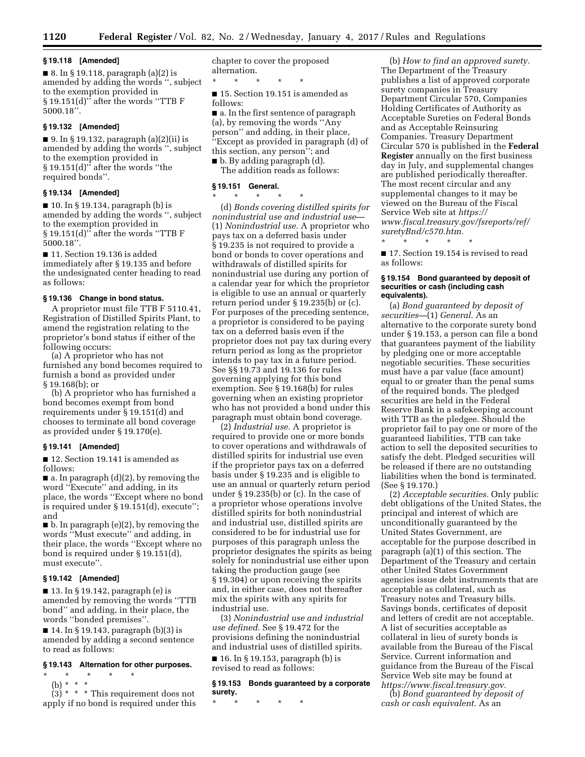### § 19.118 [Amended]

■ 8. In § 19.118, paragraph (a)(2) is amended by adding the words '', subject to the exemption provided in § 19.151(d)'' after the words ''TTB F 5000.18''.

### § 19.132 [Amended]

■ 9. In § 19.132, paragraph (a)(2)(ii) is amended by adding the words '', subject to the exemption provided in § 19.151(d)'' after the words ''the required bonds''.

### § 19.134 [Amended]

■ 10. In § 19.134, paragraph (b) is amended by adding the words '', subject to the exemption provided in § 19.151(d)'' after the words ''TTB F 5000.18''.

■ 11. Section 19.136 is added immediately after § 19.135 and before the undesignated center heading to read as follows:

### § 19.136 Change in bond status.

A proprietor must file TTB F 5110.41, Registration of Distilled Spirits Plant, to amend the registration relating to the proprietor's bond status if either of the following occurs:

(a) A proprietor who has not furnished any bond becomes required to furnish a bond as provided under § 19.168(b); or

(b) A proprietor who has furnished a bond becomes exempt from bond requirements under § 19.151(d) and chooses to terminate all bond coverage as provided under § 19.170(e).

### § 19.141 [Amended]

■ 12. Section 19.141 is amended as follows:

■ a. In paragraph (d)(2), by removing the word ''Execute'' and adding, in its place, the words ''Except where no bond is required under § 19.151(d), execute''; and

■ b. In paragraph (e)(2), by removing the words ''Must execute'' and adding, in their place, the words ''Except where no bond is required under § 19.151(d), must execute''.

### § 19.142 [Amended]

■ 13. In § 19.142, paragraph (e) is amended by removing the words ''TTB bond'' and adding, in their place, the words ''bonded premises''.

■ 14. In § 19.143, paragraph (b)(3) is amended by adding a second sentence to read as follows:

### § 19.143 Alternation for other purposes.

\* \* \* \* \*

(b) \* \* \*

(3) \* \* \* This requirement does not apply if no bond is required under this chapter to cover the proposed alternation.

\* \* \* \* \*

■ 15. Section 19.151 is amended as follows:

■ a. In the first sentence of paragraph (a), by removing the words ''Any person'' and adding, in their place, ''Except as provided in paragraph (d) of this section, any person''; and

■ b. By adding paragraph (d).

The addition reads as follows:

### § 19.151 General.

\* \* \* \* \*

(d) *Bonds covering distilled spirits for nonindustrial use and industrial use*—(1) *Nonindustrial use.* A proprietor who pays tax on a deferred basis under § 19.235 is not required to provide a bond or bonds to cover operations and withdrawals of distilled spirits for nonindustrial use during any portion of a calendar year for which the proprietor is eligible to use an annual or quarterly return period under § 19.235(b) or (c). For purposes of the preceding sentence, a proprietor is considered to be paying tax on a deferred basis even if the proprietor does not pay tax during every return period as long as the proprietor intends to pay tax in a future period. See §§ 19.73 and 19.136 for rules governing applying for this bond exemption. See § 19.168(b) for rules governing when an existing proprietor who has not provided a bond under this paragraph must obtain bond coverage.

(2) *Industrial use.* A proprietor is required to provide one or more bonds to cover operations and withdrawals of distilled spirits for industrial use even if the proprietor pays tax on a deferred basis under § 19.235 and is eligible to use an annual or quarterly return period under § 19.235(b) or (c). In the case of a proprietor whose operations involve distilled spirits for both nonindustrial and industrial use, distilled spirits are considered to be for industrial use for purposes of this paragraph unless the proprietor designates the spirits as being solely for nonindustrial use either upon taking the production gauge (see § 19.304) or upon receiving the spirits and, in either case, does not thereafter mix the spirits with any spirits for industrial use.

(3) *Nonindustrial use and industrial use defined.* See § 19.472 for the provisions defining the nonindustrial and industrial uses of distilled spirits.

■ 16. In § 19.153, paragraph (b) is revised to read as follows:

### § 19.153 Bonds guaranteed by a corporate surety.

\* \* \* \* \*

(b) *How to find an approved surety.* The Department of the Treasury publishes a list of approved corporate surety companies in Treasury Department Circular 570, Companies Holding Certificates of Authority as Acceptable Sureties on Federal Bonds and as Acceptable Reinsuring Companies. Treasury Department Circular 570 is published in the **Federal Register** annually on the first business day in July, and supplemental changes are published periodically thereafter. The most recent circular and any supplemental changes to it may be viewed on the Bureau of the Fiscal Service Web site at *https://www.fiscal.treasury.gov/fsreports/ref/suretyBnd/c570.htm.*

\* \* \* \* \*

■ 17. Section 19.154 is revised to read as follows:

### § 19.154 Bond guaranteed by deposit of securities or cash (including cash equivalents).

(a) *Bond guaranteed by deposit of securities*—(1) *General.* As an alternative to the corporate surety bond under § 19.153, a person can file a bond that guarantees payment of the liability by pledging one or more acceptable negotiable securities. These securities must have a par value (face amount) equal to or greater than the penal sums of the required bonds. The pledged securities are held in the Federal Reserve Bank in a safekeeping account with TTB as the pledgee. Should the proprietor fail to pay one or more of the guaranteed liabilities, TTB can take action to sell the deposited securities to satisfy the debt. Pledged securities will be released if there are no outstanding liabilities when the bond is terminated. (See § 19.170.)

(2) *Acceptable securities.* Only public debt obligations of the United States, the principal and interest of which are unconditionally guaranteed by the United States Government, are acceptable for the purpose described in paragraph (a)(1) of this section. The Department of the Treasury and certain other United States Government agencies issue debt instruments that are acceptable as collateral, such as Treasury notes and Treasury bills. Savings bonds, certificates of deposit and letters of credit are not acceptable. A list of securities acceptable as collateral in lieu of surety bonds is available from the Bureau of the Fiscal Service. Current information and guidance from the Bureau of the Fiscal Service Web site may be found at *https://www.fiscal.treasury.gov.*

(b) *Bond guaranteed by deposit of cash or cash equivalent.* As an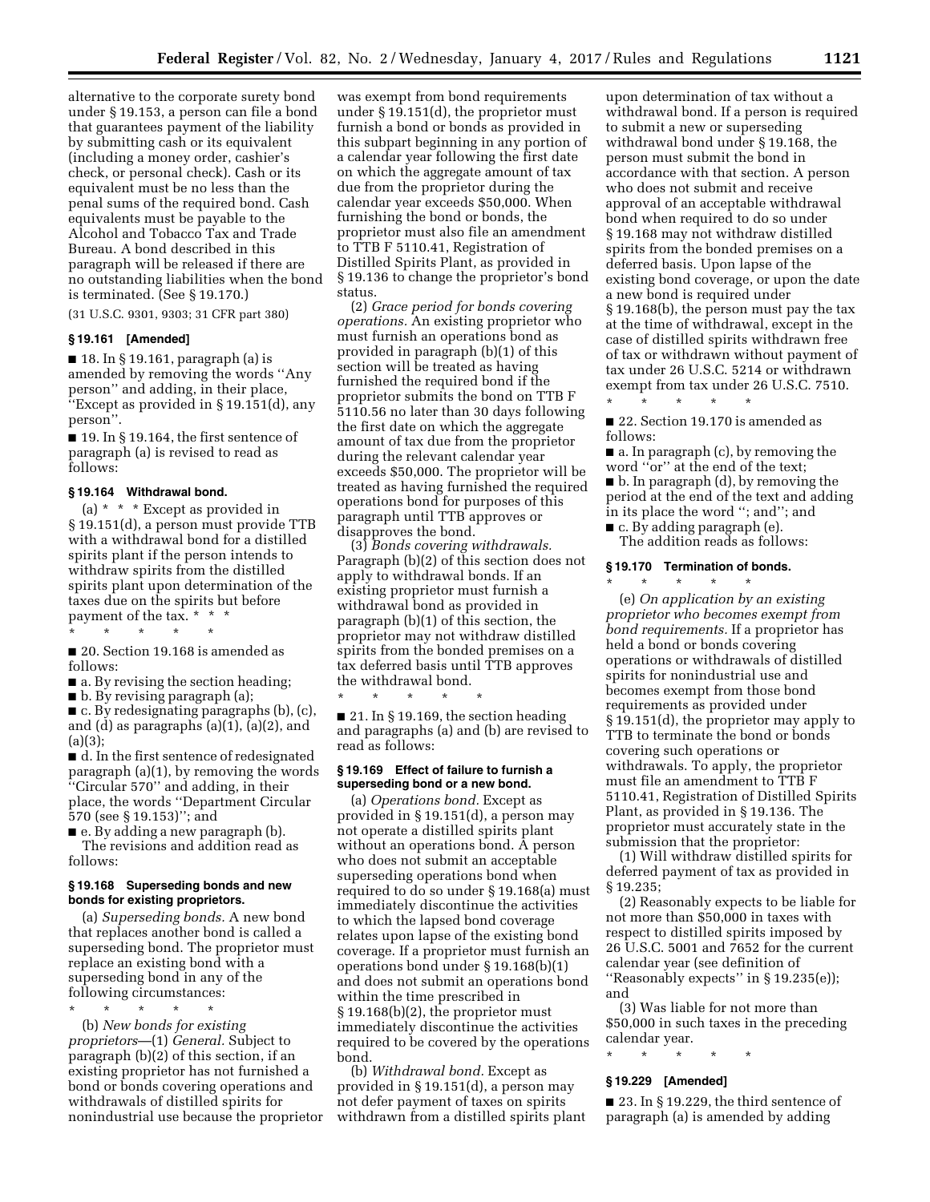alternative to the corporate surety bond under § 19.153, a person can file a bond that guarantees payment of the liability by submitting cash or its equivalent (including a money order, cashier's check, or personal check). Cash or its equivalent must be no less than the penal sums of the required bond. Cash equivalents must be payable to the Alcohol and Tobacco Tax and Trade Bureau. A bond described in this paragraph will be released if there are no outstanding liabilities when the bond is terminated. (See § 19.170.)

(31 U.S.C. 9301, 9303; 31 CFR part 380)

### § 19.161 [Amended]

■ 18. In § 19.161, paragraph (a) is amended by removing the words "Any person" and adding, in their place, "Except as provided in § 19.151(d), any person".

■ 19. In § 19.164, the first sentence of paragraph (a) is revised to read as follows:

### § 19.164 Withdrawal bond.

(a) * * * Except as provided in § 19.151(d), a person must provide TTB with a withdrawal bond for a distilled spirits plant if the person intends to withdraw spirits from the distilled spirits plant upon determination of the taxes due on the spirits but before payment of the tax. * * *

\* \* \* \* \*

■ 20. Section 19.168 is amended as follows:

■ a. By revising the section heading;

■ b. By revising paragraph (a);

■ c. By redesignating paragraphs (b), (c), and (d) as paragraphs (a)(1), (a)(2), and (a)(3);

■ d. In the first sentence of redesignated paragraph (a)(1), by removing the words "Circular 570" and adding, in their place, the words "Department Circular 570 (see § 19.153)"; and

■ e. By adding a new paragraph (b).

The revisions and addition read as follows:

### § 19.168 Superseding bonds and new bonds for existing proprietors.

(a) *Superseding bonds.* A new bond that replaces another bond is called a superseding bond. The proprietor must replace an existing bond with a superseding bond in any of the following circumstances:

\* \* \* \* \*

(b) *New bonds for existing proprietors*—(1) *General.* Subject to paragraph (b)(2) of this section, if an existing proprietor has not furnished a bond or bonds covering operations and withdrawals of distilled spirits for nonindustrial use because the proprietor was exempt from bond requirements under § 19.151(d), the proprietor must furnish a bond or bonds as provided in this subpart beginning in any portion of a calendar year following the first date on which the aggregate amount of tax due from the proprietor during the calendar year exceeds $50,000. When furnishing the bond or bonds, the proprietor must also file an amendment to TTB F 5110.41, Registration of Distilled Spirits Plant, as provided in § 19.136 to change the proprietor's bond status.

(2) *Grace period for bonds covering operations.* An existing proprietor who must furnish an operations bond as provided in paragraph (b)(1) of this section will be treated as having furnished the required bond if the proprietor submits the bond on TTB F 5110.56 no later than 30 days following the first date on which the aggregate amount of tax due from the proprietor during the relevant calendar year exceeds $50,000. The proprietor will be treated as having furnished the required operations bond for purposes of this paragraph until TTB approves or disapproves the bond.

(3) *Bonds covering withdrawals.* Paragraph (b)(2) of this section does not apply to withdrawal bonds. If an existing proprietor must furnish a withdrawal bond as provided in paragraph (b)(1) of this section, the proprietor may not withdraw distilled spirits from the bonded premises on a tax deferred basis until TTB approves the withdrawal bond.

\* \* \* \* \*

■ 21. In § 19.169, the section heading and paragraphs (a) and (b) are revised to read as follows:

### § 19.169 Effect of failure to furnish a superseding bond or a new bond.

(a) *Operations bond.* Except as provided in § 19.151(d), a person may not operate a distilled spirits plant without an operations bond. A person who does not submit an acceptable superseding operations bond when required to do so under § 19.168(a) must immediately discontinue the activities to which the lapsed bond coverage relates upon lapse of the existing bond coverage. If a proprietor must furnish an operations bond under § 19.168(b)(1) and does not submit an operations bond within the time prescribed in § 19.168(b)(2), the proprietor must immediately discontinue the activities required to be covered by the operations bond.

(b) *Withdrawal bond.* Except as provided in § 19.151(d), a person may not defer payment of taxes on spirits withdrawn from a distilled spirits plant upon determination of tax without a withdrawal bond. If a person is required to submit a new or superseding withdrawal bond under § 19.168, the person must submit the bond in accordance with that section. A person who does not submit and receive approval of an acceptable withdrawal bond when required to do so under § 19.168 may not withdraw distilled spirits from the bonded premises on a deferred basis. Upon lapse of the existing bond coverage, or upon the date a new bond is required under § 19.168(b), the person must pay the tax at the time of withdrawal, except in the case of distilled spirits withdrawn free of tax or withdrawn without payment of tax under 26 U.S.C. 5214 or withdrawn exempt from tax under 26 U.S.C. 7510.

\* \* \* \* \*

■ 22. Section 19.170 is amended as follows:

■ a. In paragraph (c), by removing the word "or" at the end of the text;

■ b. In paragraph (d), by removing the period at the end of the text and adding in its place the word "; and"; and

■ c. By adding paragraph (e).

The addition reads as follows:

### § 19.170 Termination of bonds.

\* \* \* \* \*

(e) *On application by an existing proprietor who becomes exempt from bond requirements.* If a proprietor has held a bond or bonds covering operations or withdrawals of distilled spirits for nonindustrial use and becomes exempt from those bond requirements as provided under § 19.151(d), the proprietor may apply to TTB to terminate the bond or bonds covering such operations or withdrawals. To apply, the proprietor must file an amendment to TTB F 5110.41, Registration of Distilled Spirits Plant, as provided in § 19.136. The proprietor must accurately state in the submission that the proprietor:

(1) Will withdraw distilled spirits for deferred payment of tax as provided in § 19.235;

(2) Reasonably expects to be liable for not more than $50,000 in taxes with respect to distilled spirits imposed by 26 U.S.C. 5001 and 7652 for the current calendar year (see definition of "Reasonably expects" in § 19.235(e)); and

(3) Was liable for not more than $50,000 in such taxes in the preceding calendar year.

\* \* \* \* \*

### § 19.229 [Amended]

■ 23. In § 19.229, the third sentence of paragraph (a) is amended by adding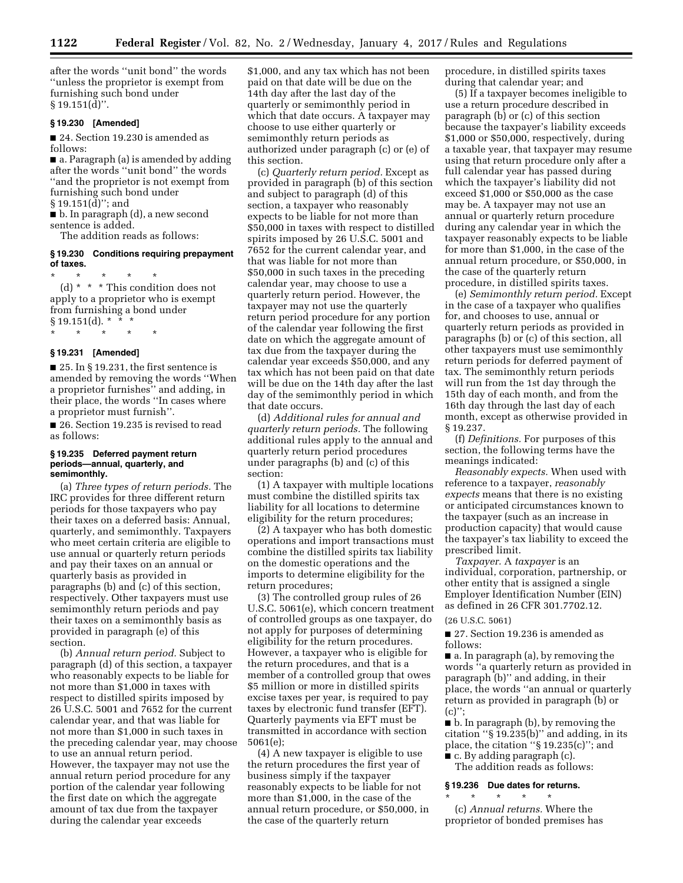after the words ''unit bond'' the words ''unless the proprietor is exempt from furnishing such bond under § 19.151(d)''.

**§ 19.230 [Amended]**

■ 24. Section 19.230 is amended as follows:

■ a. Paragraph (a) is amended by adding after the words ''unit bond'' the words ''and the proprietor is not exempt from furnishing such bond under § 19.151(d)''; and

■ b. In paragraph (d), a new second sentence is added.

The addition reads as follows:

**§ 19.230 Conditions requiring prepayment of taxes.**

\* \* \* \* \*

(d) \* \* \* This condition does not apply to a proprietor who is exempt from furnishing a bond under § 19.151(d). \* \* \*

\* \* \* \* \*

**§ 19.231 [Amended]**

■ 25. In § 19.231, the first sentence is amended by removing the words ''When a proprietor furnishes'' and adding, in their place, the words ''In cases where a proprietor must furnish''.

■ 26. Section 19.235 is revised to read as follows:

**§ 19.235 Deferred payment return periods—annual, quarterly, and semimonthly.**

(a) *Three types of return periods.* The IRC provides for three different return periods for those taxpayers who pay their taxes on a deferred basis: Annual, quarterly, and semimonthly. Taxpayers who meet certain criteria are eligible to use annual or quarterly return periods and pay their taxes on an annual or quarterly basis as provided in paragraphs (b) and (c) of this section, respectively. Other taxpayers must use semimonthly return periods and pay their taxes on a semimonthly basis as provided in paragraph (e) of this section.

(b) *Annual return period.* Subject to paragraph (d) of this section, a taxpayer who reasonably expects to be liable for not more than $1,000 in taxes with respect to distilled spirits imposed by 26 U.S.C. 5001 and 7652 for the current calendar year, and that was liable for not more than $1,000 in such taxes in the preceding calendar year, may choose to use an annual return period. However, the taxpayer may not use the annual return period procedure for any portion of the calendar year following the first date on which the aggregate amount of tax due from the taxpayer during the calendar year exceeds $1,000, and any tax which has not been paid on that date will be due on the 14th day after the last day of the quarterly or semimonthly period in which that date occurs. A taxpayer may choose to use either quarterly or semimonthly return periods as authorized under paragraph (c) or (e) of this section.

(c) *Quarterly return period.* Except as provided in paragraph (b) of this section and subject to paragraph (d) of this section, a taxpayer who reasonably expects to be liable for not more than $50,000 in taxes with respect to distilled spirits imposed by 26 U.S.C. 5001 and 7652 for the current calendar year, and that was liable for not more than $50,000 in such taxes in the preceding calendar year, may choose to use a quarterly return period. However, the taxpayer may not use the quarterly return period procedure for any portion of the calendar year following the first date on which the aggregate amount of tax due from the taxpayer during the calendar year exceeds $50,000, and any tax which has not been paid on that date will be due on the 14th day after the last day of the semimonthly period in which that date occurs.

(d) *Additional rules for annual and quarterly return periods.* The following additional rules apply to the annual and quarterly return period procedures under paragraphs (b) and (c) of this section:

(1) A taxpayer with multiple locations must combine the distilled spirits tax liability for all locations to determine eligibility for the return procedures;

(2) A taxpayer who has both domestic operations and import transactions must combine the distilled spirits tax liability on the domestic operations and the imports to determine eligibility for the return procedures;

(3) The controlled group rules of 26 U.S.C. 5061(e), which concern treatment of controlled groups as one taxpayer, do not apply for purposes of determining eligibility for the return procedures. However, a taxpayer who is eligible for the return procedures, and that is a member of a controlled group that owes $5 million or more in distilled spirits excise taxes per year, is required to pay taxes by electronic fund transfer (EFT). Quarterly payments via EFT must be transmitted in accordance with section 5061(e);

(4) A new taxpayer is eligible to use the return procedures the first year of business simply if the taxpayer reasonably expects to be liable for not more than $1,000, in the case of the annual return procedure, or $50,000, in the case of the quarterly return procedure, in distilled spirits taxes during that calendar year; and

(5) If a taxpayer becomes ineligible to use a return procedure described in paragraph (b) or (c) of this section because the taxpayer's liability exceeds $1,000 or $50,000, respectively, during a taxable year, that taxpayer may resume using that return procedure only after a full calendar year has passed during which the taxpayer's liability did not exceed $1,000 or $50,000 as the case may be. A taxpayer may not use an annual or quarterly return procedure during any calendar year in which the taxpayer reasonably expects to be liable for more than $1,000, in the case of the annual return procedure, or $50,000, in the case of the quarterly return procedure, in distilled spirits taxes.

(e) *Semimonthly return period.* Except in the case of a taxpayer who qualifies for, and chooses to use, annual or quarterly return periods as provided in paragraphs (b) or (c) of this section, all other taxpayers must use semimonthly return periods for deferred payment of tax. The semimonthly return periods will run from the 1st day through the 15th day of each month, and from the 16th day through the last day of each month, except as otherwise provided in § 19.237.

(f) *Definitions.* For purposes of this section, the following terms have the meanings indicated:

*Reasonably expects.* When used with reference to a taxpayer, *reasonably expects* means that there is no existing or anticipated circumstances known to the taxpayer (such as an increase in production capacity) that would cause the taxpayer's tax liability to exceed the prescribed limit.

*Taxpayer.* A *taxpayer* is an individual, corporation, partnership, or other entity that is assigned a single Employer Identification Number (EIN) as defined in 26 CFR 301.7702.12.

(26 U.S.C. 5061)

■ 27. Section 19.236 is amended as follows:

■ a. In paragraph (a), by removing the words ''a quarterly return as provided in paragraph (b)'' and adding, in their place, the words ''an annual or quarterly return as provided in paragraph (b) or (c)'';

■ b. In paragraph (b), by removing the citation ''§ 19.235(b)'' and adding, in its place, the citation ''§ 19.235(c)''; and

■ c. By adding paragraph (c).

The addition reads as follows:

**§ 19.236 Due dates for returns.**

\* \* \* \* \*

(c) *Annual returns.* Where the proprietor of bonded premises has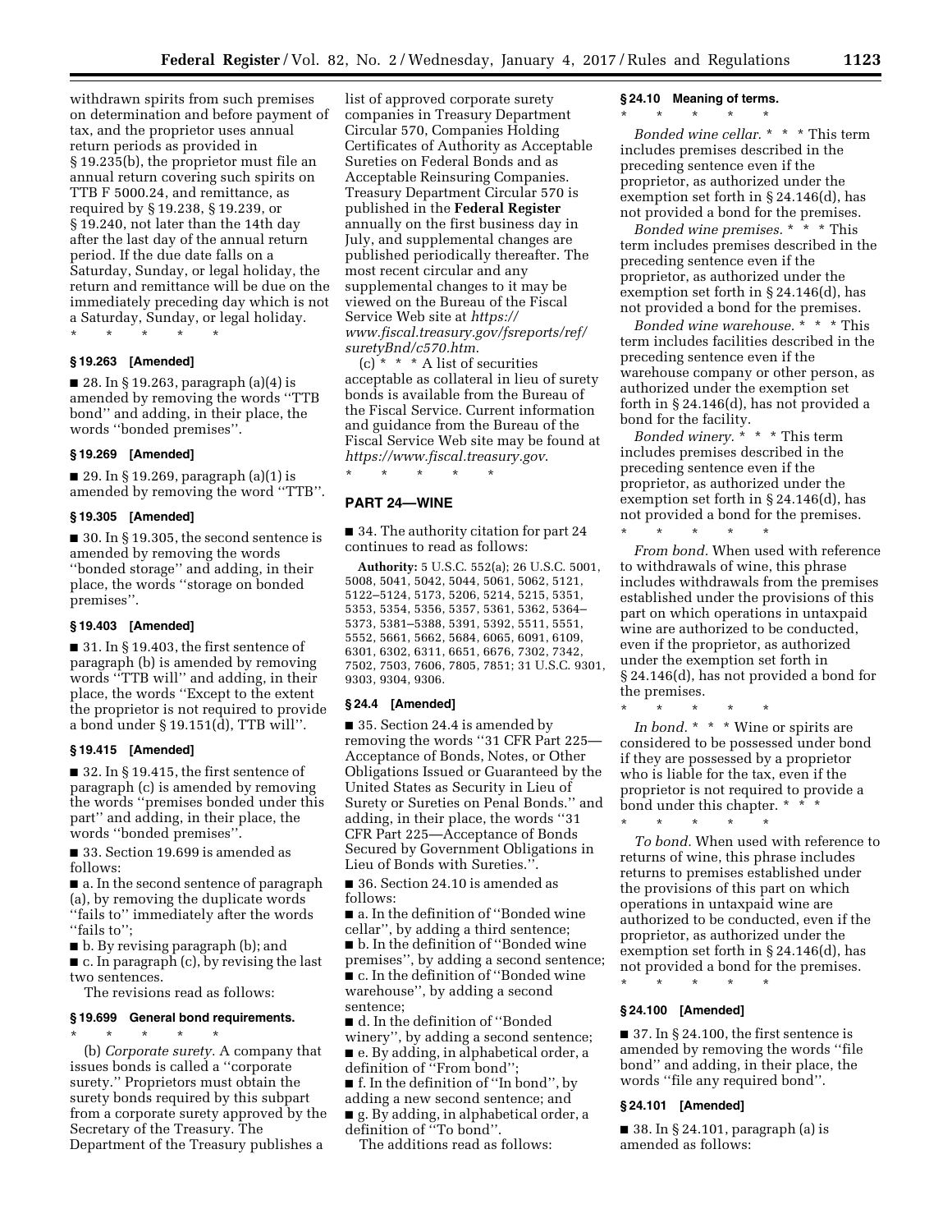withdrawn spirits from such premises on determination and before payment of tax, and the proprietor uses annual return periods as provided in § 19.235(b), the proprietor must file an annual return covering such spirits on TTB F 5000.24, and remittance, as required by § 19.238, § 19.239, or § 19.240, not later than the 14th day after the last day of the annual return period. If the due date falls on a Saturday, Sunday, or legal holiday, the return and remittance will be due on the immediately preceding day which is not a Saturday, Sunday, or legal holiday.

\* \* \* \* \*

**§ 19.263 [Amended]**

■ 28. In § 19.263, paragraph (a)(4) is amended by removing the words "TTB bond" and adding, in their place, the words "bonded premises".

**§ 19.269 [Amended]**

■ 29. In § 19.269, paragraph (a)(1) is amended by removing the word "TTB".

**§ 19.305 [Amended]**

■ 30. In § 19.305, the second sentence is amended by removing the words "bonded storage" and adding, in their place, the words "storage on bonded premises".

**§ 19.403 [Amended]**

■ 31. In § 19.403, the first sentence of paragraph (b) is amended by removing words "TTB will" and adding, in their place, the words "Except to the extent the proprietor is not required to provide a bond under § 19.151(d), TTB will".

**§ 19.415 [Amended]**

■ 32. In § 19.415, the first sentence of paragraph (c) is amended by removing the words "premises bonded under this part" and adding, in their place, the words "bonded premises".

■ 33. Section 19.699 is amended as follows:

■ a. In the second sentence of paragraph (a), by removing the duplicate words "fails to" immediately after the words "fails to";

■ b. By revising paragraph (b); and

■ c. In paragraph (c), by revising the last two sentences.

The revisions read as follows:

**§ 19.699 General bond requirements.**

\* \* \* \* \*

(b) *Corporate surety.* A company that issues bonds is called a "corporate surety." Proprietors must obtain the surety bonds required by this subpart from a corporate surety approved by the Secretary of the Treasury. The Department of the Treasury publishes a list of approved corporate surety companies in Treasury Department Circular 570, Companies Holding Certificates of Authority as Acceptable Sureties on Federal Bonds and as Acceptable Reinsuring Companies. Treasury Department Circular 570 is published in the **Federal Register** annually on the first business day in July, and supplemental changes are published periodically thereafter. The most recent circular and any supplemental changes to it may be viewed on the Bureau of the Fiscal Service Web site at *https://www.fiscal.treasury.gov/fsreports/ref/suretyBnd/c570.htm*.

(c) \* \* \* A list of securities acceptable as collateral in lieu of surety bonds is available from the Bureau of the Fiscal Service. Current information and guidance from the Bureau of the Fiscal Service Web site may be found at *https://www.fiscal.treasury.gov*.

\* \* \* \* \*

## PART 24—WINE

■ 34. The authority citation for part 24 continues to read as follows:

**Authority:** 5 U.S.C. 552(a); 26 U.S.C. 5001, 5008, 5041, 5042, 5044, 5061, 5062, 5121, 5122–5124, 5173, 5206, 5214, 5215, 5351, 5353, 5354, 5356, 5357, 5361, 5362, 5364–5373, 5381–5388, 5391, 5392, 5511, 5551, 5552, 5661, 5662, 5684, 6065, 6091, 6109, 6301, 6302, 6311, 6651, 6676, 7302, 7342, 7502, 7503, 7606, 7805, 7851; 31 U.S.C. 9301, 9303, 9304, 9306.

**§ 24.4 [Amended]**

■ 35. Section 24.4 is amended by removing the words "31 CFR Part 225—Acceptance of Bonds, Notes, or Other Obligations Issued or Guaranteed by the United States as Security in Lieu of Surety or Sureties on Penal Bonds." and adding, in their place, the words "31 CFR Part 225—Acceptance of Bonds Secured by Government Obligations in Lieu of Bonds with Sureties.".

■ 36. Section 24.10 is amended as follows:

■ a. In the definition of "Bonded wine cellar", by adding a third sentence;

■ b. In the definition of "Bonded wine premises", by adding a second sentence;

■ c. In the definition of "Bonded wine warehouse", by adding a second sentence;

■ d. In the definition of "Bonded winery", by adding a second sentence;

■ e. By adding, in alphabetical order, a definition of "From bond";

■ f. In the definition of "In bond", by adding a new second sentence; and

■ g. By adding, in alphabetical order, a definition of "To bond".

The additions read as follows:

**§ 24.10 Meaning of terms.**

\* \* \* \* \*

*Bonded wine cellar.* \* \* \* This term includes premises described in the preceding sentence even if the proprietor, as authorized under the exemption set forth in § 24.146(d), has not provided a bond for the premises.

*Bonded wine premises.* \* \* \* This term includes premises described in the preceding sentence even if the proprietor, as authorized under the exemption set forth in § 24.146(d), has not provided a bond for the premises.

*Bonded wine warehouse.* \* \* \* This term includes facilities described in the preceding sentence even if the warehouse company or other person, as authorized under the exemption set forth in § 24.146(d), has not provided a bond for the facility.

*Bonded winery.* \* \* \* This term includes premises described in the preceding sentence even if the proprietor, as authorized under the exemption set forth in § 24.146(d), has not provided a bond for the premises.

\* \* \* \* \*

*From bond.* When used with reference to withdrawals of wine, this phrase includes withdrawals from the premises established under the provisions of this part on which operations in untaxpaid wine are authorized to be conducted, even if the proprietor, as authorized under the exemption set forth in § 24.146(d), has not provided a bond for the premises.

\* \* \* \* \*

*In bond.* \* \* \* Wine or spirits are considered to be possessed under bond if they are possessed by a proprietor who is liable for the tax, even if the proprietor is not required to provide a bond under this chapter. \* \* \*

\* \* \* \* \*

*To bond.* When used with reference to returns of wine, this phrase includes returns to premises established under the provisions of this part on which operations in untaxpaid wine are authorized to be conducted, even if the proprietor, as authorized under the exemption set forth in § 24.146(d), has not provided a bond for the premises.

\* \* \* \* \*

**§ 24.100 [Amended]**

■ 37. In § 24.100, the first sentence is amended by removing the words "file bond" and adding, in their place, the words "file any required bond".

**§ 24.101 [Amended]**

■ 38. In § 24.101, paragraph (a) is amended as follows: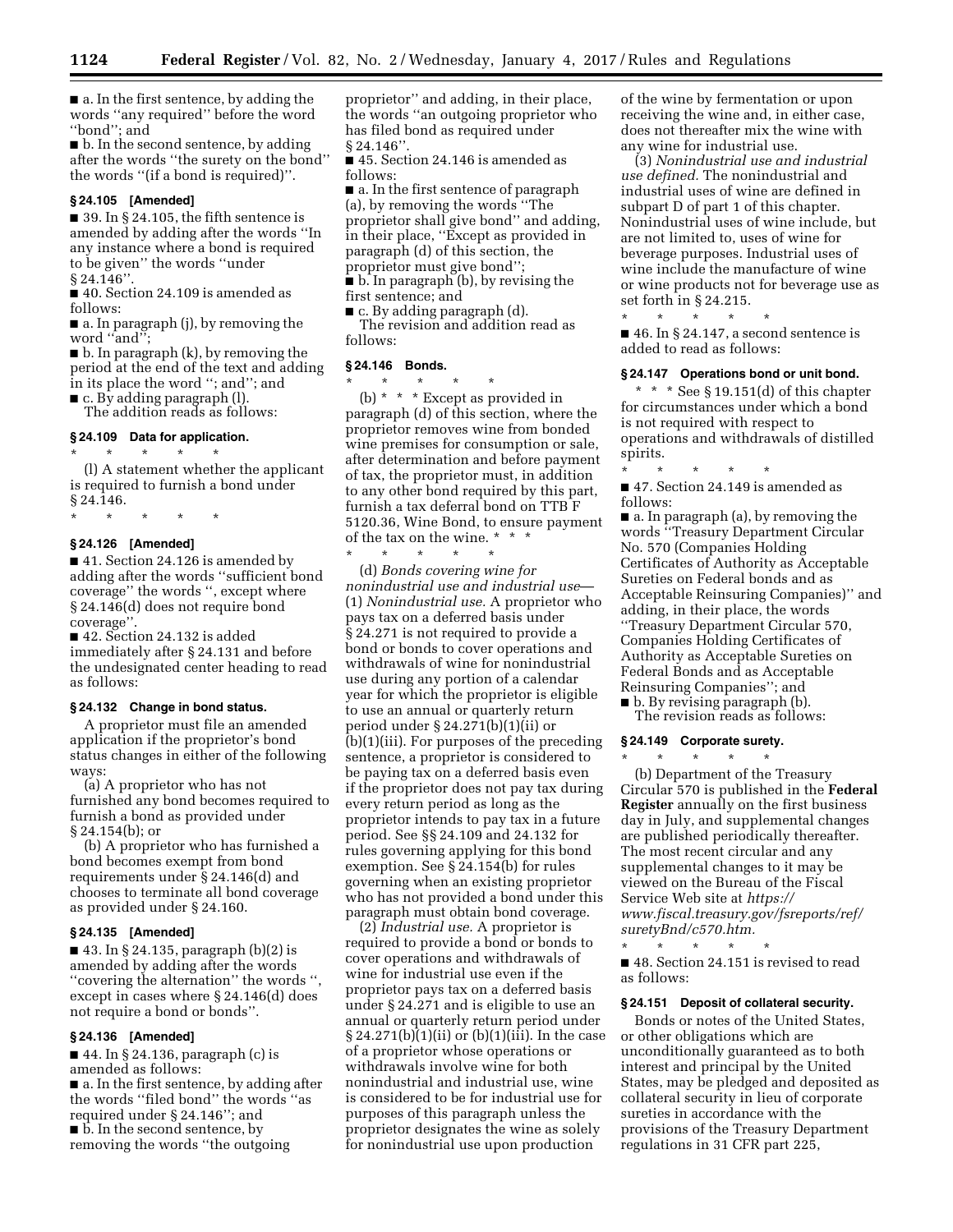■ a. In the first sentence, by adding the words ''any required'' before the word ''bond''; and

■ b. In the second sentence, by adding after the words ''the surety on the bond'' the words ''(if a bond is required)''.

**§ 24.105 [Amended]**

■ 39. In § 24.105, the fifth sentence is amended by adding after the words ''In any instance where a bond is required to be given'' the words ''under § 24.146''.

■ 40. Section 24.109 is amended as follows:

■ a. In paragraph (j), by removing the word ''and'';

■ b. In paragraph (k), by removing the period at the end of the text and adding in its place the word ''; and''; and

■ c. By adding paragraph (l).

The addition reads as follows:

**§ 24.109 Data for application.**

\* \* \* \* \*

(l) A statement whether the applicant is required to furnish a bond under § 24.146.

\* \* \* \* \*

**§ 24.126 [Amended]**

■ 41. Section 24.126 is amended by adding after the words ''sufficient bond coverage'' the words '', except where § 24.146(d) does not require bond coverage''.

■ 42. Section 24.132 is added immediately after § 24.131 and before the undesignated center heading to read as follows:

**§ 24.132 Change in bond status.**

A proprietor must file an amended application if the proprietor's bond status changes in either of the following ways:

(a) A proprietor who has not furnished any bond becomes required to furnish a bond as provided under § 24.154(b); or

(b) A proprietor who has furnished a bond becomes exempt from bond requirements under § 24.146(d) and chooses to terminate all bond coverage as provided under § 24.160.

**§ 24.135 [Amended]**

■ 43. In § 24.135, paragraph (b)(2) is amended by adding after the words ''covering the alternation'' the words '', except in cases where § 24.146(d) does not require a bond or bonds''.

**§ 24.136 [Amended]**

■ 44. In § 24.136, paragraph (c) is amended as follows:

■ a. In the first sentence, by adding after the words ''filed bond'' the words ''as required under § 24.146''; and

■ b. In the second sentence, by removing the words ''the outgoing proprietor'' and adding, in their place, the words ''an outgoing proprietor who has filed bond as required under § 24.146''.

■ 45. Section 24.146 is amended as follows:

■ a. In the first sentence of paragraph (a), by removing the words ''The proprietor shall give bond'' and adding, in their place, ''Except as provided in paragraph (d) of this section, the proprietor must give bond'';

■ b. In paragraph (b), by revising the first sentence; and

■ c. By adding paragraph (d).

The revision and addition read as follows:

**§ 24.146 Bonds.**

\* \* \* \* \*

(b) \* \* \* Except as provided in paragraph (d) of this section, where the proprietor removes wine from bonded wine premises for consumption or sale, after determination and before payment of tax, the proprietor must, in addition to any other bond required by this part, furnish a tax deferral bond on TTB F 5120.36, Wine Bond, to ensure payment of the tax on the wine. \* \* \*

\* \* \* \* \*

(d) *Bonds covering wine for nonindustrial use and industrial use*—(1) *Nonindustrial use.* A proprietor who pays tax on a deferred basis under § 24.271 is not required to provide a bond or bonds to cover operations and withdrawals of wine for nonindustrial use during any portion of a calendar year for which the proprietor is eligible to use an annual or quarterly return period under § 24.271(b)(1)(ii) or (b)(1)(iii). For purposes of the preceding sentence, a proprietor is considered to be paying tax on a deferred basis even if the proprietor does not pay tax during every return period as long as the proprietor intends to pay tax in a future period. See §§ 24.109 and 24.132 for rules governing applying for this bond exemption. See § 24.154(b) for rules governing when an existing proprietor who has not provided a bond under this paragraph must obtain bond coverage.

(2) *Industrial use.* A proprietor is required to provide a bond or bonds to cover operations and withdrawals of wine for industrial use even if the proprietor pays tax on a deferred basis under § 24.271 and is eligible to use an annual or quarterly return period under § 24.271(b)(1)(ii) or (b)(1)(iii). In the case of a proprietor whose operations or withdrawals involve wine for both nonindustrial and industrial use, wine is considered to be for industrial use for purposes of this paragraph unless the proprietor designates the wine as solely for nonindustrial use upon production of the wine by fermentation or upon receiving the wine and, in either case, does not thereafter mix the wine with any wine for industrial use.

(3) *Nonindustrial use and industrial use defined.* The nonindustrial and industrial uses of wine are defined in subpart D of part 1 of this chapter. Nonindustrial uses of wine include, but are not limited to, uses of wine for beverage purposes. Industrial uses of wine include the manufacture of wine or wine products not for beverage use as set forth in § 24.215.

\* \* \* \* \*

■ 46. In § 24.147, a second sentence is added to read as follows:

**§ 24.147 Operations bond or unit bond.**

\* \* \* See § 19.151(d) of this chapter for circumstances under which a bond is not required with respect to operations and withdrawals of distilled spirits.

\* \* \* \* \*

■ 47. Section 24.149 is amended as follows:

■ a. In paragraph (a), by removing the words ''Treasury Department Circular No. 570 (Companies Holding Certificates of Authority as Acceptable Sureties on Federal bonds and as Acceptable Reinsuring Companies)'' and adding, in their place, the words ''Treasury Department Circular 570, Companies Holding Certificate of Authority as Acceptable Sureties on Federal Bonds and as Acceptable Reinsuring Companies''; and

■ b. By revising paragraph (b).

The revision reads as follows:

**§ 24.149 Corporate surety.**

\* \* \* \* \*

(b) Department of the Treasury Circular 570 is published in the **Federal Register** annually on the first business day in July, and supplemental changes are published periodically thereafter. The most recent circular and any supplemental changes to it may be viewed on the Bureau of the Fiscal Service Web site at *https://www.fiscal.treasury.gov/fsreports/ref/suretyBnd/c570.htm.*

\* \* \* \* \*

■ 48. Section 24.151 is revised to read as follows:

**§ 24.151 Deposit of collateral security.**

Bonds or notes of the United States, or other obligations which are unconditionally guaranteed as to both interest and principal by the United States, may be pledged and deposited as collateral security in lieu of corporate sureties in accordance with the provisions of the Treasury Department regulations in 31 CFR part 225,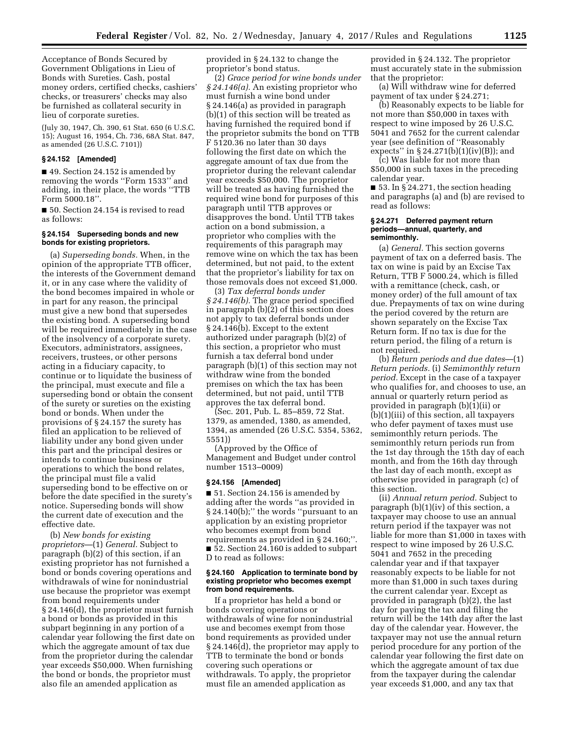Acceptance of Bonds Secured by Government Obligations in Lieu of Bonds with Sureties. Cash, postal money orders, certified checks, cashiers' checks, or treasurers' checks may also be furnished as collateral security in lieu of corporate sureties.

(July 30, 1947, Ch. 390, 61 Stat. 650 (6 U.S.C. 15); August 16, 1954, Ch. 736, 68A Stat. 847, as amended (26 U.S.C. 7101))

### § 24.152 [Amended]

■ 49. Section 24.152 is amended by removing the words ''Form 1533'' and adding, in their place, the words ''TTB Form 5000.18''.

■ 50. Section 24.154 is revised to read as follows:

### § 24.154 Superseding bonds and new bonds for existing proprietors.

(a) *Superseding bonds.* When, in the opinion of the appropriate TTB officer, the interests of the Government demand it, or in any case where the validity of the bond becomes impaired in whole or in part for any reason, the principal must give a new bond that supersedes the existing bond. A superseding bond will be required immediately in the case of the insolvency of a corporate surety. Executors, administrators, assignees, receivers, trustees, or other persons acting in a fiduciary capacity, to continue or to liquidate the business of the principal, must execute and file a superseding bond or obtain the consent of the surety or sureties on the existing bond or bonds. When under the provisions of § 24.157 the surety has filed an application to be relieved of liability under any bond given under this part and the principal desires or intends to continue business or operations to which the bond relates, the principal must file a valid superseding bond to be effective on or before the date specified in the surety's notice. Superseding bonds will show the current date of execution and the effective date.

(b) *New bonds for existing proprietors*—(1) *General.* Subject to paragraph (b)(2) of this section, if an existing proprietor has not furnished a bond or bonds covering operations and withdrawals of wine for nonindustrial use because the proprietor was exempt from bond requirements under § 24.146(d), the proprietor must furnish a bond or bonds as provided in this subpart beginning in any portion of a calendar year following the first date on which the aggregate amount of tax due from the proprietor during the calendar year exceeds $50,000. When furnishing the bond or bonds, the proprietor must also file an amended application as provided in § 24.132 to change the proprietor's bond status.

(2) *Grace period for wine bonds under § 24.146(a).* An existing proprietor who must furnish a wine bond under § 24.146(a) as provided in paragraph (b)(1) of this section will be treated as having furnished the required bond if the proprietor submits the bond on TTB F 5120.36 no later than 30 days following the first date on which the aggregate amount of tax due from the proprietor during the relevant calendar year exceeds $50,000. The proprietor will be treated as having furnished the required wine bond for purposes of this paragraph until TTB approves or disapproves the bond. Until TTB takes action on a bond submission, a proprietor who complies with the requirements of this paragraph may remove wine on which the tax has been determined, but not paid, to the extent that the proprietor's liability for tax on those removals does not exceed $1,000.

(3) *Tax deferral bonds under § 24.146(b).* The grace period specified in paragraph (b)(2) of this section does not apply to tax deferral bonds under § 24.146(b). Except to the extent authorized under paragraph (b)(2) of this section, a proprietor who must furnish a tax deferral bond under paragraph (b)(1) of this section may not withdraw wine from the bonded premises on which the tax has been determined, but not paid, until TTB approves the tax deferral bond.

(Sec. 201, Pub. L. 85–859, 72 Stat. 1379, as amended, 1380, as amended, 1394, as amended (26 U.S.C. 5354, 5362, 5551))

(Approved by the Office of Management and Budget under control number 1513–0009)

### § 24.156 [Amended]

■ 51. Section 24.156 is amended by adding after the words ''as provided in § 24.140(b);'' the words ''pursuant to an application by an existing proprietor who becomes exempt from bond requirements as provided in § 24.160;''.

■ 52. Section 24.160 is added to subpart D to read as follows:

### § 24.160 Application to terminate bond by existing proprietor who becomes exempt from bond requirements.

If a proprietor has held a bond or bonds covering operations or withdrawals of wine for nonindustrial use and becomes exempt from those bond requirements as provided under § 24.146(d), the proprietor may apply to TTB to terminate the bond or bonds covering such operations or withdrawals. To apply, the proprietor must file an amended application as provided in § 24.132. The proprietor must accurately state in the submission that the proprietor:

(a) Will withdraw wine for deferred payment of tax under § 24.271;

(b) Reasonably expects to be liable for not more than $50,000 in taxes with respect to wine imposed by 26 U.S.C. 5041 and 7652 for the current calendar year (see definition of ''Reasonably expects'' in § 24.271(b)(1)(iv)(B)); and

(c) Was liable for not more than $50,000 in such taxes in the preceding calendar year.

■ 53. In § 24.271, the section heading and paragraphs (a) and (b) are revised to read as follows:

### § 24.271 Deferred payment return periods—annual, quarterly, and semimonthly.

(a) *General.* This section governs payment of tax on a deferred basis. The tax on wine is paid by an Excise Tax Return, TTB F 5000.24, which is filed with a remittance (check, cash, or money order) of the full amount of tax due. Prepayments of tax on wine during the period covered by the return are shown separately on the Excise Tax Return form. If no tax is due for the return period, the filing of a return is not required.

(b) *Return periods and due dates*—(1) *Return periods.* (i) *Semimonthly return period.* Except in the case of a taxpayer who qualifies for, and chooses to use, an annual or quarterly return period as provided in paragraph (b)(1)(ii) or (b)(1)(iii) of this section, all taxpayers who defer payment of taxes must use semimonthly return periods. The semimonthly return periods run from the 1st day through the 15th day of each month, and from the 16th day through the last day of each month, except as otherwise provided in paragraph (c) of this section.

(ii) *Annual return period.* Subject to paragraph (b)(1)(iv) of this section, a taxpayer may choose to use an annual return period if the taxpayer was not liable for more than $1,000 in taxes with respect to wine imposed by 26 U.S.C. 5041 and 7652 in the preceding calendar year and if that taxpayer reasonably expects to be liable for not more than $1,000 in such taxes during the current calendar year. Except as provided in paragraph (b)(2), the last day for paying the tax and filing the return will be the 14th day after the last day of the calendar year. However, the taxpayer may not use the annual return period procedure for any portion of the calendar year following the first date on which the aggregate amount of tax due from the taxpayer during the calendar year exceeds $1,000, and any tax that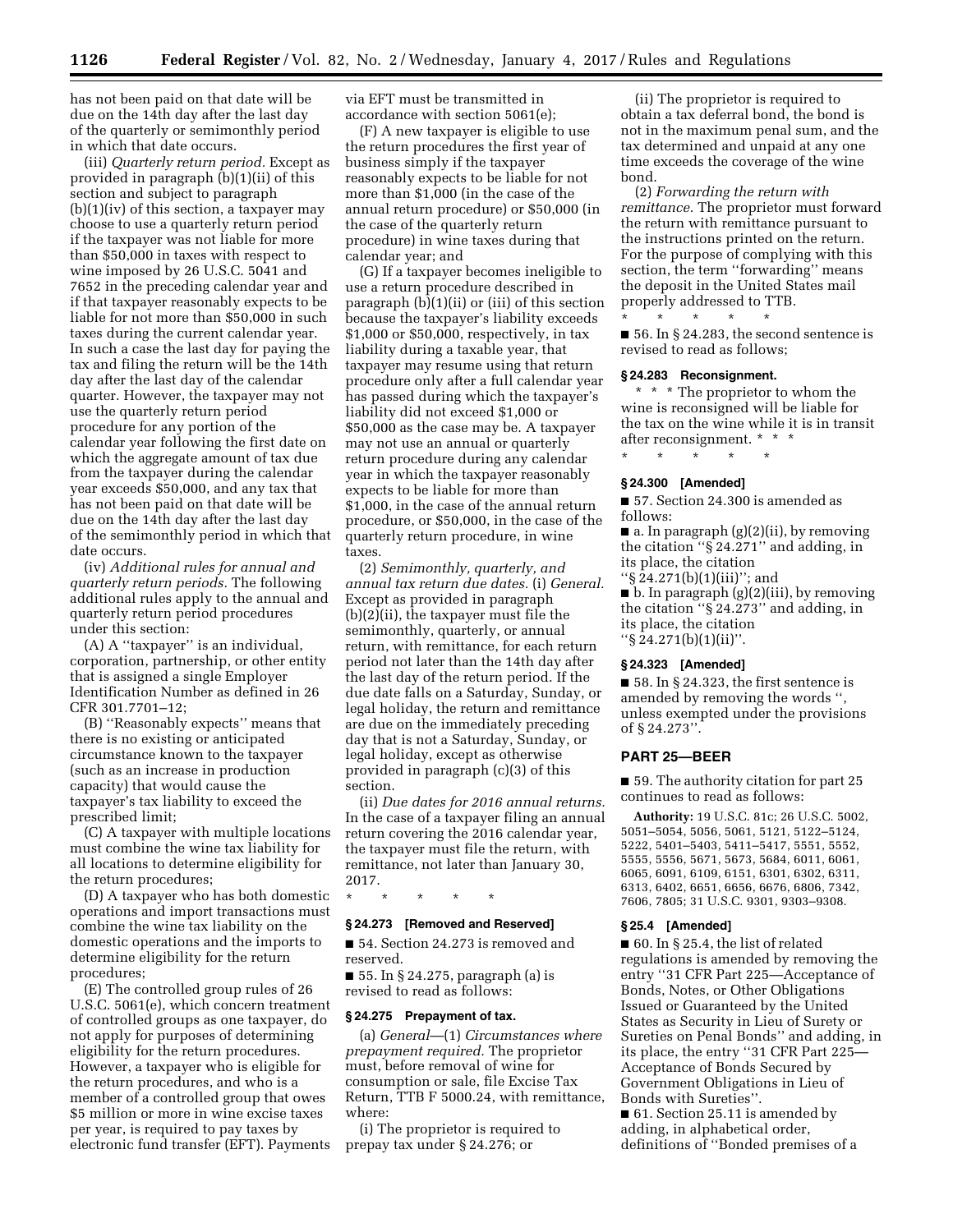has not been paid on that date will be due on the 14th day after the last day of the quarterly or semimonthly period in which that date occurs.

(iii) *Quarterly return period.* Except as provided in paragraph (b)(1)(ii) of this section and subject to paragraph (b)(1)(iv) of this section, a taxpayer may choose to use a quarterly return period if the taxpayer was not liable for more than $50,000 in taxes with respect to wine imposed by 26 U.S.C. 5041 and 7652 in the preceding calendar year and if that taxpayer reasonably expects to be liable for not more than $50,000 in such taxes during the current calendar year. In such a case the last day for paying the tax and filing the return will be the 14th day after the last day of the calendar quarter. However, the taxpayer may not use the quarterly return period procedure for any portion of the calendar year following the first date on which the aggregate amount of tax due from the taxpayer during the calendar year exceeds $50,000, and any tax that has not been paid on that date will be due on the 14th day after the last day of the semimonthly period in which that date occurs.

(iv) *Additional rules for annual and quarterly return periods.* The following additional rules apply to the annual and quarterly return period procedures under this section:

(A) A ''taxpayer'' is an individual, corporation, partnership, or other entity that is assigned a single Employer Identification Number as defined in 26 CFR 301.7701–12;

(B) ''Reasonably expects'' means that there is no existing or anticipated circumstance known to the taxpayer (such as an increase in production capacity) that would cause the taxpayer's tax liability to exceed the prescribed limit;

(C) A taxpayer with multiple locations must combine the wine tax liability for all locations to determine eligibility for the return procedures;

(D) A taxpayer who has both domestic operations and import transactions must combine the wine tax liability on the domestic operations and the imports to determine eligibility for the return procedures;

(E) The controlled group rules of 26 U.S.C. 5061(e), which concern treatment of controlled groups as one taxpayer, do not apply for purposes of determining eligibility for the return procedures. However, a taxpayer who is eligible for the return procedures, and who is a member of a controlled group that owes $5 million or more in wine excise taxes per year, is required to pay taxes by electronic fund transfer (EFT). Payments via EFT must be transmitted in accordance with section 5061(e);

(F) A new taxpayer is eligible to use the return procedures the first year of business simply if the taxpayer reasonably expects to be liable for not more than $1,000 (in the case of the annual return procedure) or $50,000 (in the case of the quarterly return procedure) in wine taxes during that calendar year; and

(G) If a taxpayer becomes ineligible to use a return procedure described in paragraph (b)(1)(ii) or (iii) of this section because the taxpayer's liability exceeds $1,000 or $50,000, respectively, in tax liability during a taxable year, that taxpayer may resume using that return procedure only after a full calendar year has passed during which the taxpayer's liability did not exceed $1,000 or $50,000 as the case may be. A taxpayer may not use an annual or quarterly return procedure during any calendar year in which the taxpayer reasonably expects to be liable for more than $1,000, in the case of the annual return procedure, or $50,000, in the case of the quarterly return procedure, in wine taxes.

(2) *Semimonthly, quarterly, and annual tax return due dates.* (i) *General.* Except as provided in paragraph (b)(2)(ii), the taxpayer must file the semimonthly, quarterly, or annual return, with remittance, for each return period not later than the 14th day after the last day of the return period. If the due date falls on a Saturday, Sunday, or legal holiday, the return and remittance are due on the immediately preceding day that is not a Saturday, Sunday, or legal holiday, except as otherwise provided in paragraph (c)(3) of this section.

(ii) *Due dates for 2016 annual returns.* In the case of a taxpayer filing an annual return covering the 2016 calendar year, the taxpayer must file the return, with remittance, not later than January 30, 2017.

\* \* \* \* \*

**§ 24.273 [Removed and Reserved]**

■ 54. Section 24.273 is removed and reserved.

■ 55. In § 24.275, paragraph (a) is revised to read as follows:

**§ 24.275 Prepayment of tax.**

(a) *General*—(1) *Circumstances where prepayment required.* The proprietor must, before removal of wine for consumption or sale, file Excise Tax Return, TTB F 5000.24, with remittance, where:

(i) The proprietor is required to prepay tax under § 24.276; or

(ii) The proprietor is required to obtain a tax deferral bond, the bond is not in the maximum penal sum, and the tax determined and unpaid at any one time exceeds the coverage of the wine bond.

(2) *Forwarding the return with remittance.* The proprietor must forward the return with remittance pursuant to the instructions printed on the return. For the purpose of complying with this section, the term ''forwarding'' means the deposit in the United States mail properly addressed to TTB.

\* \* \* \* \*

■ 56. In § 24.283, the second sentence is revised to read as follows;

**§ 24.283 Reconsignment.**

\* \* \* The proprietor to whom the wine is reconsigned will be liable for the tax on the wine while it is in transit after reconsignment. \* \* \*

\* \* \* \* \*

**§ 24.300 [Amended]**

■ 57. Section 24.300 is amended as follows:

■ a. In paragraph (g)(2)(ii), by removing the citation ''§ 24.271'' and adding, in its place, the citation ''§ 24.271(b)(1)(iii)''; and

■ b. In paragraph (g)(2)(iii), by removing the citation ''§ 24.273'' and adding, in its place, the citation ''§ 24.271(b)(1)(ii)''.

**§ 24.323 [Amended]**

■ 58. In § 24.323, the first sentence is amended by removing the words '', unless exempted under the provisions of § 24.273''.

## PART 25—BEER

■ 59. The authority citation for part 25 continues to read as follows:

**Authority:** 19 U.S.C. 81c; 26 U.S.C. 5002, 5051–5054, 5056, 5061, 5121, 5122–5124, 5222, 5401–5403, 5411–5417, 5551, 5552, 5555, 5556, 5671, 5673, 5684, 6011, 6061, 6065, 6091, 6109, 6151, 6301, 6302, 6311, 6313, 6402, 6651, 6656, 6676, 6806, 7342, 7606, 7805; 31 U.S.C. 9301, 9303–9308.

**§ 25.4 [Amended]**

■ 60. In § 25.4, the list of related regulations is amended by removing the entry ''31 CFR Part 225—Acceptance of Bonds, Notes, or Other Obligations Issued or Guaranteed by the United States as Security in Lieu of Surety or Sureties on Penal Bonds'' and adding, in its place, the entry ''31 CFR Part 225—Acceptance of Bonds Secured by Government Obligations in Lieu of Bonds with Sureties''.

■ 61. Section 25.11 is amended by adding, in alphabetical order, definitions of ''Bonded premises of a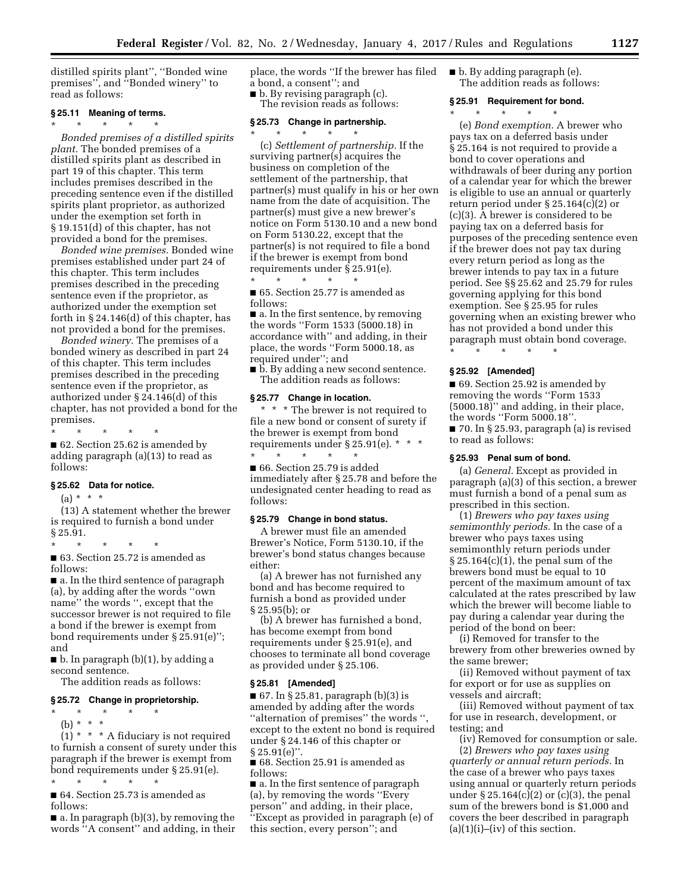distilled spirits plant'', ''Bonded wine premises'', and ''Bonded winery'' to read as follows:

**§ 25.11 Meaning of terms.**

\* \* \* \* \*

*Bonded premises of a distilled spirits plant.* The bonded premises of a distilled spirits plant as described in part 19 of this chapter. This term includes premises described in the preceding sentence even if the distilled spirits plant proprietor, as authorized under the exemption set forth in § 19.151(d) of this chapter, has not provided a bond for the premises.

*Bonded wine premises.* Bonded wine premises established under part 24 of this chapter. This term includes premises described in the preceding sentence even if the proprietor, as authorized under the exemption set forth in § 24.146(d) of this chapter, has not provided a bond for the premises.

*Bonded winery.* The premises of a bonded winery as described in part 24 of this chapter. This term includes premises described in the preceding sentence even if the proprietor, as authorized under § 24.146(d) of this chapter, has not provided a bond for the premises.

\* \* \* \* \*

■ 62. Section 25.62 is amended by adding paragraph (a)(13) to read as follows:

**§ 25.62 Data for notice.**

(a) \* \* \*

(13) A statement whether the brewer is required to furnish a bond under § 25.91.

\* \* \* \* \*

■ 63. Section 25.72 is amended as follows:

■ a. In the third sentence of paragraph (a), by adding after the words ''own name'' the words '', except that the successor brewer is not required to file a bond if the brewer is exempt from bond requirements under § 25.91(e)''; and

■ b. In paragraph (b)(1), by adding a second sentence.

The addition reads as follows:

**§ 25.72 Change in proprietorship.**

\* \* \* \* \*

(b) \* \* \*

(1) \* \* \* A fiduciary is not required to furnish a consent of surety under this paragraph if the brewer is exempt from bond requirements under § 25.91(e).

\* \* \* \* \*

■ 64. Section 25.73 is amended as follows:

■ a. In paragraph (b)(3), by removing the words ''A consent'' and adding, in their place, the words ''If the brewer has filed a bond, a consent''; and

■ b. By revising paragraph (c).

The revision reads as follows:

**§ 25.73 Change in partnership.**

\* \* \* \* \*

(c) *Settlement of partnership.* If the surviving partner(s) acquires the business on completion of the settlement of the partnership, that partner(s) must qualify in his or her own name from the date of acquisition. The partner(s) must give a new brewer's notice on Form 5130.10 and a new bond on Form 5130.22, except that the partner(s) is not required to file a bond if the brewer is exempt from bond requirements under § 25.91(e).

\* \* \* \* \*

■ 65. Section 25.77 is amended as follows:

■ a. In the first sentence, by removing the words ''Form 1533 (5000.18) in accordance with'' and adding, in their place, the words ''Form 5000.18, as required under''; and

■ b. By adding a new second sentence.

The addition reads as follows:

**§ 25.77 Change in location.**

\* \* \* The brewer is not required to file a new bond or consent of surety if the brewer is exempt from bond requirements under § 25.91(e). \* \* \*

\* \* \* \* \*

■ 66. Section 25.79 is added immediately after § 25.78 and before the undesignated center heading to read as follows:

**§ 25.79 Change in bond status.**

A brewer must file an amended Brewer's Notice, Form 5130.10, if the brewer's bond status changes because either:

(a) A brewer has not furnished any bond and has become required to furnish a bond as provided under § 25.95(b); or

(b) A brewer has furnished a bond, has become exempt from bond requirements under § 25.91(e), and chooses to terminate all bond coverage as provided under § 25.106.

**§ 25.81 [Amended]**

■ 67. In § 25.81, paragraph (b)(3) is amended by adding after the words ''alternation of premises'' the words '', except to the extent no bond is required under § 24.146 of this chapter or § 25.91(e)''.

■ 68. Section 25.91 is amended as follows:

■ a. In the first sentence of paragraph (a), by removing the words ''Every person'' and adding, in their place, ''Except as provided in paragraph (e) of this section, every person''; and

■ b. By adding paragraph (e).

The addition reads as follows:

**§ 25.91 Requirement for bond.**

\* \* \* \* \*

(e) *Bond exemption.* A brewer who pays tax on a deferred basis under § 25.164 is not required to provide a bond to cover operations and withdrawals of beer during any portion of a calendar year for which the brewer is eligible to use an annual or quarterly return period under § 25.164(c)(2) or (c)(3). A brewer is considered to be paying tax on a deferred basis for purposes of the preceding sentence even if the brewer does not pay tax during every return period as long as the brewer intends to pay tax in a future period. See §§ 25.62 and 25.79 for rules governing applying for this bond exemption. See § 25.95 for rules governing when an existing brewer who has not provided a bond under this paragraph must obtain bond coverage.

\* \* \* \* \*

**§ 25.92 [Amended]**

■ 69. Section 25.92 is amended by removing the words ''Form 1533 (5000.18)'' and adding, in their place, the words ''Form 5000.18''.

■ 70. In § 25.93, paragraph (a) is revised to read as follows:

**§ 25.93 Penal sum of bond.**

(a) *General.* Except as provided in paragraph (a)(3) of this section, a brewer must furnish a bond of a penal sum as prescribed in this section.

(1) *Brewers who pay taxes using semimonthly periods.* In the case of a brewer who pays taxes using semimonthly return periods under § 25.164(c)(1), the penal sum of the brewers bond must be equal to 10 percent of the maximum amount of tax calculated at the rates prescribed by law which the brewer will become liable to pay during a calendar year during the period of the bond on beer:

(i) Removed for transfer to the brewery from other breweries owned by the same brewer;

(ii) Removed without payment of tax for export or for use as supplies on vessels and aircraft;

(iii) Removed without payment of tax for use in research, development, or testing; and

(iv) Removed for consumption or sale.

(2) *Brewers who pay taxes using quarterly or annual return periods.* In the case of a brewer who pays taxes using annual or quarterly return periods under § 25.164(c)(2) or (c)(3), the penal sum of the brewers bond is $1,000 and covers the beer described in paragraph (a)(1)(i)–(iv) of this section.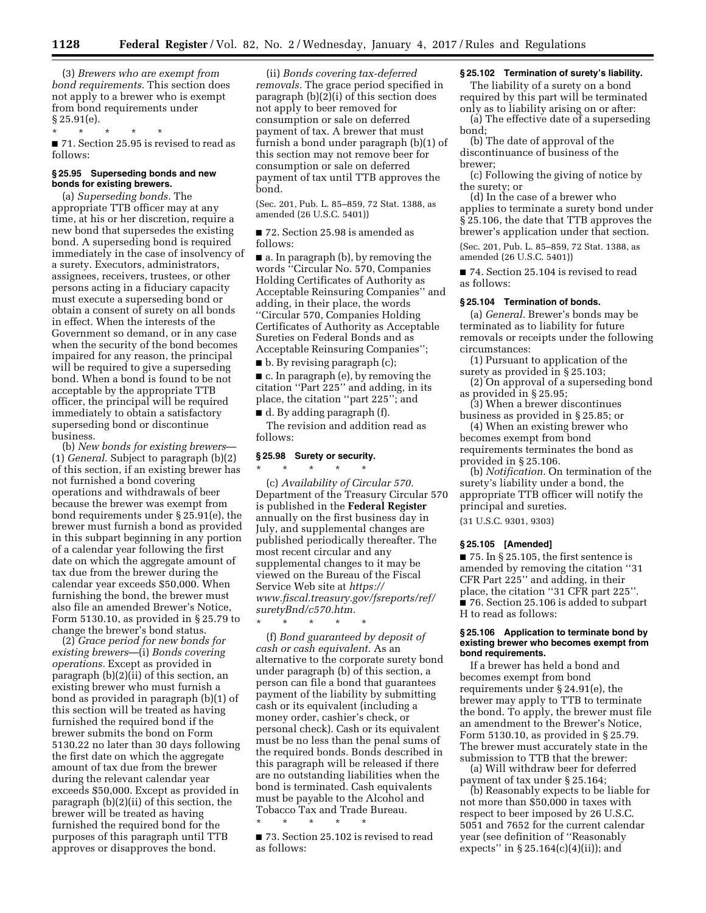(3) *Brewers who are exempt from bond requirements.* This section does not apply to a brewer who is exempt from bond requirements under § 25.91(e).

\* \* \* \* \*

■ 71. Section 25.95 is revised to read as follows:

#### § 25.95 Superseding bonds and new bonds for existing brewers.

(a) *Superseding bonds.* The appropriate TTB officer may at any time, at his or her discretion, require a new bond that supersedes the existing bond. A superseding bond is required immediately in the case of insolvency of a surety. Executors, administrators, assignees, receivers, trustees, or other persons acting in a fiduciary capacity must execute a superseding bond or obtain a consent of surety on all bonds in effect. When the interests of the Government so demand, or in any case when the security of the bond becomes impaired for any reason, the principal will be required to give a superseding bond. When a bond is found to be not acceptable by the appropriate TTB officer, the principal will be required immediately to obtain a satisfactory superseding bond or discontinue business.

(b) *New bonds for existing brewers*—(1) *General.* Subject to paragraph (b)(2) of this section, if an existing brewer has not furnished a bond covering operations and withdrawals of beer because the brewer was exempt from bond requirements under § 25.91(e), the brewer must furnish a bond as provided in this subpart beginning in any portion of a calendar year following the first date on which the aggregate amount of tax due from the brewer during the calendar year exceeds $50,000. When furnishing the bond, the brewer must also file an amended Brewer's Notice, Form 5130.10, as provided in § 25.79 to change the brewer's bond status.

(2) *Grace period for new bonds for existing brewers*—(i) *Bonds covering operations.* Except as provided in paragraph (b)(2)(ii) of this section, an existing brewer who must furnish a bond as provided in paragraph (b)(1) of this section will be treated as having furnished the required bond if the brewer submits the bond on Form 5130.22 no later than 30 days following the first date on which the aggregate amount of tax due from the brewer during the relevant calendar year exceeds $50,000. Except as provided in paragraph (b)(2)(ii) of this section, the brewer will be treated as having furnished the required bond for the purposes of this paragraph until TTB approves or disapproves the bond.

(ii) *Bonds covering tax-deferred removals.* The grace period specified in paragraph (b)(2)(i) of this section does not apply to beer removed for consumption or sale on deferred payment of tax. A brewer that must furnish a bond under paragraph (b)(1) of this section may not remove beer for consumption or sale on deferred payment of tax until TTB approves the bond.

(Sec. 201, Pub. L. 85–859, 72 Stat. 1388, as amended (26 U.S.C. 5401))

■ 72. Section 25.98 is amended as follows:

■ a. In paragraph (b), by removing the words "Circular No. 570, Companies Holding Certificates of Authority as Acceptable Reinsuring Companies" and adding, in their place, the words "Circular 570, Companies Holding Certificates of Authority as Acceptable Sureties on Federal Bonds and as Acceptable Reinsuring Companies";

■ b. By revising paragraph (c);

■ c. In paragraph (e), by removing the citation "Part 225" and adding, in its place, the citation "part 225"; and

■ d. By adding paragraph (f).

The revision and addition read as follows:

#### § 25.98 Surety or security.

\* \* \* \* \*

(c) *Availability of Circular 570.* Department of the Treasury Circular 570 is published in the **Federal Register** annually on the first business day in July, and supplemental changes are published periodically thereafter. The most recent circular and any supplemental changes to it may be viewed on the Bureau of the Fiscal Service Web site at *https://www.fiscal.treasury.gov/fsreports/ref/suretyBnd/c570.htm.*

\* \* \* \* \*

(f) *Bond guaranteed by deposit of cash or cash equivalent.* As an alternative to the corporate surety bond under paragraph (b) of this section, a person can file a bond that guarantees payment of the liability by submitting cash or its equivalent (including a money order, cashier's check, or personal check). Cash or its equivalent must be no less than the penal sums of the required bonds. Bonds described in this paragraph will be released if there are no outstanding liabilities when the bond is terminated. Cash equivalents must be payable to the Alcohol and Tobacco Tax and Trade Bureau.

\* \* \* \* \*

■ 73. Section 25.102 is revised to read as follows:

#### § 25.102 Termination of surety's liability.

The liability of a surety on a bond required by this part will be terminated only as to liability arising on or after:

(a) The effective date of a superseding bond;

(b) The date of approval of the discontinuance of business of the brewer;

(c) Following the giving of notice by the surety; or

(d) In the case of a brewer who applies to terminate a surety bond under § 25.106, the date that TTB approves the brewer's application under that section.

(Sec. 201, Pub. L. 85–859, 72 Stat. 1388, as amended (26 U.S.C. 5401))

■ 74. Section 25.104 is revised to read as follows:

#### § 25.104 Termination of bonds.

(a) *General.* Brewer's bonds may be terminated as to liability for future removals or receipts under the following circumstances:

(1) Pursuant to application of the surety as provided in § 25.103;

(2) On approval of a superseding bond as provided in § 25.95;

(3) When a brewer discontinues business as provided in § 25.85; or

(4) When an existing brewer who becomes exempt from bond requirements terminates the bond as provided in § 25.106.

(b) *Notification.* On termination of the surety's liability under a bond, the appropriate TTB officer will notify the principal and sureties.

(31 U.S.C. 9301, 9303)

#### § 25.105 [Amended]

■ 75. In § 25.105, the first sentence is amended by removing the citation "31 CFR Part 225" and adding, in their place, the citation "31 CFR part 225".

■ 76. Section 25.106 is added to subpart H to read as follows:

#### § 25.106 Application to terminate bond by existing brewer who becomes exempt from bond requirements.

If a brewer has held a bond and becomes exempt from bond requirements under § 24.91(e), the brewer may apply to TTB to terminate the bond. To apply, the brewer must file an amendment to the Brewer's Notice, Form 5130.10, as provided in § 25.79. The brewer must accurately state in the submission to TTB that the brewer:

(a) Will withdraw beer for deferred payment of tax under § 25.164;

(b) Reasonably expects to be liable for not more than $50,000 in taxes with respect to beer imposed by 26 U.S.C. 5051 and 7652 for the current calendar year (see definition of "Reasonably expects" in § 25.164(c)(4)(ii)); and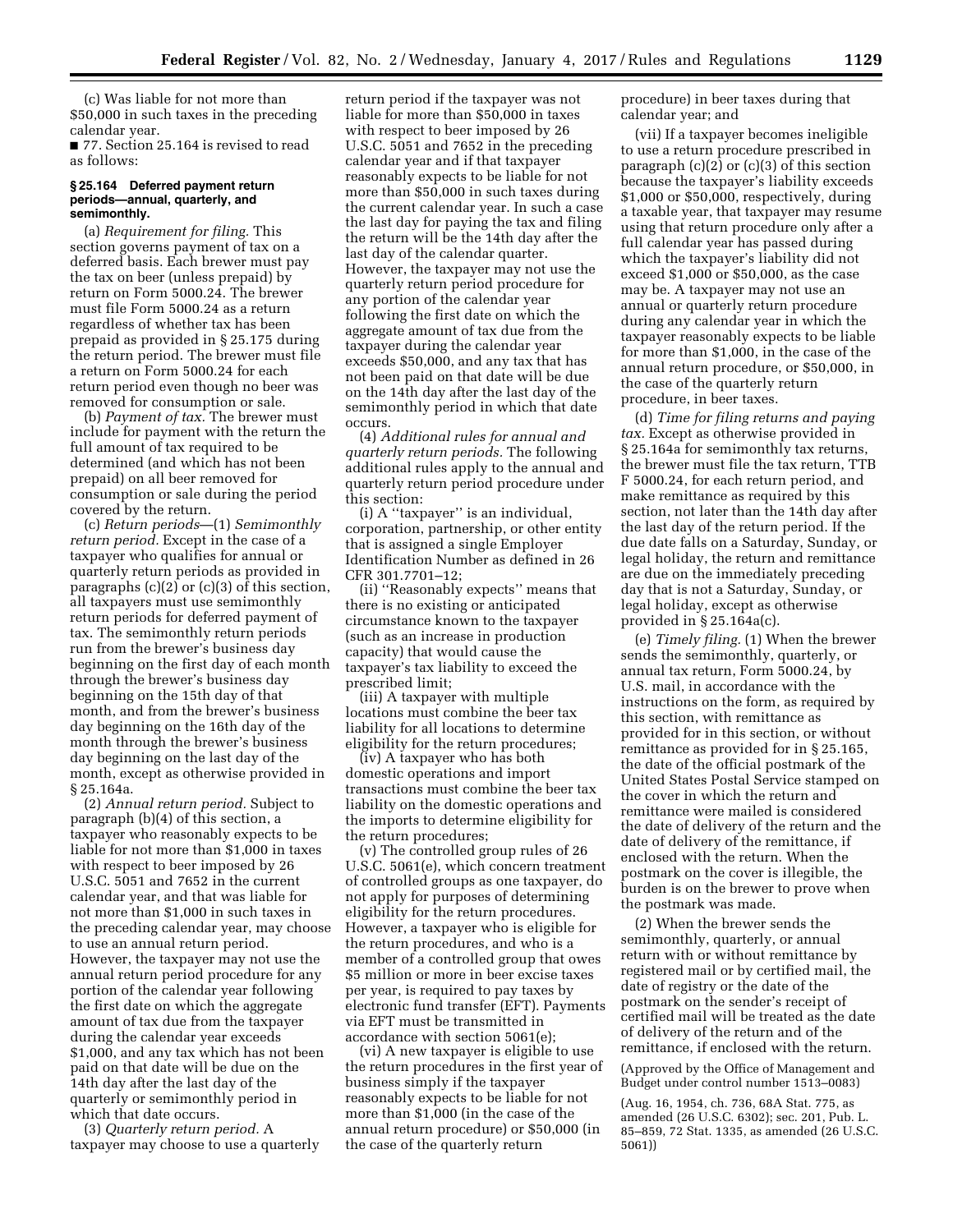(c) Was liable for not more than $50,000 in such taxes in the preceding calendar year.

■ 77. Section 25.164 is revised to read as follows:

### § 25.164 Deferred payment return periods—annual, quarterly, and semimonthly.

(a) *Requirement for filing.* This section governs payment of tax on a deferred basis. Each brewer must pay the tax on beer (unless prepaid) by return on Form 5000.24. The brewer must file Form 5000.24 as a return regardless of whether tax has been prepaid as provided in § 25.175 during the return period. The brewer must file a return on Form 5000.24 for each return period even though no beer was removed for consumption or sale.

(b) *Payment of tax.* The brewer must include for payment with the return the full amount of tax required to be determined (and which has not been prepaid) on all beer removed for consumption or sale during the period covered by the return.

(c) *Return periods*—(1) *Semimonthly return period.* Except in the case of a taxpayer who qualifies for annual or quarterly return periods as provided in paragraphs (c)(2) or (c)(3) of this section, all taxpayers must use semimonthly return periods for deferred payment of tax. The semimonthly return periods run from the brewer's business day beginning on the first day of each month through the brewer's business day beginning on the 15th day of that month, and from the brewer's business day beginning on the 16th day of the month through the brewer's business day beginning on the last day of the month, except as otherwise provided in § 25.164a.

(2) *Annual return period.* Subject to paragraph (b)(4) of this section, a taxpayer who reasonably expects to be liable for not more than $1,000 in taxes with respect to beer imposed by 26 U.S.C. 5051 and 7652 in the current calendar year, and that was liable for not more than $1,000 in such taxes in the preceding calendar year, may choose to use an annual return period. However, the taxpayer may not use the annual return period procedure for any portion of the calendar year following the first date on which the aggregate amount of tax due from the taxpayer during the calendar year exceeds $1,000, and any tax which has not been paid on that date will be due on the 14th day after the last day of the quarterly or semimonthly period in which that date occurs.

(3) *Quarterly return period.* A taxpayer may choose to use a quarterly return period if the taxpayer was not liable for more than $50,000 in taxes with respect to beer imposed by 26 U.S.C. 5051 and 7652 in the preceding calendar year and if that taxpayer reasonably expects to be liable for not more than $50,000 in such taxes during the current calendar year. In such a case the last day for paying the tax and filing the return will be the 14th day after the last day of the calendar quarter. However, the taxpayer may not use the quarterly return period procedure for any portion of the calendar year following the first date on which the aggregate amount of tax due from the taxpayer during the calendar year exceeds $50,000, and any tax that has not been paid on that date will be due on the 14th day after the last day of the semimonthly period in which that date occurs.

(4) *Additional rules for annual and quarterly return periods.* The following additional rules apply to the annual and quarterly return period procedure under this section:

(i) A "taxpayer" is an individual, corporation, partnership, or other entity that is assigned a single Employer Identification Number as defined in 26 CFR 301.7701–12;

(ii) "Reasonably expects" means that there is no existing or anticipated circumstance known to the taxpayer (such as an increase in production capacity) that would cause the taxpayer's tax liability to exceed the prescribed limit;

(iii) A taxpayer with multiple locations must combine the beer tax liability for all locations to determine eligibility for the return procedures;

(iv) A taxpayer who has both domestic operations and import transactions must combine the beer tax liability on the domestic operations and the imports to determine eligibility for the return procedures;

(v) The controlled group rules of 26 U.S.C. 5061(e), which concern treatment of controlled groups as one taxpayer, do not apply for purposes of determining eligibility for the return procedures. However, a taxpayer who is eligible for the return procedures, and who is a member of a controlled group that owes $5 million or more in beer excise taxes per year, is required to pay taxes by electronic fund transfer (EFT). Payments via EFT must be transmitted in accordance with section 5061(e);

(vi) A new taxpayer is eligible to use the return procedures in the first year of business simply if the taxpayer reasonably expects to be liable for not more than $1,000 (in the case of the annual return procedure) or $50,000 (in the case of the quarterly return procedure) in beer taxes during that calendar year; and

(vii) If a taxpayer becomes ineligible to use a return procedure prescribed in paragraph (c)(2) or (c)(3) of this section because the taxpayer's liability exceeds $1,000 or $50,000, respectively, during a taxable year, that taxpayer may resume using that return procedure only after a full calendar year has passed during which the taxpayer's liability did not exceed $1,000 or $50,000, as the case may be. A taxpayer may not use an annual or quarterly return procedure during any calendar year in which the taxpayer reasonably expects to be liable for more than $1,000, in the case of the annual return procedure, or $50,000, in the case of the quarterly return procedure, in beer taxes.

(d) *Time for filing returns and paying tax.* Except as otherwise provided in § 25.164a for semimonthly tax returns, the brewer must file the tax return, TTB F 5000.24, for each return period, and make remittance as required by this section, not later than the 14th day after the last day of the return period. If the due date falls on a Saturday, Sunday, or legal holiday, the return and remittance are due on the immediately preceding day that is not a Saturday, Sunday, or legal holiday, except as otherwise provided in § 25.164a(c).

(e) *Timely filing.* (1) When the brewer sends the semimonthly, quarterly, or annual tax return, Form 5000.24, by U.S. mail, in accordance with the instructions on the form, as required by this section, with remittance as provided for in this section, or without remittance as provided for in § 25.165, the date of the official postmark of the United States Postal Service stamped on the cover in which the return and remittance were mailed is considered the date of delivery of the return and the date of delivery of the remittance, if enclosed with the return. When the postmark on the cover is illegible, the burden is on the brewer to prove when the postmark was made.

(2) When the brewer sends the semimonthly, quarterly, or annual return with or without remittance by registered mail or by certified mail, the date of registry or the date of the postmark on the sender's receipt of certified mail will be treated as the date of delivery of the return and of the remittance, if enclosed with the return.

(Approved by the Office of Management and Budget under control number 1513–0083)

(Aug. 16, 1954, ch. 736, 68A Stat. 775, as amended (26 U.S.C. 6302); sec. 201, Pub. L. 85–859, 72 Stat. 1335, as amended (26 U.S.C. 5061))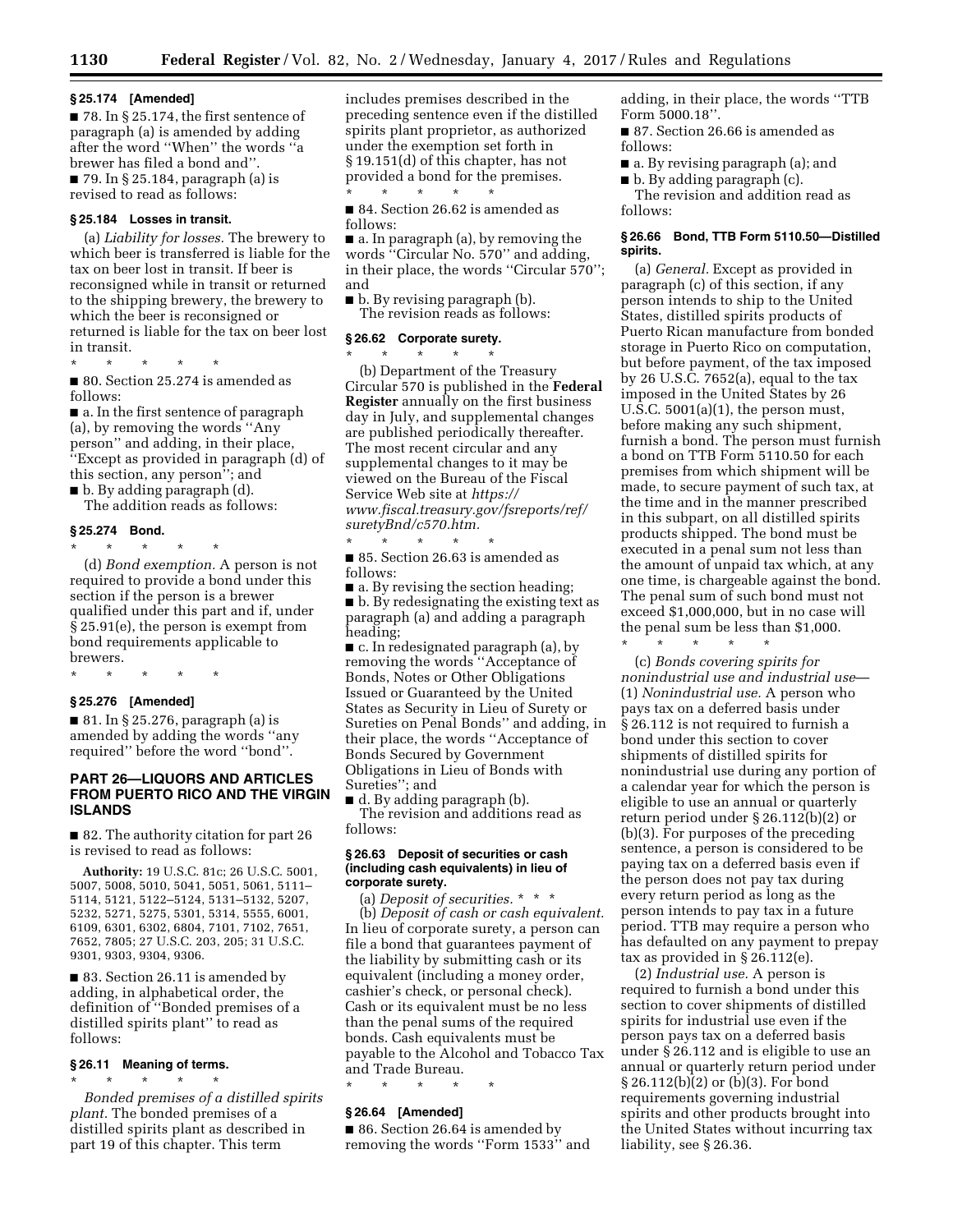## § 25.174 [Amended]

■ 78. In § 25.174, the first sentence of paragraph (a) is amended by adding after the word ''When'' the words ''a brewer has filed a bond and''.

■ 79. In § 25.184, paragraph (a) is revised to read as follows:

### § 25.184 Losses in transit.

(a) *Liability for losses.* The brewery to which beer is transferred is liable for the tax on beer lost in transit. If beer is reconsigned while in transit or returned to the shipping brewery, the brewery to which the beer is reconsigned or returned is liable for the tax on beer lost in transit.

\* \* \* \* \*

■ 80. Section 25.274 is amended as follows:

■ a. In the first sentence of paragraph (a), by removing the words ''Any person'' and adding, in their place, ''Except as provided in paragraph (d) of this section, any person''; and

■ b. By adding paragraph (d).

The addition reads as follows:

### § 25.274 Bond.

\* \* \* \* \*

(d) *Bond exemption.* A person is not required to provide a bond under this section if the person is a brewer qualified under this part and if, under § 25.91(e), the person is exempt from bond requirements applicable to brewers.

\* \* \* \* \*

## § 25.276 [Amended]

■ 81. In § 25.276, paragraph (a) is amended by adding the words ''any required'' before the word ''bond''.

## PART 26—LIQUORS AND ARTICLES FROM PUERTO RICO AND THE VIRGIN ISLANDS

■ 82. The authority citation for part 26 is revised to read as follows:

**Authority:** 19 U.S.C. 81c; 26 U.S.C. 5001, 5007, 5008, 5010, 5041, 5051, 5061, 5111–5114, 5121, 5122–5124, 5131–5132, 5207, 5232, 5271, 5275, 5301, 5314, 5555, 6001, 6109, 6301, 6302, 6804, 7101, 7102, 7651, 7652, 7805; 27 U.S.C. 203, 205; 31 U.S.C. 9301, 9303, 9304, 9306.

■ 83. Section 26.11 is amended by adding, in alphabetical order, the definition of ''Bonded premises of a distilled spirits plant'' to read as follows:

### § 26.11 Meaning of terms.

\* \* \* \* \*

*Bonded premises of a distilled spirits plant.* The bonded premises of a distilled spirits plant as described in part 19 of this chapter. This term includes premises described in the preceding sentence even if the distilled spirits plant proprietor, as authorized under the exemption set forth in § 19.151(d) of this chapter, has not provided a bond for the premises.

\* \* \* \* \*

■ 84. Section 26.62 is amended as follows:

■ a. In paragraph (a), by removing the words ''Circular No. 570'' and adding, in their place, the words ''Circular 570''; and

■ b. By revising paragraph (b).

The revision reads as follows:

### § 26.62 Corporate surety.

\* \* \* \* \*

(b) Department of the Treasury Circular 570 is published in the **Federal Register** annually on the first business day in July, and supplemental changes are published periodically thereafter. The most recent circular and any supplemental changes to it may be viewed on the Bureau of the Fiscal Service Web site at *https://www.fiscal.treasury.gov/fsreports/ref/suretyBnd/c570.htm.*

\* \* \* \* \*

■ 85. Section 26.63 is amended as follows:

■ a. By revising the section heading;

■ b. By redesignating the existing text as paragraph (a) and adding a paragraph heading;

■ c. In redesignated paragraph (a), by removing the words ''Acceptance of Bonds, Notes or Other Obligations Issued or Guaranteed by the United States as Security in Lieu of Surety or Sureties on Penal Bonds'' and adding, in their place, the words ''Acceptance of Bonds Secured by Government Obligations in Lieu of Bonds with Sureties''; and

■ d. By adding paragraph (b).

The revision and additions read as follows:

### § 26.63 Deposit of securities or cash (including cash equivalents) in lieu of corporate surety.

(a) *Deposit of securities.* \* \* \*

(b) *Deposit of cash or cash equivalent.* In lieu of corporate surety, a person can file a bond that guarantees payment of the liability by submitting cash or its equivalent (including a money order, cashier's check, or personal check). Cash or its equivalent must be no less than the penal sums of the required bonds. Cash equivalents must be payable to the Alcohol and Tobacco Tax and Trade Bureau.

\* \* \* \* \*

## § 26.64 [Amended]

■ 86. Section 26.64 is amended by removing the words ''Form 1533'' and adding, in their place, the words ''TTB Form 5000.18''.

■ 87. Section 26.66 is amended as follows:

■ a. By revising paragraph (a); and

■ b. By adding paragraph (c).

The revision and addition read as follows:

### § 26.66 Bond, TTB Form 5110.50—Distilled spirits.

(a) *General.* Except as provided in paragraph (c) of this section, if any person intends to ship to the United States, distilled spirits products of Puerto Rican manufacture from bonded storage in Puerto Rico on computation, but before payment, of the tax imposed by 26 U.S.C. 7652(a), equal to the tax imposed in the United States by 26 U.S.C. 5001(a)(1), the person must, before making any such shipment, furnish a bond. The person must furnish a bond on TTB Form 5110.50 for each premises from which shipment will be made, to secure payment of such tax, at the time and in the manner prescribed in this subpart, on all distilled spirits products shipped. The bond must be executed in a penal sum not less than the amount of unpaid tax which, at any one time, is chargeable against the bond. The penal sum of such bond must not exceed $1,000,000, but in no case will the penal sum be less than $1,000.

\* \* \* \* \*

(c) *Bonds covering spirits for nonindustrial use and industrial use*—(1) *Nonindustrial use.* A person who pays tax on a deferred basis under § 26.112 is not required to furnish a bond under this section to cover shipments of distilled spirits for nonindustrial use during any portion of a calendar year for which the person is eligible to use an annual or quarterly return period under § 26.112(b)(2) or (b)(3). For purposes of the preceding sentence, a person is considered to be paying tax on a deferred basis even if the person does not pay tax during every return period as long as the person intends to pay tax in a future period. TTB may require a person who has defaulted on any payment to prepay tax as provided in § 26.112(e).

(2) *Industrial use.* A person is required to furnish a bond under this section to cover shipments of distilled spirits for industrial use even if the person pays tax on a deferred basis under § 26.112 and is eligible to use an annual or quarterly return period under § 26.112(b)(2) or (b)(3). For bond requirements governing industrial spirits and other products brought into the United States without incurring tax liability, see § 26.36.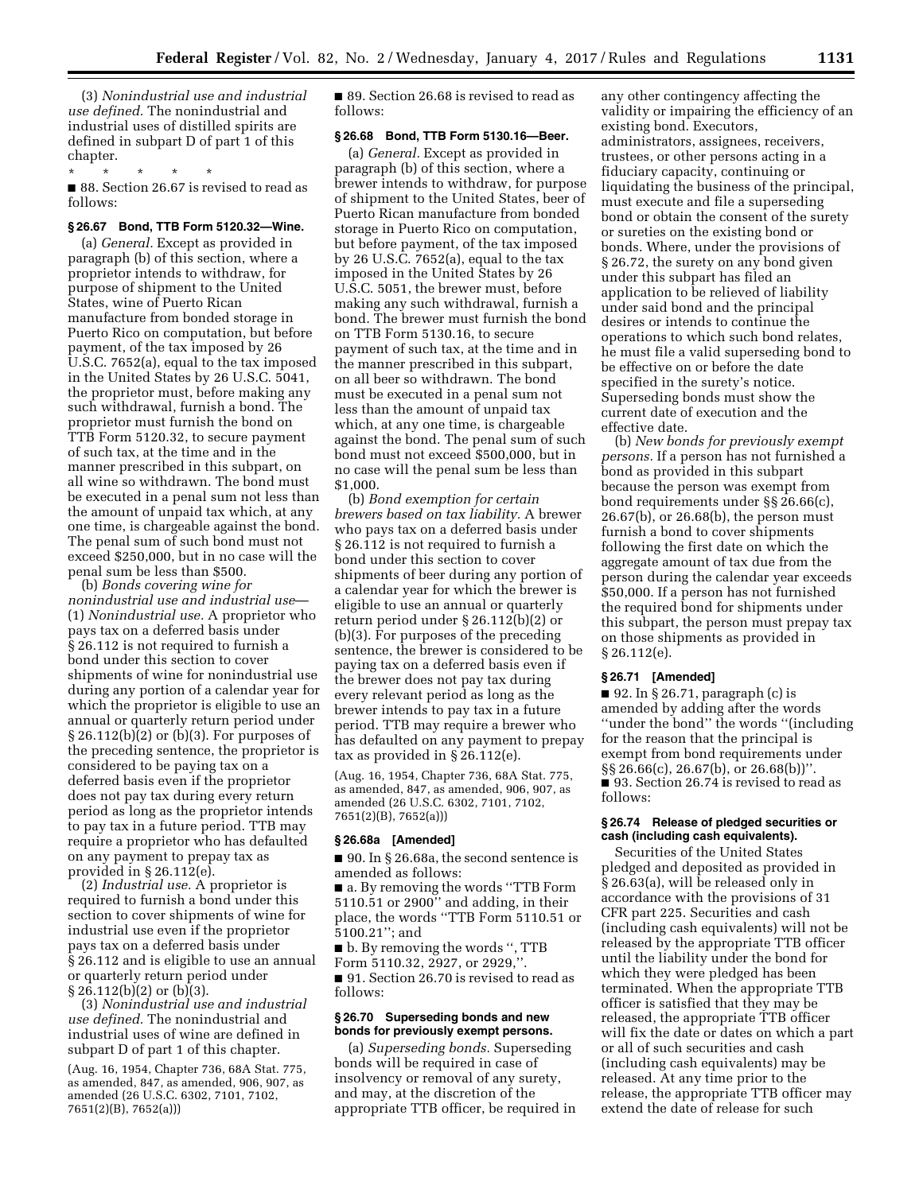(3) *Nonindustrial use and industrial use defined.* The nonindustrial and industrial uses of distilled spirits are defined in subpart D of part 1 of this chapter.

\* \* \* \* \*

■ 88. Section 26.67 is revised to read as follows:

**§ 26.67 Bond, TTB Form 5120.32—Wine.**

(a) *General.* Except as provided in paragraph (b) of this section, where a proprietor intends to withdraw, for purpose of shipment to the United States, wine of Puerto Rican manufacture from bonded storage in Puerto Rico on computation, but before payment, of the tax imposed by 26 U.S.C. 7652(a), equal to the tax imposed in the United States by 26 U.S.C. 5041, the proprietor must, before making any such withdrawal, furnish a bond. The proprietor must furnish the bond on TTB Form 5120.32, to secure payment of such tax, at the time and in the manner prescribed in this subpart, on all wine so withdrawn. The bond must be executed in a penal sum not less than the amount of unpaid tax which, at any one time, is chargeable against the bond. The penal sum of such bond must not exceed $250,000, but in no case will the penal sum be less than $500.

(b) *Bonds covering wine for nonindustrial use and industrial use*—(1) *Nonindustrial use.* A proprietor who pays tax on a deferred basis under § 26.112 is not required to furnish a bond under this section to cover shipments of wine for nonindustrial use during any portion of a calendar year for which the proprietor is eligible to use an annual or quarterly return period under § 26.112(b)(2) or (b)(3). For purposes of the preceding sentence, the proprietor is considered to be paying tax on a deferred basis even if the proprietor does not pay tax during every return period as long as the proprietor intends to pay tax in a future period. TTB may require a proprietor who has defaulted on any payment to prepay tax as provided in § 26.112(e).

(2) *Industrial use.* A proprietor is required to furnish a bond under this section to cover shipments of wine for industrial use even if the proprietor pays tax on a deferred basis under § 26.112 and is eligible to use an annual or quarterly return period under § 26.112(b)(2) or (b)(3).

(3) *Nonindustrial use and industrial use defined.* The nonindustrial and industrial uses of wine are defined in subpart D of part 1 of this chapter.

(Aug. 16, 1954, Chapter 736, 68A Stat. 775, as amended, 847, as amended, 906, 907, as amended (26 U.S.C. 6302, 7101, 7102, 7651(2)(B), 7652(a)))

■ 89. Section 26.68 is revised to read as follows:

**§ 26.68 Bond, TTB Form 5130.16—Beer.**

(a) *General.* Except as provided in paragraph (b) of this section, where a brewer intends to withdraw, for purpose of shipment to the United States, beer of Puerto Rican manufacture from bonded storage in Puerto Rico on computation, but before payment, of the tax imposed by 26 U.S.C. 7652(a), equal to the tax imposed in the United States by 26 U.S.C. 5051, the brewer must, before making any such withdrawal, furnish a bond. The brewer must furnish the bond on TTB Form 5130.16, to secure payment of such tax, at the time and in the manner prescribed in this subpart, on all beer so withdrawn. The bond must be executed in a penal sum not less than the amount of unpaid tax which, at any one time, is chargeable against the bond. The penal sum of such bond must not exceed $500,000, but in no case will the penal sum be less than $1,000.

(b) *Bond exemption for certain brewers based on tax liability.* A brewer who pays tax on a deferred basis under § 26.112 is not required to furnish a bond under this section to cover shipments of beer during any portion of a calendar year for which the brewer is eligible to use an annual or quarterly return period under § 26.112(b)(2) or (b)(3). For purposes of the preceding sentence, the brewer is considered to be paying tax on a deferred basis even if the brewer does not pay tax during every relevant period as long as the brewer intends to pay tax in a future period. TTB may require a brewer who has defaulted on any payment to prepay tax as provided in § 26.112(e).

(Aug. 16, 1954, Chapter 736, 68A Stat. 775, as amended, 847, as amended, 906, 907, as amended (26 U.S.C. 6302, 7101, 7102, 7651(2)(B), 7652(a)))

**§ 26.68a [Amended]**

■ 90. In § 26.68a, the second sentence is amended as follows:

■ a. By removing the words "TTB Form 5110.51 or 2900" and adding, in their place, the words "TTB Form 5110.51 or 5100.21"; and

■ b. By removing the words ", TTB Form 5110.32, 2927, or 2929,".

■ 91. Section 26.70 is revised to read as follows:

**§ 26.70 Superseding bonds and new bonds for previously exempt persons.**

(a) *Superseding bonds.* Superseding bonds will be required in case of insolvency or removal of any surety, and may, at the discretion of the appropriate TTB officer, be required in any other contingency affecting the validity or impairing the efficiency of an existing bond. Executors, administrators, assignees, receivers, trustees, or other persons acting in a fiduciary capacity, continuing or liquidating the business of the principal, must execute and file a superseding bond or obtain the consent of the surety or sureties on the existing bond or bonds. Where, under the provisions of § 26.72, the surety on any bond given under this subpart has filed an application to be relieved of liability under said bond and the principal desires or intends to continue the operations to which such bond relates, he must file a valid superseding bond to be effective on or before the date specified in the surety's notice. Superseding bonds must show the current date of execution and the effective date.

(b) *New bonds for previously exempt persons.* If a person has not furnished a bond as provided in this subpart because the person was exempt from bond requirements under §§ 26.66(c), 26.67(b), or 26.68(b), the person must furnish a bond to cover shipments following the first date on which the aggregate amount of tax due from the person during the calendar year exceeds $50,000. If a person has not furnished the required bond for shipments under this subpart, the person must prepay tax on those shipments as provided in § 26.112(e).

**§ 26.71 [Amended]**

■ 92. In § 26.71, paragraph (c) is amended by adding after the words "under the bond" the words "(including for the reason that the principal is exempt from bond requirements under §§ 26.66(c), 26.67(b), or 26.68(b))".

■ 93. Section 26.74 is revised to read as follows:

**§ 26.74 Release of pledged securities or cash (including cash equivalents).**

Securities of the United States pledged and deposited as provided in § 26.63(a), will be released only in accordance with the provisions of 31 CFR part 225. Securities and cash (including cash equivalents) will not be released by the appropriate TTB officer until the liability under the bond for which they were pledged has been terminated. When the appropriate TTB officer is satisfied that they may be released, the appropriate TTB officer will fix the date or dates on which a part or all of such securities and cash (including cash equivalents) may be released. At any time prior to the release, the appropriate TTB officer may extend the date of release for such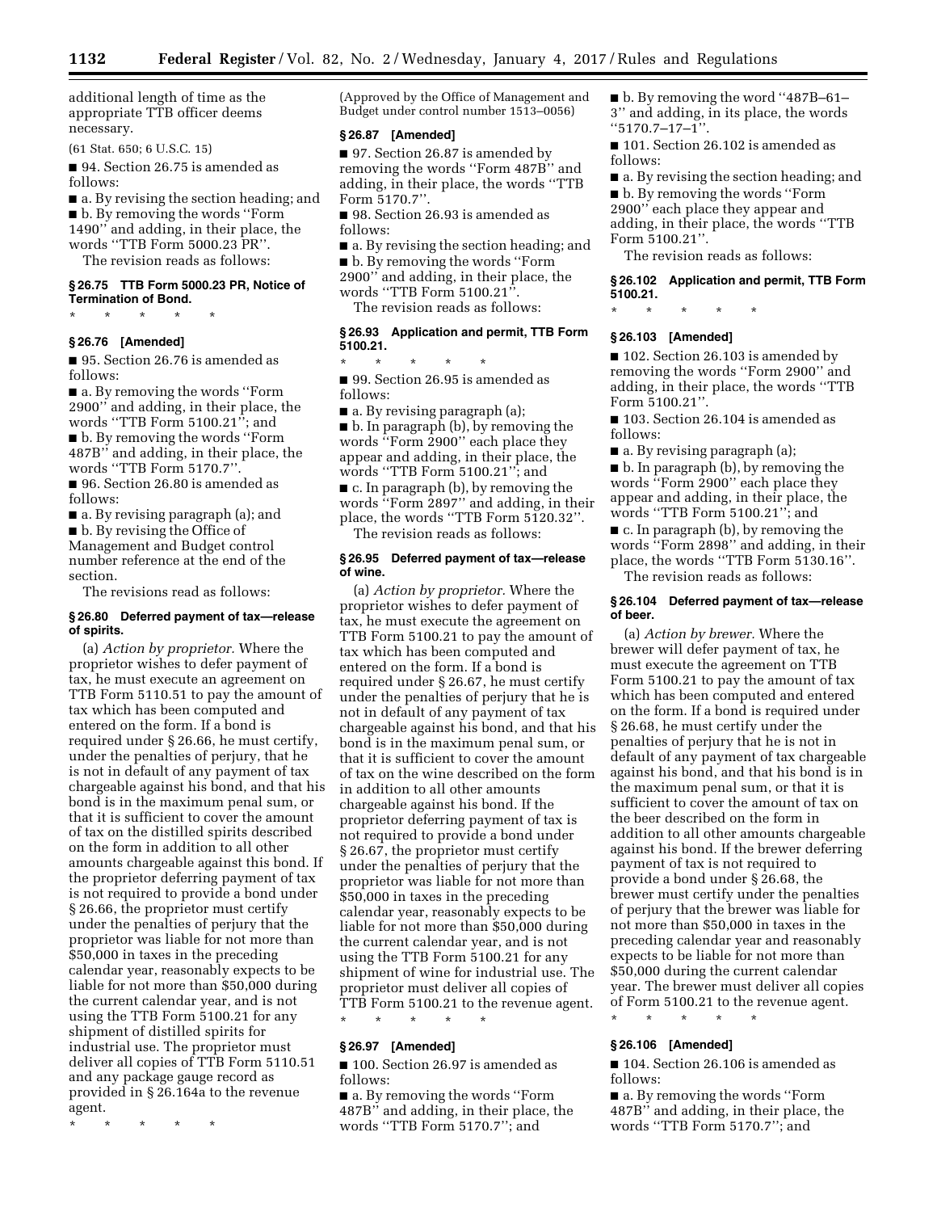additional length of time as the appropriate TTB officer deems necessary.

(61 Stat. 650; 6 U.S.C. 15)

■ 94. Section 26.75 is amended as follows:

■ a. By revising the section heading; and

■ b. By removing the words ''Form 1490'' and adding, in their place, the words ''TTB Form 5000.23 PR''.

The revision reads as follows:

**§ 26.75 TTB Form 5000.23 PR, Notice of Termination of Bond.**

\* \* \* \* \*

**§ 26.76 [Amended]**

■ 95. Section 26.76 is amended as follows:

■ a. By removing the words ''Form 2900'' and adding, in their place, the words ''TTB Form 5100.21''; and

■ b. By removing the words ''Form 487B'' and adding, in their place, the words ''TTB Form 5170.7''.

■ 96. Section 26.80 is amended as follows:

■ a. By revising paragraph (a); and

■ b. By revising the Office of Management and Budget control number reference at the end of the section.

The revisions read as follows:

**§ 26.80 Deferred payment of tax—release of spirits.**

(a) *Action by proprietor.* Where the proprietor wishes to defer payment of tax, he must execute an agreement on TTB Form 5110.51 to pay the amount of tax which has been computed and entered on the form. If a bond is required under § 26.66, he must certify, under the penalties of perjury, that he is not in default of any payment of tax chargeable against his bond, and that his bond is in the maximum penal sum, or that it is sufficient to cover the amount of tax on the distilled spirits described on the form in addition to all other amounts chargeable against this bond. If the proprietor deferring payment of tax is not required to provide a bond under § 26.66, the proprietor must certify under the penalties of perjury that the proprietor was liable for not more than $50,000 in taxes in the preceding calendar year, reasonably expects to be liable for not more than $50,000 during the current calendar year, and is not using the TTB Form 5100.21 for any shipment of distilled spirits for industrial use. The proprietor must deliver all copies of TTB Form 5110.51 and any package gauge record as provided in § 26.164a to the revenue agent.

\* \* \* \* \*

(Approved by the Office of Management and Budget under control number 1513–0056)

**§ 26.87 [Amended]**

■ 97. Section 26.87 is amended by removing the words ''Form 487B'' and adding, in their place, the words ''TTB Form 5170.7''.

■ 98. Section 26.93 is amended as follows:

■ a. By revising the section heading; and

■ b. By removing the words ''Form 2900'' and adding, in their place, the words ''TTB Form 5100.21''.

The revision reads as follows:

**§ 26.93 Application and permit, TTB Form 5100.21.**

\* \* \* \* \*

■ 99. Section 26.95 is amended as follows:

■ a. By revising paragraph (a);

■ b. In paragraph (b), by removing the words ''Form 2900'' each place they appear and adding, in their place, the words ''TTB Form 5100.21''; and

■ c. In paragraph (b), by removing the words ''Form 2897'' and adding, in their place, the words ''TTB Form 5120.32''.

The revision reads as follows:

**§ 26.95 Deferred payment of tax—release of wine.**

(a) *Action by proprietor.* Where the proprietor wishes to defer payment of tax, he must execute the agreement on TTB Form 5100.21 to pay the amount of tax which has been computed and entered on the form. If a bond is required under § 26.67, he must certify under the penalties of perjury that he is not in default of any payment of tax chargeable against his bond, and that his bond is in the maximum penal sum, or that it is sufficient to cover the amount of tax on the wine described on the form in addition to all other amounts chargeable against his bond. If the proprietor deferring payment of tax is not required to provide a bond under § 26.67, the proprietor must certify under the penalties of perjury that the proprietor was liable for not more than $50,000 in taxes in the preceding calendar year, reasonably expects to be liable for not more than $50,000 during the current calendar year, and is not using the TTB Form 5100.21 for any shipment of wine for industrial use. The proprietor must deliver all copies of TTB Form 5100.21 to the revenue agent.

\* \* \* \* \*

**§ 26.97 [Amended]**

■ 100. Section 26.97 is amended as follows:

■ a. By removing the words ''Form 487B'' and adding, in their place, the words ''TTB Form 5170.7''; and

■ b. By removing the word ''487B–61–3'' and adding, in its place, the words ''5170.7–17–1''.

■ 101. Section 26.102 is amended as follows:

■ a. By revising the section heading; and

■ b. By removing the words ''Form 2900'' each place they appear and adding, in their place, the words ''TTB Form 5100.21''.

The revision reads as follows:

**§ 26.102 Application and permit, TTB Form 5100.21.**

\* \* \* \* \*

**§ 26.103 [Amended]**

■ 102. Section 26.103 is amended by removing the words ''Form 2900'' and adding, in their place, the words ''TTB Form 5100.21''.

■ 103. Section 26.104 is amended as follows:

■ a. By revising paragraph (a);

■ b. In paragraph (b), by removing the words ''Form 2900'' each place they appear and adding, in their place, the words ''TTB Form 5100.21''; and

■ c. In paragraph (b), by removing the words ''Form 2898'' and adding, in their place, the words ''TTB Form 5130.16''.

The revision reads as follows:

**§ 26.104 Deferred payment of tax—release of beer.**

(a) *Action by brewer.* Where the brewer will defer payment of tax, he must execute the agreement on TTB Form 5100.21 to pay the amount of tax which has been computed and entered on the form. If a bond is required under § 26.68, he must certify under the penalties of perjury that he is not in default of any payment of tax chargeable against his bond, and that his bond is in the maximum penal sum, or that it is sufficient to cover the amount of tax on the beer described on the form in addition to all other amounts chargeable against his bond. If the brewer deferring payment of tax is not required to provide a bond under § 26.68, the brewer must certify under the penalties of perjury that the brewer was liable for not more than $50,000 in taxes in the preceding calendar year and reasonably expects to be liable for not more than $50,000 during the current calendar year. The brewer must deliver all copies of Form 5100.21 to the revenue agent.

\* \* \* \* \*

**§ 26.106 [Amended]**

■ 104. Section 26.106 is amended as follows:

■ a. By removing the words ''Form 487B'' and adding, in their place, the words ''TTB Form 5170.7''; and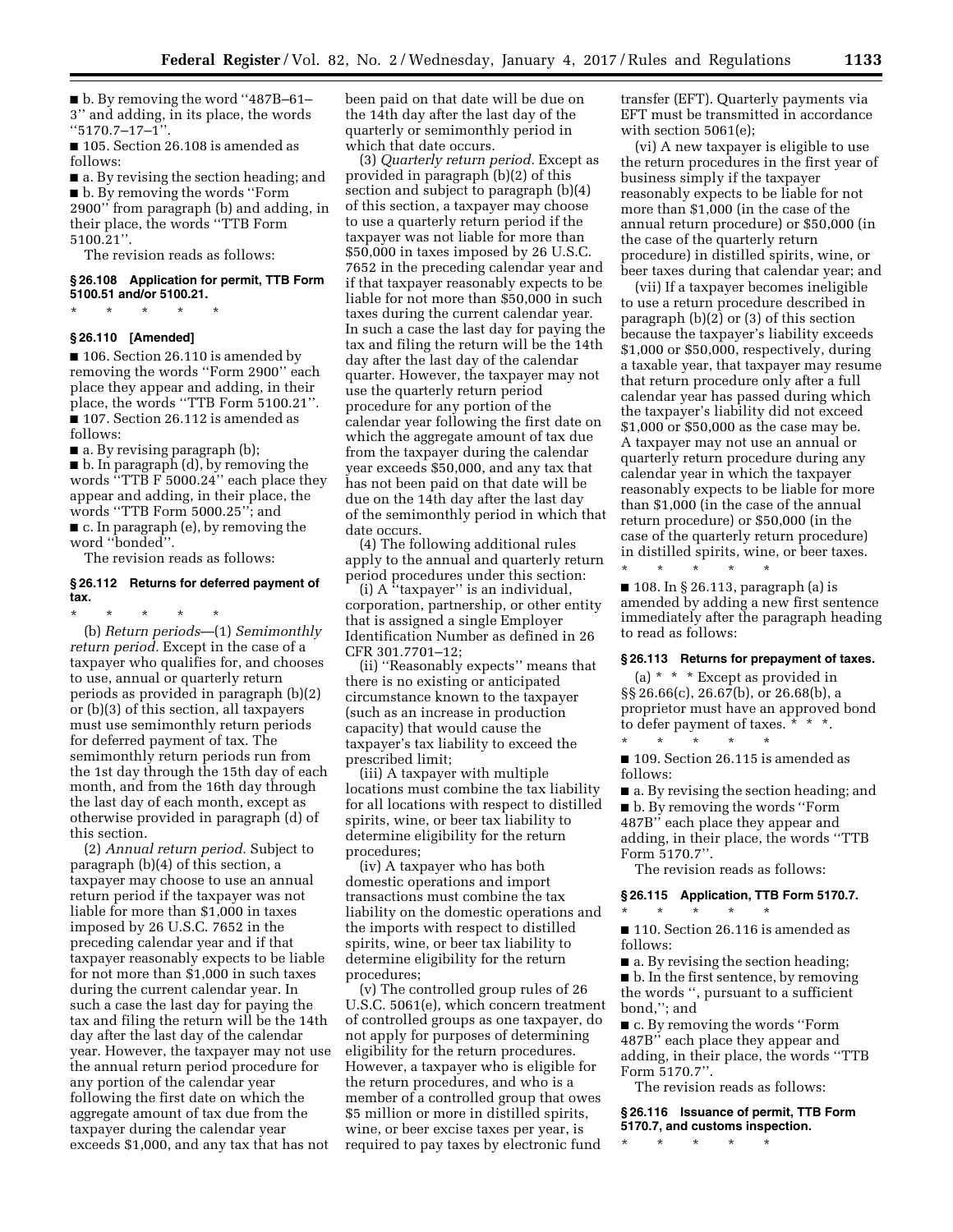■ b. By removing the word ''487B–61–3'' and adding, in its place, the words ''5170.7–17–1''.

■ 105. Section 26.108 is amended as follows:

■ a. By revising the section heading; and

■ b. By removing the words ''Form 2900'' from paragraph (b) and adding, in their place, the words ''TTB Form 5100.21''.

The revision reads as follows:

### § 26.108 Application for permit, TTB Form 5100.51 and/or 5100.21.

\* \* \* \* \*

### § 26.110 [Amended]

■ 106. Section 26.110 is amended by removing the words ''Form 2900'' each place they appear and adding, in their place, the words ''TTB Form 5100.21''.

■ 107. Section 26.112 is amended as follows:

■ a. By revising paragraph (b);

■ b. In paragraph (d), by removing the words ''TTB F 5000.24'' each place they appear and adding, in their place, the words ''TTB Form 5000.25''; and

■ c. In paragraph (e), by removing the word ''bonded''.

The revision reads as follows:

### § 26.112 Returns for deferred payment of tax.

\* \* \* \* \*

(b) *Return periods*—(1) *Semimonthly return period.* Except in the case of a taxpayer who qualifies for, and chooses to use, annual or quarterly return periods as provided in paragraph (b)(2) or (b)(3) of this section, all taxpayers must use semimonthly return periods for deferred payment of tax. The semimonthly return periods run from the 1st day through the 15th day of each month, and from the 16th day through the last day of each month, except as otherwise provided in paragraph (d) of this section.

(2) *Annual return period.* Subject to paragraph (b)(4) of this section, a taxpayer may choose to use an annual return period if the taxpayer was not liable for more than $1,000 in taxes imposed by 26 U.S.C. 7652 in the preceding calendar year and if that taxpayer reasonably expects to be liable for not more than $1,000 in such taxes during the current calendar year. In such a case the last day for paying the tax and filing the return will be the 14th day after the last day of the calendar year. However, the taxpayer may not use the annual return period procedure for any portion of the calendar year following the first date on which the aggregate amount of tax due from the taxpayer during the calendar year exceeds $1,000, and any tax that has not been paid on that date will be due on the 14th day after the last day of the quarterly or semimonthly period in which that date occurs.

(3) *Quarterly return period.* Except as provided in paragraph (b)(2) of this section and subject to paragraph (b)(4) of this section, a taxpayer may choose to use a quarterly return period if the taxpayer was not liable for more than $50,000 in taxes imposed by 26 U.S.C. 7652 in the preceding calendar year and if that taxpayer reasonably expects to be liable for not more than $50,000 in such taxes during the current calendar year. In such a case the last day for paying the tax and filing the return will be the 14th day after the last day of the calendar quarter. However, the taxpayer may not use the quarterly return period procedure for any portion of the calendar year following the first date on which the aggregate amount of tax due from the taxpayer during the calendar year exceeds $50,000, and any tax that has not been paid on that date will be due on the 14th day after the last day of the semimonthly period in which that date occurs.

(4) The following additional rules apply to the annual and quarterly return period procedures under this section:

(i) A ''taxpayer'' is an individual, corporation, partnership, or other entity that is assigned a single Employer Identification Number as defined in 26 CFR 301.7701–12;

(ii) ''Reasonably expects'' means that there is no existing or anticipated circumstance known to the taxpayer (such as an increase in production capacity) that would cause the taxpayer's tax liability to exceed the prescribed limit;

(iii) A taxpayer with multiple locations must combine the tax liability for all locations with respect to distilled spirits, wine, or beer tax liability to determine eligibility for the return procedures;

(iv) A taxpayer who has both domestic operations and import transactions must combine the tax liability on the domestic operations and the imports with respect to distilled spirits, wine, or beer tax liability to determine eligibility for the return procedures;

(v) The controlled group rules of 26 U.S.C. 5061(e), which concern treatment of controlled groups as one taxpayer, do not apply for purposes of determining eligibility for the return procedures. However, a taxpayer who is eligible for the return procedures, and who is a member of a controlled group that owes $5 million or more in distilled spirits, wine, or beer excise taxes per year, is required to pay taxes by electronic fund transfer (EFT). Quarterly payments via EFT must be transmitted in accordance with section 5061(e);

(vi) A new taxpayer is eligible to use the return procedures in the first year of business simply if the taxpayer reasonably expects to be liable for not more than $1,000 (in the case of the annual return procedure) or $50,000 (in the case of the quarterly return procedure) in distilled spirits, wine, or beer taxes during that calendar year; and

(vii) If a taxpayer becomes ineligible to use a return procedure described in paragraph (b)(2) or (3) of this section because the taxpayer's liability exceeds $1,000 or $50,000, respectively, during a taxable year, that taxpayer may resume that return procedure only after a full calendar year has passed during which the taxpayer's liability did not exceed $1,000 or $50,000 as the case may be. A taxpayer may not use an annual or quarterly return procedure during any calendar year in which the taxpayer reasonably expects to be liable for more than $1,000 (in the case of the annual return procedure) or $50,000 (in the case of the quarterly return procedure) in distilled spirits, wine, or beer taxes.

\* \* \* \* \*

■ 108. In § 26.113, paragraph (a) is amended by adding a new first sentence immediately after the paragraph heading to read as follows:

### § 26.113 Returns for prepayment of taxes.

(a) \* \* \* Except as provided in §§ 26.66(c), 26.67(b), or 26.68(b), a proprietor must have an approved bond to defer payment of taxes. \* \* \*.

\* \* \* \* \*

■ 109. Section 26.115 is amended as follows:

■ a. By revising the section heading; and

■ b. By removing the words ''Form 487B'' each place they appear and adding, in their place, the words ''TTB Form 5170.7''.

The revision reads as follows:

### § 26.115 Application, TTB Form 5170.7.

\* \* \* \* \*

■ 110. Section 26.116 is amended as follows:

■ a. By revising the section heading;

■ b. In the first sentence, by removing the words '', pursuant to a sufficient bond,''; and

■ c. By removing the words ''Form 487B'' each place they appear and adding, in their place, the words ''TTB Form 5170.7''.

The revision reads as follows:

### § 26.116 Issuance of permit, TTB Form 5170.7, and customs inspection.

\* \* \* \* \*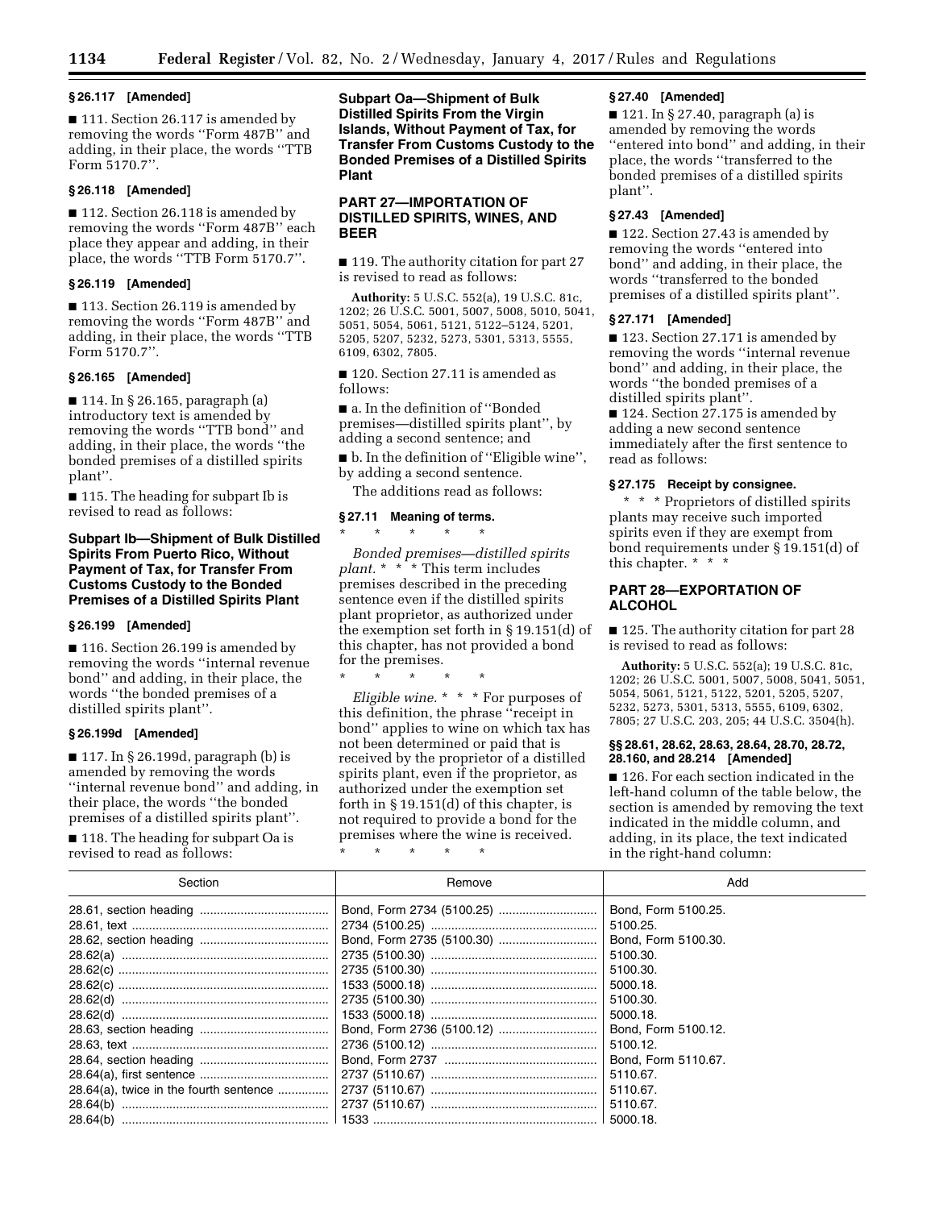### § 26.117 [Amended]

■ 111. Section 26.117 is amended by removing the words "Form 487B" and adding, in their place, the words "TTB Form 5170.7".

### § 26.118 [Amended]

■ 112. Section 26.118 is amended by removing the words "Form 487B" each place they appear and adding, in their place, the words "TTB Form 5170.7".

### § 26.119 [Amended]

■ 113. Section 26.119 is amended by removing the words "Form 487B" and adding, in their place, the words "TTB Form 5170.7".

### § 26.165 [Amended]

■ 114. In § 26.165, paragraph (a) introductory text is amended by removing the words "TTB bond" and adding, in their place, the words "the bonded premises of a distilled spirits plant".

■ 115. The heading for subpart Ib is revised to read as follows:

## Subpart Ib—Shipment of Bulk Distilled Spirits From Puerto Rico, Without Payment of Tax, for Transfer From Customs Custody to the Bonded Premises of a Distilled Spirits Plant

### § 26.199 [Amended]

■ 116. Section 26.199 is amended by removing the words "internal revenue bond" and adding, in their place, the words "the bonded premises of a distilled spirits plant".

### § 26.199d [Amended]

■ 117. In § 26.199d, paragraph (b) is amended by removing the words "internal revenue bond" and adding, in their place, the words "the bonded premises of a distilled spirits plant".

■ 118. The heading for subpart Oa is revised to read as follows:

## Subpart Oa—Shipment of Bulk Distilled Spirits From the Virgin Islands, Without Payment of Tax, for Transfer From Customs Custody to the Bonded Premises of a Distilled Spirits Plant

## PART 27—IMPORTATION OF DISTILLED SPIRITS, WINES, AND BEER

■ 119. The authority citation for part 27 is revised to read as follows:

**Authority:** 5 U.S.C. 552(a), 19 U.S.C. 81c, 1202; 26 U.S.C. 5001, 5007, 5008, 5010, 5041, 5051, 5054, 5061, 5121, 5122–5124, 5201, 5205, 5207, 5232, 5273, 5301, 5313, 5555, 6109, 6302, 7805.

■ 120. Section 27.11 is amended as follows:

■ a. In the definition of "Bonded premises—distilled spirits plant", by adding a second sentence; and

■ b. In the definition of "Eligible wine", by adding a second sentence.

The additions read as follows:

### § 27.11 Meaning of terms.

\* \* \* \* \*

*Bonded premises—distilled spirits plant.* \* \* \* This term includes premises described in the preceding sentence even if the distilled spirits plant proprietor, as authorized under the exemption set forth in § 19.151(d) of this chapter, has not provided a bond for the premises.

\* \* \* \* \*

*Eligible wine.* \* \* \* For purposes of this definition, the phrase "receipt in bond" applies to wine on which tax has not been determined or paid that is received by the proprietor of a distilled spirits plant, even if the proprietor, as authorized under the exemption set forth in § 19.151(d) of this chapter, is not required to provide a bond for the premises where the wine is received.

\* \* \* \* \*

### § 27.40 [Amended]

■ 121. In § 27.40, paragraph (a) is amended by removing the words "entered into bond" and adding, in their place, the words "transferred to the bonded premises of a distilled spirits plant".

### § 27.43 [Amended]

■ 122. Section 27.43 is amended by removing the words "entered into bond" and adding, in their place, the words "transferred to the bonded premises of a distilled spirits plant".

### § 27.171 [Amended]

■ 123. Section 27.171 is amended by removing the words "internal revenue bond" and adding, in their place, the words "the bonded premises of a distilled spirits plant".

■ 124. Section 27.175 is amended by adding a new second sentence immediately after the first sentence to read as follows:

### § 27.175 Receipt by consignee.

\* \* \* Proprietors of distilled spirits plants may receive such imported spirits even if they are exempt from bond requirements under § 19.151(d) of this chapter. \* \* \*

## PART 28—EXPORTATION OF ALCOHOL

■ 125. The authority citation for part 28 is revised to read as follows:

**Authority:** 5 U.S.C. 552(a); 19 U.S.C. 81c, 1202; 26 U.S.C. 5001, 5007, 5008, 5041, 5051, 5054, 5061, 5121, 5122, 5201, 5205, 5207, 5232, 5273, 5301, 5313, 5555, 6109, 6302, 7805; 27 U.S.C. 203, 205; 44 U.S.C. 3504(h).

### §§ 28.61, 28.62, 28.63, 28.64, 28.70, 28.72, 28.160, and 28.214 [Amended]

■ 126. For each section indicated in the left-hand column of the table below, the section is amended by removing the text indicated in the middle column, and adding, in its place, the text indicated in the right-hand column:

| Section | Remove | Add |
|---|---|---|
| 28.61, section heading | Bond, Form 2734 (5100.25) | Bond, Form 5100.25. |
| 28.61, text | 2734 (5100.25) | 5100.25. |
| 28.62, section heading | Bond, Form 2735 (5100.30) | Bond, Form 5100.30. |
| 28.62(a) | 2735 (5100.30) | 5100.30. |
| 28.62(c) | 2735 (5100.30) | 5100.30. |
| 28.62(c) | 1533 (5000.18) | 5000.18. |
| 28.62(d) | 2735 (5100.30) | 5100.30. |
| 28.62(d) | 1533 (5000.18) | 5000.18. |
| 28.63, section heading | Bond, Form 2736 (5100.12) | Bond, Form 5100.12. |
| 28.63, text | 2736 (5100.12) | 5100.12. |
| 28.64, section heading | Bond, Form 2737 | Bond, Form 5110.67. |
| 28.64(a), first sentence | 2737 (5110.67) | 5110.67. |
| 28.64(a), twice in the fourth sentence | 2737 (5110.67) | 5110.67. |
| 28.64(b) | 2737 (5110.67) | 5110.67. |
| 28.64(b) | 1533 | 5000.18. |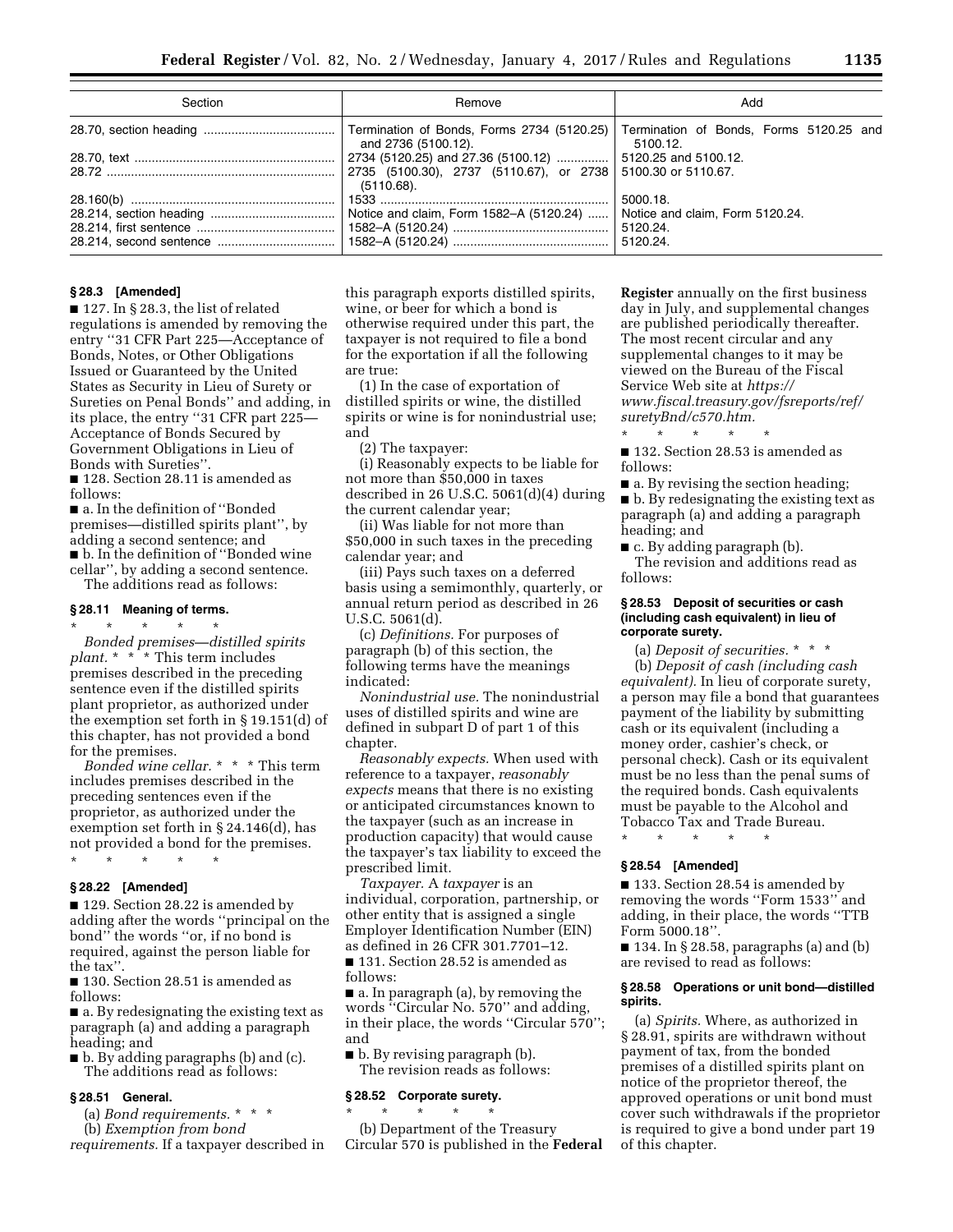| Section | Remove | Add |
|---|---|---|
| 28.70, section heading | Termination of Bonds, Forms 2734 (5120.25) and 2736 (5100.12). | Termination of Bonds, Forms 5120.25 and 5100.12. |
| 28.70, text | 2734 (5120.25) and 27.36 (5100.12) | 5120.25 and 5100.12. |
| 28.72 | 2735 (5100.30), 2737 (5110.67), or 2738 (5110.68). | 5100.30 or 5110.67. |
| 28.160(b) | 1533 | 5000.18. |
| 28.214, section heading | Notice and claim, Form 1582–A (5120.24) | Notice and claim, Form 5120.24. |
| 28.214, first sentence | 1582–A (5120.24) | 5120.24. |
| 28.214, second sentence | 1582–A (5120.24) | 5120.24. |

**§ 28.3 [Amended]**

■ 127. In § 28.3, the list of related regulations is amended by removing the entry "31 CFR Part 225—Acceptance of Bonds, Notes, or Other Obligations Issued or Guaranteed by the United States as Security in Lieu of Surety or Sureties on Penal Bonds" and adding, in its place, the entry "31 CFR part 225—Acceptance of Bonds Secured by Government Obligations in Lieu of Bonds with Sureties".

■ 128. Section 28.11 is amended as follows:

■ a. In the definition of "Bonded premises—distilled spirits plant", by adding a second sentence; and

■ b. In the definition of "Bonded wine cellar", by adding a second sentence.

The additions read as follows:

**§ 28.11 Meaning of terms.**

\* \* \* \* \*

*Bonded premises—distilled spirits plant.* \* \* \* This term includes premises described in the preceding sentence even if the distilled spirits plant proprietor, as authorized under the exemption set forth in § 19.151(d) of this chapter, has not provided a bond for the premises.

*Bonded wine cellar.* \* \* \* This term includes premises described in the preceding sentences even if the proprietor, as authorized under the exemption set forth in § 24.146(d), has not provided a bond for the premises.

\* \* \* \* \*

**§ 28.22 [Amended]**

■ 129. Section 28.22 is amended by adding after the words "principal on the bond" the words "or, if no bond is required, against the person liable for the tax".

■ 130. Section 28.51 is amended as follows:

■ a. By redesignating the existing text as paragraph (a) and adding a paragraph heading; and

■ b. By adding paragraphs (b) and (c).

The additions read as follows:

**§ 28.51 General.**

(a) *Bond requirements.* \* \* \*

(b) *Exemption from bond requirements.* If a taxpayer described in this paragraph exports distilled spirits, wine, or beer for which a bond is otherwise required under this part, the taxpayer is not required to file a bond for the exportation if all the following are true:

(1) In the case of exportation of distilled spirits or wine, the distilled spirits or wine is for nonindustrial use; and

(2) The taxpayer:

(i) Reasonably expects to be liable for not more than $50,000 in taxes described in 26 U.S.C. 5061(d)(4) during the current calendar year;

(ii) Was liable for not more than $50,000 in such taxes in the preceding calendar year; and

(iii) Pays such taxes on a deferred basis using a semimonthly, quarterly, or annual return period as described in 26 U.S.C. 5061(d).

(c) *Definitions.* For purposes of paragraph (b) of this section, the following terms have the meanings indicated:

*Nonindustrial use.* The nonindustrial uses of distilled spirits and wine are defined in subpart D of part 1 of this chapter.

*Reasonably expects.* When used with reference to a taxpayer, *reasonably expects* means that there is no existing or anticipated circumstances known to the taxpayer (such as an increase in production capacity) that would cause the taxpayer's tax liability to exceed the prescribed limit.

*Taxpayer.* A *taxpayer* is an individual, corporation, partnership, or other entity that is assigned a single Employer Identification Number (EIN) as defined in 26 CFR 301.7701–12.

■ 131. Section 28.52 is amended as follows:

■ a. In paragraph (a), by removing the words "Circular No. 570" and adding, in their place, the words "Circular 570"; and

■ b. By revising paragraph (b).

The revision reads as follows:

**§ 28.52 Corporate surety.**

\* \* \* \* \*

(b) Department of the Treasury Circular 570 is published in the **Federal Register** annually on the first business day in July, and supplemental changes are published periodically thereafter. The most recent circular and any supplemental changes to it may be viewed on the Bureau of the Fiscal Service Web site at *https://www.fiscal.treasury.gov/fsreports/ref/suretyBnd/c570.htm.*

\* \* \* \* \*

■ 132. Section 28.53 is amended as follows:

■ a. By revising the section heading;

■ b. By redesignating the existing text as paragraph (a) and adding a paragraph heading; and

■ c. By adding paragraph (b).

The revision and additions read as follows:

**§ 28.53 Deposit of securities or cash (including cash equivalent) in lieu of corporate surety.**

(a) *Deposit of securities.* \* \* \*

(b) *Deposit of cash (including cash equivalent).* In lieu of corporate surety, a person may file a bond that guarantees payment of the liability by submitting cash or its equivalent (including a money order, cashier's check, or personal check). Cash or its equivalent must be no less than the penal sums of the required bonds. Cash equivalents must be payable to the Alcohol and Tobacco Tax and Trade Bureau.

\* \* \* \* \*

**§ 28.54 [Amended]**

■ 133. Section 28.54 is amended by removing the words "Form 1533" and adding, in their place, the words "TTB Form 5000.18".

■ 134. In § 28.58, paragraphs (a) and (b) are revised to read as follows:

**§ 28.58 Operations or unit bond—distilled spirits.**

(a) *Spirits.* Where, as authorized in § 28.91, spirits are withdrawn without payment of tax, from the bonded premises of a distilled spirits plant on notice of the proprietor thereof, the approved operations or unit bond must cover such withdrawals if the proprietor is required to give a bond under part 19 of this chapter.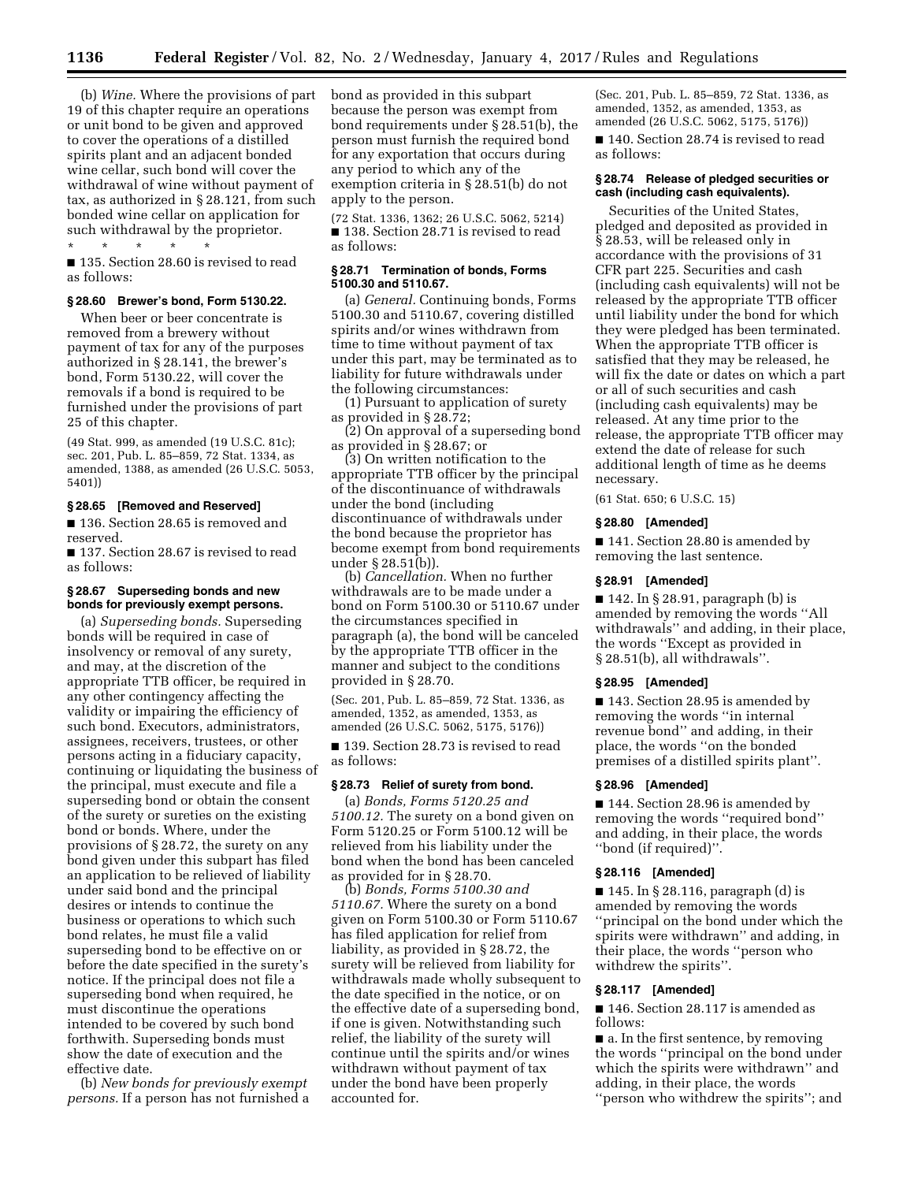(b) *Wine.* Where the provisions of part 19 of this chapter require an operations or unit bond to be given and approved to cover the operations of a distilled spirits plant and an adjacent bonded wine cellar, such bond will cover the withdrawal of wine without payment of tax, as authorized in § 28.121, from such bonded wine cellar on application for such withdrawal by the proprietor.

\* \* \* \* \*

■ 135. Section 28.60 is revised to read as follows:

### § 28.60 Brewer's bond, Form 5130.22.

When beer or beer concentrate is removed from a brewery without payment of tax for any of the purposes authorized in § 28.141, the brewer's bond, Form 5130.22, will cover the removals if a bond is required to be furnished under the provisions of part 25 of this chapter.

(49 Stat. 999, as amended (19 U.S.C. 81c); sec. 201, Pub. L. 85–859, 72 Stat. 1334, as amended, 1388, as amended (26 U.S.C. 5053, 5401))

### § 28.65 [Removed and Reserved]

■ 136. Section 28.65 is removed and reserved.

■ 137. Section 28.67 is revised to read as follows:

### § 28.67 Superseding bonds and new bonds for previously exempt persons.

(a) *Superseding bonds.* Superseding bonds will be required in case of insolvency or removal of any surety, and may, at the discretion of the appropriate TTB officer, be required in any other contingency affecting the validity or impairing the efficiency of such bond. Executors, administrators, assignees, receivers, trustees, or other persons acting in a fiduciary capacity, continuing or liquidating the business of the principal, must execute and file a superseding bond or obtain the consent of the surety or sureties on the existing bond or bonds. Where, under the provisions of § 28.72, the surety on any bond given under this subpart has filed an application to be relieved of liability under said bond and the principal desires or intends to continue the business or operations to which such bond relates, he must file a valid superseding bond to be effective on or before the date specified in the surety's notice. If the principal does not file a superseding bond when required, he must discontinue the operations intended to be covered by such bond forthwith. Superseding bonds must show the date of execution and the effective date.

(b) *New bonds for previously exempt persons.* If a person has not furnished a bond as provided in this subpart because the person was exempt from bond requirements under § 28.51(b), the person must furnish the required bond for any exportation that occurs during any period to which any of the exemption criteria in § 28.51(b) do not apply to the person.

(72 Stat. 1336, 1362; 26 U.S.C. 5062, 5214)

■ 138. Section 28.71 is revised to read as follows:

### § 28.71 Termination of bonds, Forms 5100.30 and 5110.67.

(a) *General.* Continuing bonds, Forms 5100.30 and 5110.67, covering distilled spirits and/or wines withdrawn from time to time without payment of tax under this part, may be terminated as to liability for future withdrawals under the following circumstances:

(1) Pursuant to application of surety as provided in § 28.72;

(2) On approval of a superseding bond as provided in § 28.67; or

(3) On written notification to the appropriate TTB officer by the principal of the discontinuance of withdrawals under the bond (including discontinuance of withdrawals under the bond because the proprietor has become exempt from bond requirements under § 28.51(b)).

(b) *Cancellation.* When no further withdrawals are to be made under a bond on Form 5100.30 or 5110.67 under the circumstances specified in paragraph (a), the bond will be canceled by the appropriate TTB officer in the manner and subject to the conditions provided in § 28.70.

(Sec. 201, Pub. L. 85–859, 72 Stat. 1336, as amended, 1352, as amended, 1353, as amended (26 U.S.C. 5062, 5175, 5176))

■ 139. Section 28.73 is revised to read as follows:

### § 28.73 Relief of surety from bond.

(a) *Bonds, Forms 5120.25 and 5100.12.* The surety on a bond given on Form 5120.25 or Form 5100.12 will be relieved from his liability under the bond when the bond has been canceled as provided for in § 28.70.

(b) *Bonds, Forms 5100.30 and 5110.67.* Where the surety on a bond given on Form 5100.30 or Form 5110.67 has filed application for relief from liability, as provided in § 28.72, the surety will be relieved from liability for withdrawals made wholly subsequent to the date specified in the notice, or on the effective date of a superseding bond, if one is given. Notwithstanding such relief, the liability of the surety will continue until the spirits and/or wines withdrawn without payment of tax under the bond have been properly accounted for.

(Sec. 201, Pub. L. 85–859, 72 Stat. 1336, as amended, 1352, as amended, 1353, as amended (26 U.S.C. 5062, 5175, 5176))

■ 140. Section 28.74 is revised to read as follows:

### § 28.74 Release of pledged securities or cash (including cash equivalents).

Securities of the United States, pledged and deposited as provided in § 28.53, will be released only in accordance with the provisions of 31 CFR part 225. Securities and cash (including cash equivalents) will not be released by the appropriate TTB officer until liability under the bond for which they were pledged has been terminated. When the appropriate TTB officer is satisfied that they may be released, he will fix the date or dates on which a part or all of such securities and cash (including cash equivalents) may be released. At any time prior to the release, the appropriate TTB officer may extend the date of release for such additional length of time as he deems necessary.

(61 Stat. 650; 6 U.S.C. 15)

### § 28.80 [Amended]

■ 141. Section 28.80 is amended by removing the last sentence.

### § 28.91 [Amended]

■ 142. In § 28.91, paragraph (b) is amended by removing the words "All withdrawals" and adding, in their place, the words "Except as provided in § 28.51(b), all withdrawals".

### § 28.95 [Amended]

■ 143. Section 28.95 is amended by removing the words "in internal revenue bond" and adding, in their place, the words "on the bonded premises of a distilled spirits plant".

### § 28.96 [Amended]

■ 144. Section 28.96 is amended by removing the words "required bond" and adding, in their place, the words "bond (if required)".

### § 28.116 [Amended]

■ 145. In § 28.116, paragraph (d) is amended by removing the words "principal on the bond under which the spirits were withdrawn" and adding, in their place, the words "person who withdrew the spirits".

### § 28.117 [Amended]

■ 146. Section 28.117 is amended as follows:

■ a. In the first sentence, by removing the words "principal on the bond under which the spirits were withdrawn" and adding, in their place, the words "person who withdrew the spirits"; and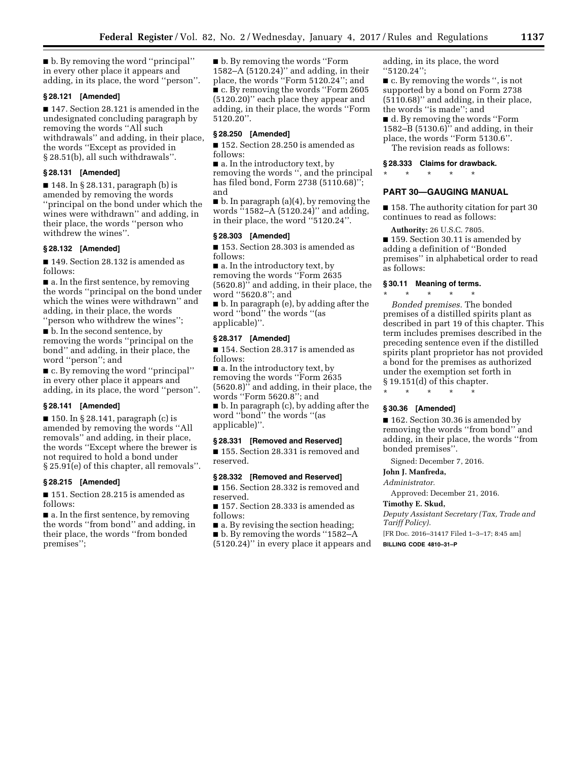■ b. By removing the word ''principal'' in every other place it appears and adding, in its place, the word ''person''.

### § 28.121 [Amended]

■ 147. Section 28.121 is amended in the undesignated concluding paragraph by removing the words ''All such withdrawals'' and adding, in their place, the words ''Except as provided in § 28.51(b), all such withdrawals''.

### § 28.131 [Amended]

■ 148. In § 28.131, paragraph (b) is amended by removing the words ''principal on the bond under which the wines were withdrawn'' and adding, in their place, the words ''person who withdrew the wines''.

### § 28.132 [Amended]

■ 149. Section 28.132 is amended as follows:

■ a. In the first sentence, by removing the words ''principal on the bond under which the wines were withdrawn'' and adding, in their place, the words ''person who withdrew the wines'';

■ b. In the second sentence, by removing the words ''principal on the bond'' and adding, in their place, the word ''person''; and

■ c. By removing the word ''principal'' in every other place it appears and adding, in its place, the word ''person''.

### § 28.141 [Amended]

■ 150. In § 28.141, paragraph (c) is amended by removing the words ''All removals'' and adding, in their place, the words ''Except where the brewer is not required to hold a bond under § 25.91(e) of this chapter, all removals''.

### § 28.215 [Amended]

■ 151. Section 28.215 is amended as follows:

■ a. In the first sentence, by removing the words ''from bond'' and adding, in their place, the words ''from bonded premises'';

■ b. By removing the words ''Form 1582–A (5120.24)'' and adding, in their place, the words ''Form 5120.24''; and

■ c. By removing the words ''Form 2605 (5120.20)'' each place they appear and adding, in their place, the words ''Form 5120.20''.

### § 28.250 [Amended]

■ 152. Section 28.250 is amended as follows:

■ a. In the introductory text, by removing the words '', and the principal has filed bond, Form 2738 (5110.68)''; and

■ b. In paragraph (a)(4), by removing the words ''1582–A (5120.24)'' and adding, in their place, the word ''5120.24''.

### § 28.303 [Amended]

■ 153. Section 28.303 is amended as follows:

■ a. In the introductory text, by removing the words ''Form 2635 (5620.8)'' and adding, in their place, the word ''5620.8''; and

■ b. In paragraph (e), by adding after the word ''bond'' the words ''(as applicable)''.

### § 28.317 [Amended]

■ 154. Section 28.317 is amended as follows:

■ a. In the introductory text, by removing the words ''Form 2635 (5620.8)'' and adding, in their place, the words ''Form 5620.8''; and

■ b. In paragraph (c), by adding after the word ''bond'' the words ''(as applicable)''.

### § 28.331 [Removed and Reserved]

■ 155. Section 28.331 is removed and reserved.

### § 28.332 [Removed and Reserved]

■ 156. Section 28.332 is removed and reserved.

■ 157. Section 28.333 is amended as follows:

■ a. By revising the section heading;

■ b. By removing the words ''1582–A (5120.24)'' in every place it appears and adding, in its place, the word ''5120.24'';

■ c. By removing the words '', is not supported by a bond on Form 2738 (5110.68)'' and adding, in their place, the words ''is made''; and

■ d. By removing the words ''Form 1582–B (5130.6)'' and adding, in their place, the words ''Form 5130.6''.

The revision reads as follows:

### § 28.333 Claims for drawback.

\* \* \* \* \*

## PART 30—GAUGING MANUAL

■ 158. The authority citation for part 30 continues to read as follows:

**Authority:** 26 U.S.C. 7805.

■ 159. Section 30.11 is amended by adding a definition of ''Bonded premises'' in alphabetical order to read as follows:

### § 30.11 Meaning of terms.

\* \* \* \* \*

*Bonded premises.* The bonded premises of a distilled spirits plant as described in part 19 of this chapter. This term includes premises described in the preceding sentence even if the distilled spirits plant proprietor has not provided a bond for the premises as authorized under the exemption set forth in § 19.151(d) of this chapter.

\* \* \* \* \*

### § 30.36 [Amended]

■ 162. Section 30.36 is amended by removing the words ''from bond'' and adding, in their place, the words ''from bonded premises''.

Signed: December 7, 2016.

**John J. Manfreda,**

*Administrator.*

Approved: December 21, 2016.

**Timothy E. Skud,**

*Deputy Assistant Secretary (Tax, Trade and Tariff Policy).*

[FR Doc. 2016–31417 Filed 1–3–17; 8:45 am]

**BILLING CODE 4810–31–P**